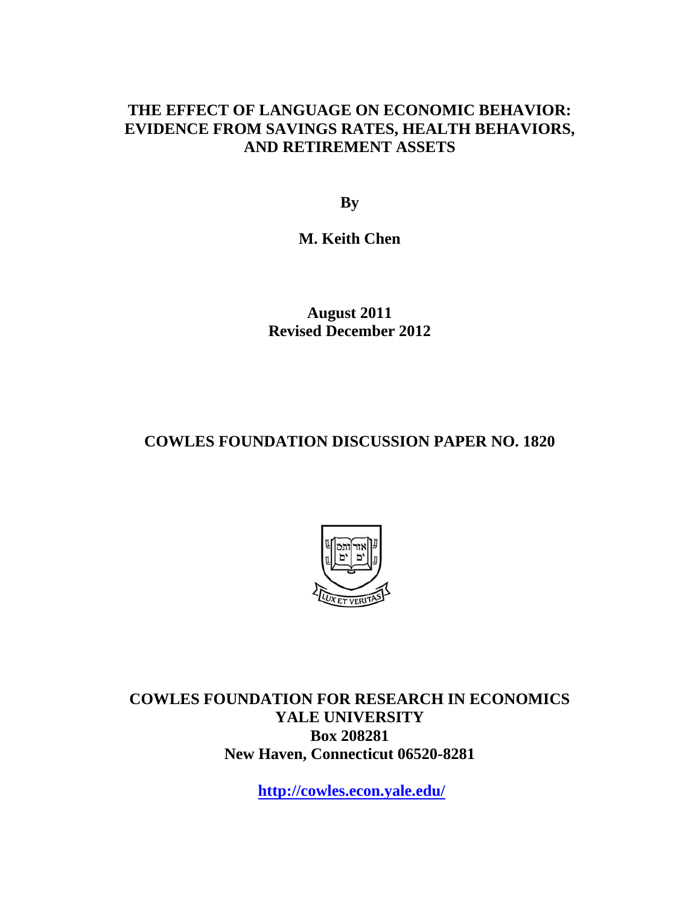# THE EFFECT OF LANGUAGE ON ECONOMIC BEHAVIOR: EVIDENCE FROM SAVINGS RATES, HEALTH BEHAVIORS, AND RETIREMENT ASSETS

**By**

**M. Keith Chen**

**August 2011**
**Revised December 2012**

**COWLES FOUNDATION DISCUSSION PAPER NO. 1820**

**COWLES FOUNDATION FOR RESEARCH IN ECONOMICS**
**YALE UNIVERSITY**
**Box 208281**
**New Haven, Connecticut 06520-8281**

**http://cowles.econ.yale.edu/**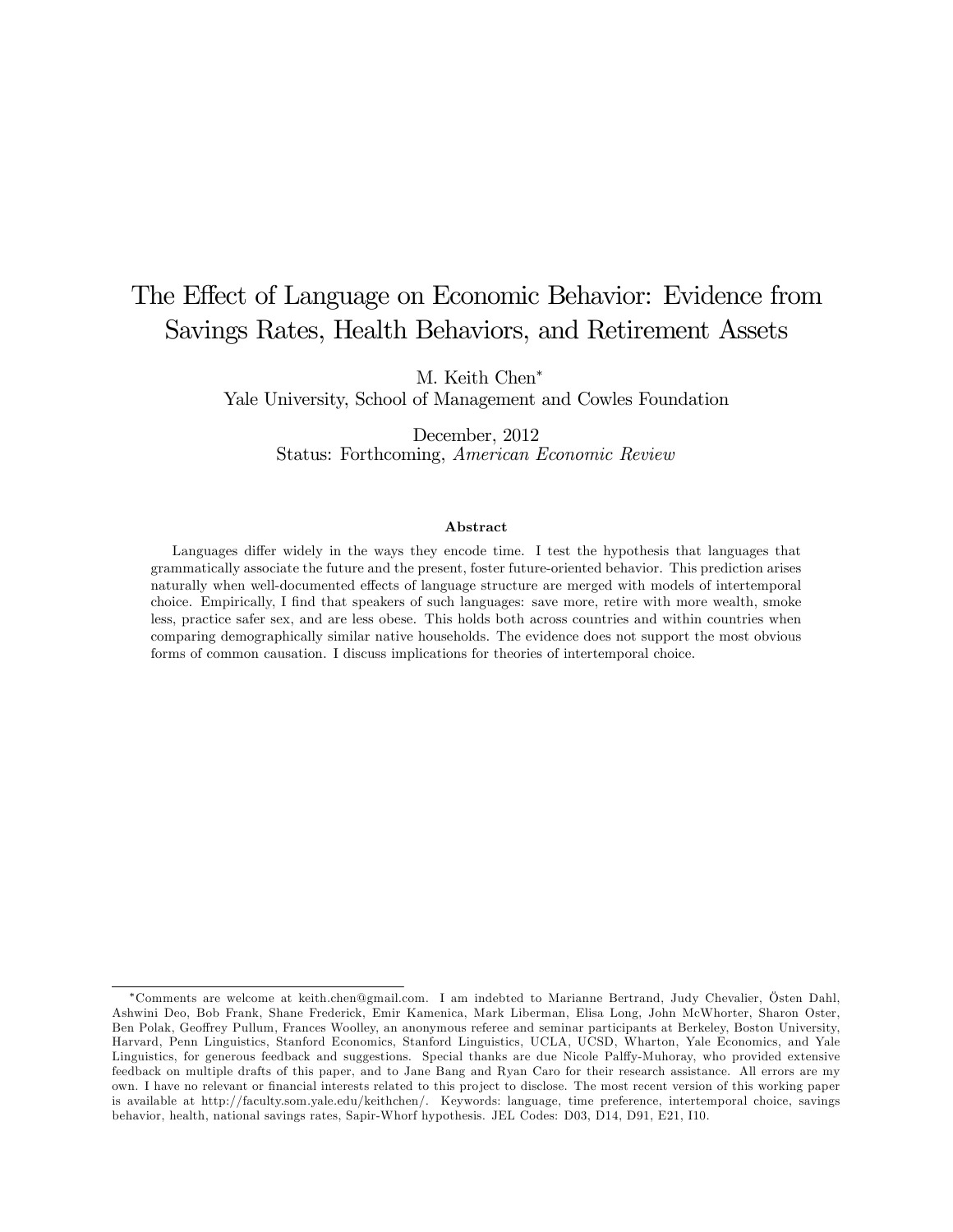# The Effect of Language on Economic Behavior: Evidence from Savings Rates, Health Behaviors, and Retirement Assets

M. Keith Chen[*]
Yale University, School of Management and Cowles Foundation

December, 2012
Status: Forthcoming, *American Economic Review*

### Abstract

Languages differ widely in the ways they encode time. I test the hypothesis that languages that grammatically associate the future and the present, foster future-oriented behavior. This prediction arises naturally when well-documented effects of language structure are merged with models of intertemporal choice. Empirically, I find that speakers of such languages: save more, retire with more wealth, smoke less, practice safer sex, and are less obese. This holds both across countries and within countries when comparing demographically similar native households. The evidence does not support the most obvious forms of common causation. I discuss implications for theories of intertemporal choice.

---

[*] Comments are welcome at keith.chen@gmail.com. I am indebted to Marianne Bertrand, Judy Chevalier, Östen Dahl, Ashwini Deo, Bob Frank, Shane Frederick, Emir Kamenica, Mark Liberman, Elisa Long, John McWhorter, Sharon Oster, Ben Polak, Geoffrey Pullum, Frances Woolley, an anonymous referee and seminar participants at Berkeley, Boston University, Harvard, Penn Linguistics, Stanford Economics, Stanford Linguistics, UCLA, UCSD, Wharton, Yale Economics, and Yale Linguistics, for generous feedback and suggestions. Special thanks are due Nicole Palffy-Muhoray, who provided extensive feedback on multiple drafts of this paper, and to Jane Bang and Ryan Caro for their research assistance. All errors are my own. I have no relevant or financial interests related to this project to disclose. The most recent version of this working paper is available at http://faculty.som.yale.edu/keithchen/. Keywords: language, time preference, intertemporal choice, savings behavior, health, national savings rates, Sapir-Whorf hypothesis. JEL Codes: D03, D14, D91, E21, I10.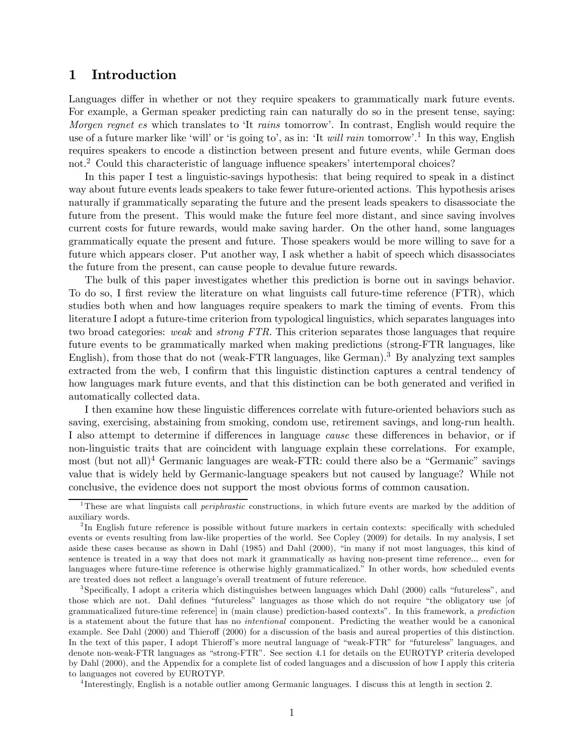# 1 Introduction

Languages differ in whether or not they require speakers to grammatically mark future events. For example, a German speaker predicting rain can naturally do so in the present tense, saying: *Morgen regnet es* which translates to 'It *rains* tomorrow'. In contrast, English would require the use of a future marker like 'will' or 'is going to', as in: 'It *will rain* tomorrow'.[1] In this way, English requires speakers to encode a distinction between present and future events, while German does not.[2] Could this characteristic of language influence speakers' intertemporal choices?

In this paper I test a linguistic-savings hypothesis: that being required to speak in a distinct way about future events leads speakers to take fewer future-oriented actions. This hypothesis arises naturally if grammatically separating the future and the present leads speakers to disassociate the future from the present. This would make the future feel more distant, and since saving involves current costs for future rewards, would make saving harder. On the other hand, some languages grammatically equate the present and future. Those speakers would be more willing to save for a future which appears closer. Put another way, I ask whether a habit of speech which disassociates the future from the present, can cause people to devalue future rewards.

The bulk of this paper investigates whether this prediction is borne out in savings behavior. To do so, I first review the literature on what linguists call future-time reference (FTR), which studies both when and how languages require speakers to mark the timing of events. From this literature I adopt a future-time criterion from typological linguistics, which separates languages into two broad categories: *weak* and *strong FTR*. This criterion separates those languages that require future events to be grammatically marked when making predictions (strong-FTR languages, like English), from those that do not (weak-FTR languages, like German).[3] By analyzing text samples extracted from the web, I confirm that this linguistic distinction captures a central tendency of how languages mark future events, and that this distinction can be both generated and verified in automatically collected data.

I then examine how these linguistic differences correlate with future-oriented behaviors such as saving, exercising, abstaining from smoking, condom use, retirement savings, and long-run health. I also attempt to determine if differences in language *cause* these differences in behavior, or if non-linguistic traits that are coincident with language explain these correlations. For example, most (but not all)[4] Germanic languages are weak-FTR: could there also be a "Germanic" savings value that is widely held by Germanic-language speakers but not caused by language? While not conclusive, the evidence does not support the most obvious forms of common causation.

---

[1] These are what linguists call *periphrastic* constructions, in which future events are marked by the addition of auxiliary words.

[2] In English future reference is possible without future markers in certain contexts: specifically with scheduled events or events resulting from law-like properties of the world. See Copley (2009) for details. In my analysis, I set aside these cases because as shown in Dahl (1985) and Dahl (2000), "in many if not most languages, this kind of sentence is treated in a way that does not mark it grammatically as having non-present time reference... even for languages where future-time reference is otherwise highly grammaticalized." In other words, how scheduled events are treated does not reflect a language's overall treatment of future reference.

[3] Specifically, I adopt a criteria which distinguishes between languages which Dahl (2000) calls "futureless", and those which are not. Dahl defines "futureless" languages as those which do not require "the obligatory use [of grammaticalized future-time reference] in (main clause) prediction-based contexts". In this framework, a *prediction* is a statement about the future that has no *intentional* component. Predicting the weather would be a canonical example. See Dahl (2000) and Thieroff (2000) for a discussion of the basis and aureal properties of this distinction. In the text of this paper, I adopt Thieroff's more neutral language of "weak-FTR" for "futureless" languages, and denote non-weak-FTR languages as "strong-FTR". See section 4.1 for details on the EUROTYP criteria developed by Dahl (2000), and the Appendix for a complete list of coded languages and a discussion of how I apply this criteria to languages not covered by EUROTYP.

[4] Interestingly, English is a notable outlier among Germanic languages. I discuss this at length in section 2.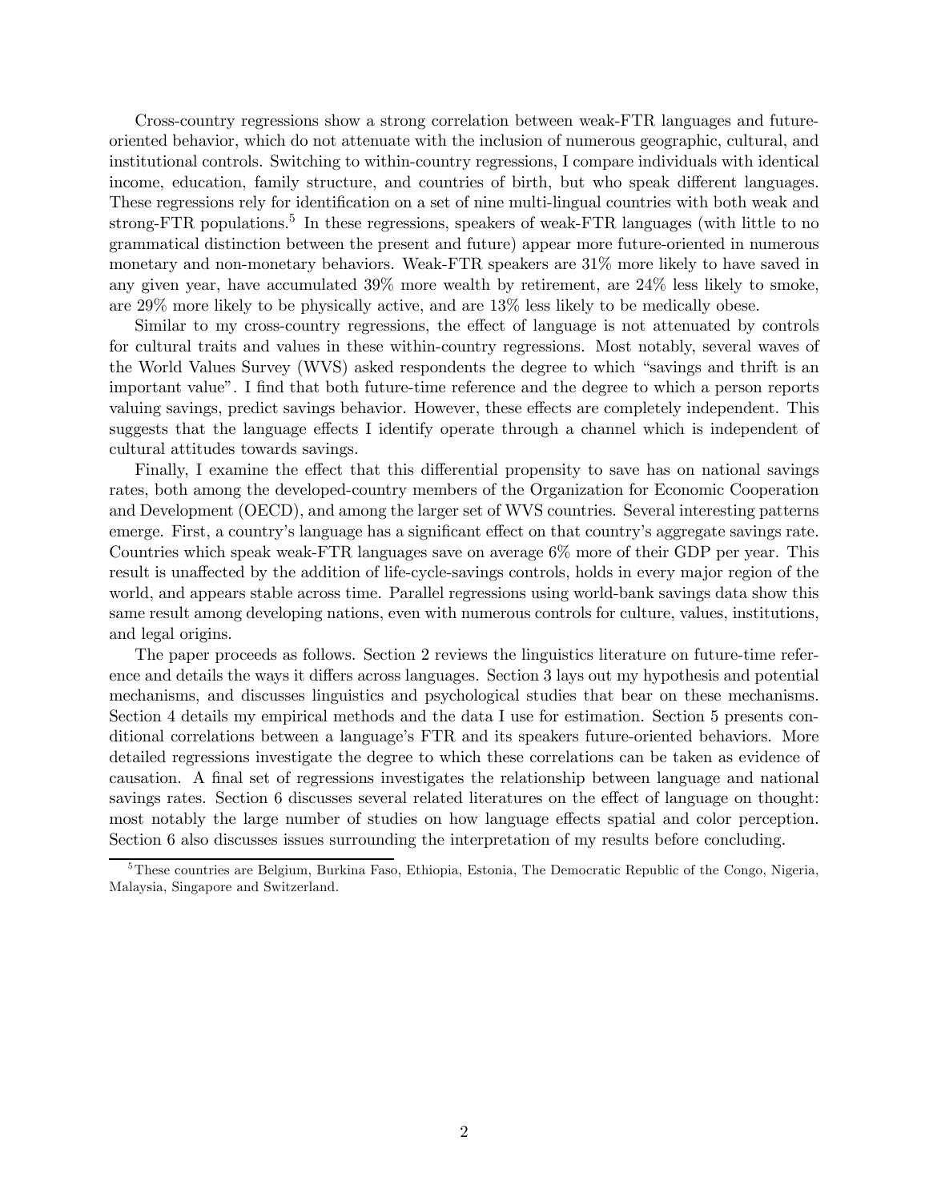Cross-country regressions show a strong correlation between weak-FTR languages and future-oriented behavior, which do not attenuate with the inclusion of numerous geographic, cultural, and institutional controls. Switching to within-country regressions, I compare individuals with identical income, education, family structure, and countries of birth, but who speak different languages. These regressions rely for identification on a set of nine multi-lingual countries with both weak and strong-FTR populations.[5] In these regressions, speakers of weak-FTR languages (with little to no grammatical distinction between the present and future) appear more future-oriented in numerous monetary and non-monetary behaviors. Weak-FTR speakers are 31% more likely to have saved in any given year, have accumulated 39% more wealth by retirement, are 24% less likely to smoke, are 29% more likely to be physically active, and are 13% less likely to be medically obese.

Similar to my cross-country regressions, the effect of language is not attenuated by controls for cultural traits and values in these within-country regressions. Most notably, several waves of the World Values Survey (WVS) asked respondents the degree to which "savings and thrift is an important value". I find that both future-time reference and the degree to which a person reports valuing savings, predict savings behavior. However, these effects are completely independent. This suggests that the language effects I identify operate through a channel which is independent of cultural attitudes towards savings.

Finally, I examine the effect that this differential propensity to save has on national savings rates, both among the developed-country members of the Organization for Economic Cooperation and Development (OECD), and among the larger set of WVS countries. Several interesting patterns emerge. First, a country's language has a significant effect on that country's aggregate savings rate. Countries which speak weak-FTR languages save on average 6% more of their GDP per year. This result is unaffected by the addition of life-cycle-savings controls, holds in every major region of the world, and appears stable across time. Parallel regressions using world-bank savings data show this same result among developing nations, even with numerous controls for culture, values, institutions, and legal origins.

The paper proceeds as follows. Section 2 reviews the linguistics literature on future-time reference and details the ways it differs across languages. Section 3 lays out my hypothesis and potential mechanisms, and discusses linguistics and psychological studies that bear on these mechanisms. Section 4 details my empirical methods and the data I use for estimation. Section 5 presents conditional correlations between a language's FTR and its speakers future-oriented behaviors. More detailed regressions investigate the degree to which these correlations can be taken as evidence of causation. A final set of regressions investigates the relationship between language and national savings rates. Section 6 discusses several related literatures on the effect of language on thought: most notably the large number of studies on how language effects spatial and color perception. Section 6 also discusses issues surrounding the interpretation of my results before concluding.

---

[5] These countries are Belgium, Burkina Faso, Ethiopia, Estonia, The Democratic Republic of the Congo, Nigeria, Malaysia, Singapore and Switzerland.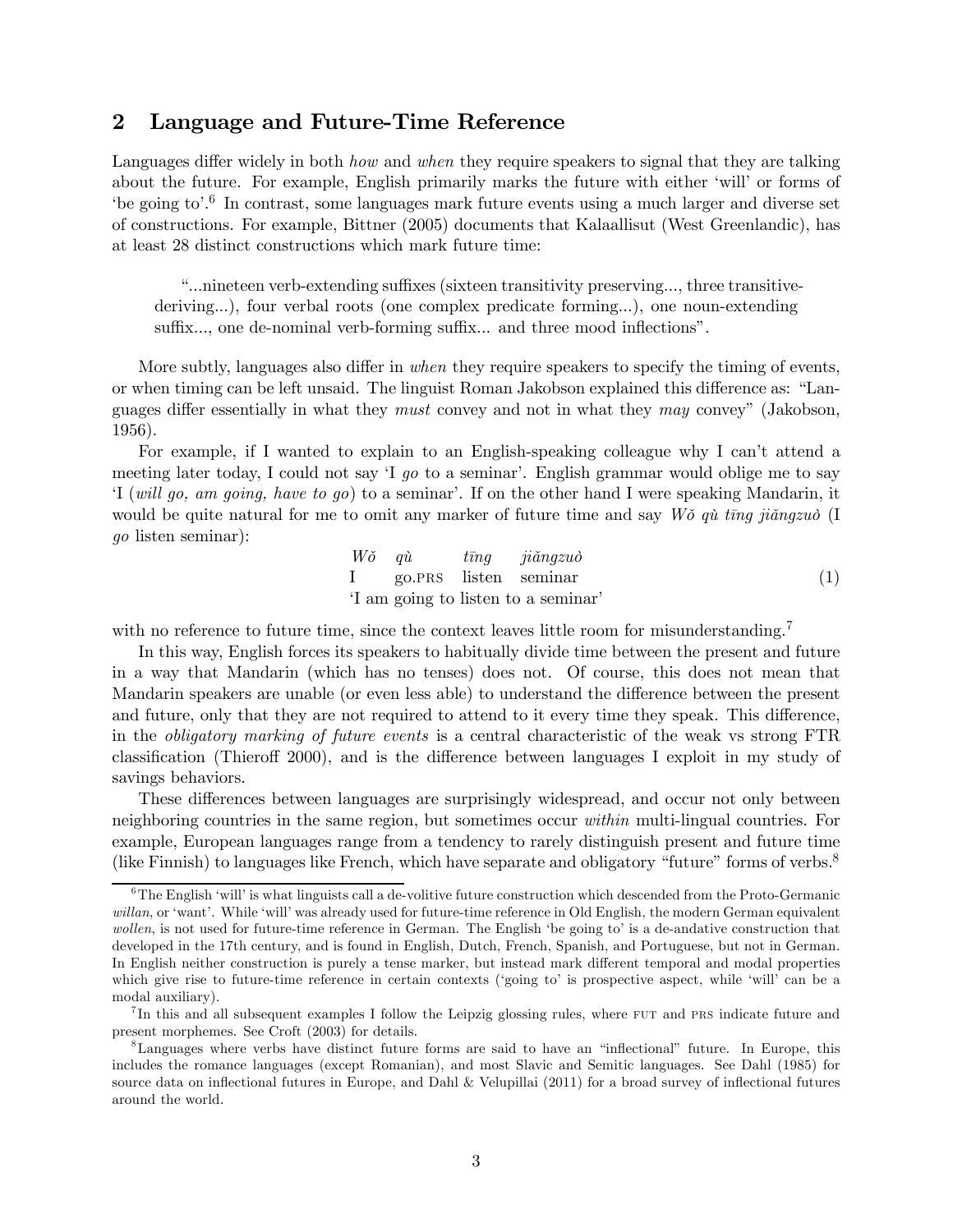## 2 Language and Future-Time Reference

Languages differ widely in both *how* and *when* they require speakers to signal that they are talking about the future. For example, English primarily marks the future with either 'will' or forms of 'be going to'.[6] In contrast, some languages mark future events using a much larger and diverse set of constructions. For example, Bittner (2005) documents that Kalaallisut (West Greenlandic), has at least 28 distinct constructions which mark future time:

> "...nineteen verb-extending suffixes (sixteen transitivity preserving..., three transitive-deriving...), four verbal roots (one complex predicate forming...), one noun-extending suffix..., one de-nominal verb-forming suffix... and three mood inflections".

More subtly, languages also differ in *when* they require speakers to specify the timing of events, or when timing can be left unsaid. The linguist Roman Jakobson explained this difference as: "Languages differ essentially in what they *must* convey and not in what they *may* convey" (Jakobson, 1956).

For example, if I wanted to explain to an English-speaking colleague why I can't attend a meeting later today, I could not say 'I *go* to a seminar'. English grammar would oblige me to say 'I (*will go, am going, have to go*) to a seminar'. If on the other hand I were speaking Mandarin, it would be quite natural for me to omit any marker of future time and say *Wǒ qù tīng jiǎngzuò* (I *go* listen seminar):

| *Wǒ* | *qù* | *tīng* | *jiǎngzuò* | |
|---|---|---|---|---|
| I | go.PRS | listen | seminar | (1) |
| 'I am going to listen to a seminar' | | | | |

with no reference to future time, since the context leaves little room for misunderstanding.[7]

In this way, English forces its speakers to habitually divide time between the present and future in a way that Mandarin (which has no tenses) does not. Of course, this does not mean that Mandarin speakers are unable (or even less able) to understand the difference between the present and future, only that they are not required to attend to it every time they speak. This difference, in the *obligatory marking of future events* is a central characteristic of the weak vs strong FTR classification (Thieroff 2000), and is the difference between languages I exploit in my study of savings behaviors.

These differences between languages are surprisingly widespread, and occur not only between neighboring countries in the same region, but sometimes occur *within* multi-lingual countries. For example, European languages range from a tendency to rarely distinguish present and future time (like Finnish) to languages like French, which have separate and obligatory "future" forms of verbs.[8]

---

[6] The English 'will' is what linguists call a de-volitive future construction which descended from the Proto-Germanic *willan*, or 'want'. While 'will' was already used for future-time reference in Old English, the modern German equivalent *wollen*, is not used for future-time reference in German. The English 'be going to' is a de-andative construction that developed in the 17th century, and is found in English, Dutch, French, Spanish, and Portuguese, but not in German. In English neither construction is purely a tense marker, but instead mark different temporal and modal properties which give rise to future-time reference in certain contexts ('going to' is prospective aspect, while 'will' can be a modal auxiliary).

[7] In this and all subsequent examples I follow the Leipzig glossing rules, where FUT and PRS indicate future and present morphemes. See Croft (2003) for details.

[8] Languages where verbs have distinct future forms are said to have an "inflectional" future. In Europe, this includes the romance languages (except Romanian), and most Slavic and Semitic languages. See Dahl (1985) for source data on inflectional futures in Europe, and Dahl & Velupillai (2011) for a broad survey of inflectional futures around the world.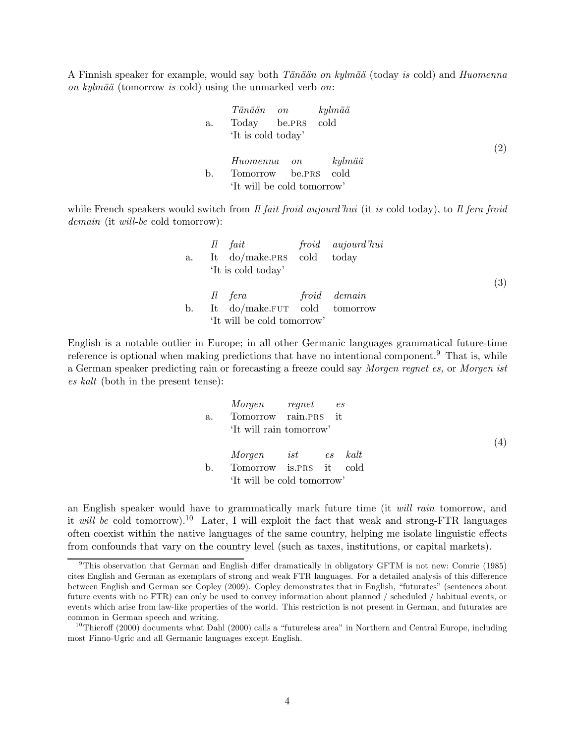A Finnish speaker for example, would say both *Tänään on kylmää* (today *is* cold) and *Huomenna on kylmää* (tomorrow *is* cold) using the unmarked verb *on*:

(2)

a. *Tänään on kylmää*
Today be.PRS cold
'It is cold today'

b. *Huomenna on kylmää*
Tomorrow be.PRS cold
'It will be cold tomorrow'

while French speakers would switch from *Il fait froid aujourd'hui* (it *is* cold today), to *Il fera froid demain* (it *will-be* cold tomorrow):

(3)

a. *Il fait froid aujourd'hui*
It do/make.PRS cold today
'It is cold today'

b. *Il fera froid demain*
It do/make.FUT cold tomorrow
'It will be cold tomorrow'

English is a notable outlier in Europe; in all other Germanic languages grammatical future-time reference is optional when making predictions that have no intentional component.[9] That is, while a German speaker predicting rain or forecasting a freeze could say *Morgen regnet es,* or *Morgen ist es kalt* (both in the present tense):

(4)

a. *Morgen regnet es*
Tomorrow rain.PRS it
'It will rain tomorrow'

b. *Morgen ist es kalt*
Tomorrow is.PRS it cold
'It will be cold tomorrow'

an English speaker would have to grammatically mark future time (it *will rain* tomorrow, and it *will be* cold tomorrow).[10] Later, I will exploit the fact that weak and strong-FTR languages often coexist within the native languages of the same country, helping me isolate linguistic effects from confounds that vary on the country level (such as taxes, institutions, or capital markets).

---

[9] This observation that German and English differ dramatically in obligatory GFTM is not new: Comrie (1985) cites English and German as exemplars of strong and weak FTR languages. For a detailed analysis of this difference between English and German see Copley (2009). Copley demonstrates that in English, "futurates" (sentences about future events with no FTR) can only be used to convey information about planned / scheduled / habitual events, or events which arise from law-like properties of the world. This restriction is not present in German, and futurates are common in German speech and writing.

[10] Thieroff (2000) documents what Dahl (2000) calls a "futureless area" in Northern and Central Europe, including most Finno-Ugric and all Germanic languages except English.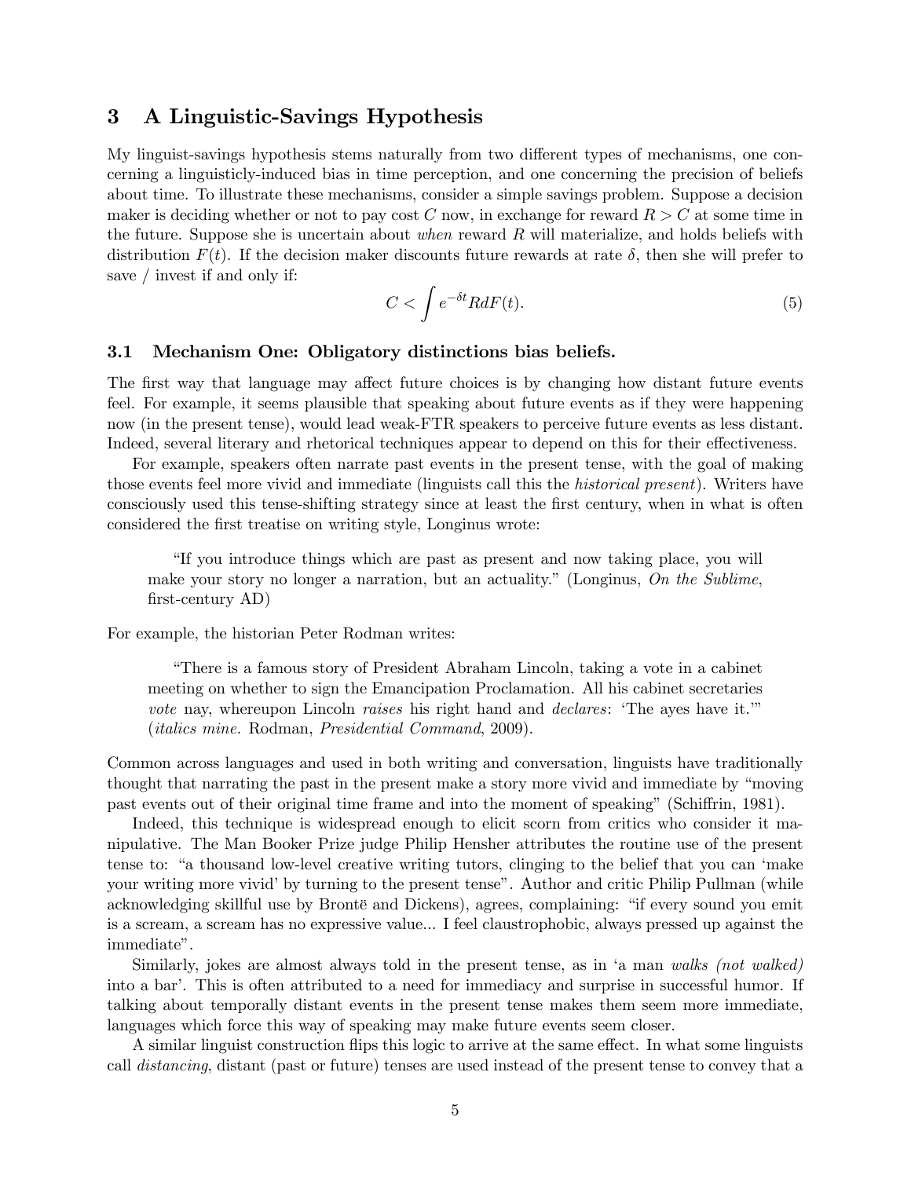## 3 A Linguistic-Savings Hypothesis

My linguist-savings hypothesis stems naturally from two different types of mechanisms, one concerning a linguisticly-induced bias in time perception, and one concerning the precision of beliefs about time. To illustrate these mechanisms, consider a simple savings problem. Suppose a decision maker is deciding whether or not to pay cost $C$ now, in exchange for reward $R > C$ at some time in the future. Suppose she is uncertain about *when* reward $R$ will materialize, and holds beliefs with distribution $F(t)$. If the decision maker discounts future rewards at rate $\delta$, then she will prefer to save / invest if and only if:

$$C < \int e^{-\delta t} R dF(t). \tag{5}$$

### 3.1 Mechanism One: Obligatory distinctions bias beliefs.

The first way that language may affect future choices is by changing how distant future events feel. For example, it seems plausible that speaking about future events as if they were happening now (in the present tense), would lead weak-FTR speakers to perceive future events as less distant. Indeed, several literary and rhetorical techniques appear to depend on this for their effectiveness.

For example, speakers often narrate past events in the present tense, with the goal of making those events feel more vivid and immediate (linguists call this the *historical present*). Writers have consciously used this tense-shifting strategy since at least the first century, when in what is often considered the first treatise on writing style, Longinus wrote:

> "If you introduce things which are past as present and now taking place, you will make your story no longer a narration, but an actuality." (Longinus, *On the Sublime*, first-century AD)

For example, the historian Peter Rodman writes:

> "There is a famous story of President Abraham Lincoln, taking a vote in a cabinet meeting on whether to sign the Emancipation Proclamation. All his cabinet secretaries *vote* nay, whereupon Lincoln *raises* his right hand and *declares*: 'The ayes have it.'" (*italics mine.* Rodman, *Presidential Command*, 2009).

Common across languages and used in both writing and conversation, linguists have traditionally thought that narrating the past in the present make a story more vivid and immediate by "moving past events out of their original time frame and into the moment of speaking" (Schiffrin, 1981).

Indeed, this technique is widespread enough to elicit scorn from critics who consider it manipulative. The Man Booker Prize judge Philip Hensher attributes the routine use of the present tense to: "a thousand low-level creative writing tutors, clinging to the belief that you can 'make your writing more vivid' by turning to the present tense". Author and critic Philip Pullman (while acknowledging skillful use by Brontë and Dickens), agrees, complaining: "if every sound you emit is a scream, a scream has no expressive value... I feel claustrophobic, always pressed up against the immediate".

Similarly, jokes are almost always told in the present tense, as in 'a man *walks (not walked)* into a bar'. This is often attributed to a need for immediacy and surprise in successful humor. If talking about temporally distant events in the present tense makes them seem more immediate, languages which force this way of speaking may make future events seem closer.

A similar linguist construction flips this logic to arrive at the same effect. In what some linguists call *distancing*, distant (past or future) tenses are used instead of the present tense to convey that a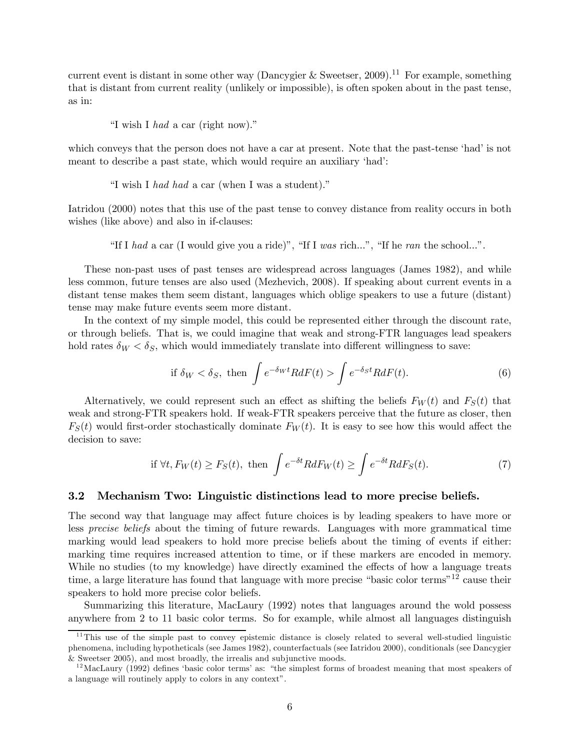current event is distant in some other way (Dancygier & Sweetser, 2009).[11] For example, something that is distant from current reality (unlikely or impossible), is often spoken about in the past tense, as in:

> "I wish I *had* a car (right now)."

which conveys that the person does not have a car at present. Note that the past-tense 'had' is not meant to describe a past state, which would require an auxiliary 'had':

> "I wish I *had had* a car (when I was a student)."

Iatridou (2000) notes that this use of the past tense to convey distance from reality occurs in both wishes (like above) and also in if-clauses:

> "If I *had* a car (I would give you a ride)", "If I *was* rich...", "If he *ran* the school...".

These non-past uses of past tenses are widespread across languages (James 1982), and while less common, future tenses are also used (Mezhevich, 2008). If speaking about current events in a distant tense makes them seem distant, languages which oblige speakers to use a future (distant) tense may make future events seem more distant.

In the context of my simple model, this could be represented either through the discount rate, or through beliefs. That is, we could imagine that weak and strong-FTR languages lead speakers hold rates $\delta_W < \delta_S$, which would immediately translate into different willingness to save:

$$\text{if } \delta_W < \delta_S, \text{ then } \int e^{-\delta_W t} R dF(t) > \int e^{-\delta_S t} R dF(t). \tag{6}$$

Alternatively, we could represent such an effect as shifting the beliefs $F_W(t)$ and $F_S(t)$ that weak and strong-FTR speakers hold. If weak-FTR speakers perceive that the future as closer, then $F_S(t)$ would first-order stochastically dominate $F_W(t)$. It is easy to see how this would affect the decision to save:

$$\text{if } \forall t, F_W(t) \geq F_S(t), \text{ then } \int e^{-\delta t} R dF_W(t) \geq \int e^{-\delta t} R dF_S(t). \tag{7}$$

### 3.2 Mechanism Two: Linguistic distinctions lead to more precise beliefs.

The second way that language may affect future choices is by leading speakers to have more or less *precise beliefs* about the timing of future rewards. Languages with more grammatical time marking would lead speakers to hold more precise beliefs about the timing of events if either: marking time requires increased attention to time, or if these markers are encoded in memory. While no studies (to my knowledge) have directly examined the effects of how a language treats time, a large literature has found that language with more precise "basic color terms"[12] cause their speakers to hold more precise color beliefs.

Summarizing this literature, MacLaury (1992) notes that languages around the wold possess anywhere from 2 to 11 basic color terms. So for example, while almost all languages distinguish

---

[11] This use of the simple past to convey epistemic distance is closely related to several well-studied linguistic phenomena, including hypotheticals (see James 1982), counterfactuals (see Iatridou 2000), conditionals (see Dancygier & Sweetser 2005), and most broadly, the irrealis and subjunctive moods.

[12] MacLaury (1992) defines 'basic color terms' as: "the simplest forms of broadest meaning that most speakers of a language will routinely apply to colors in any context".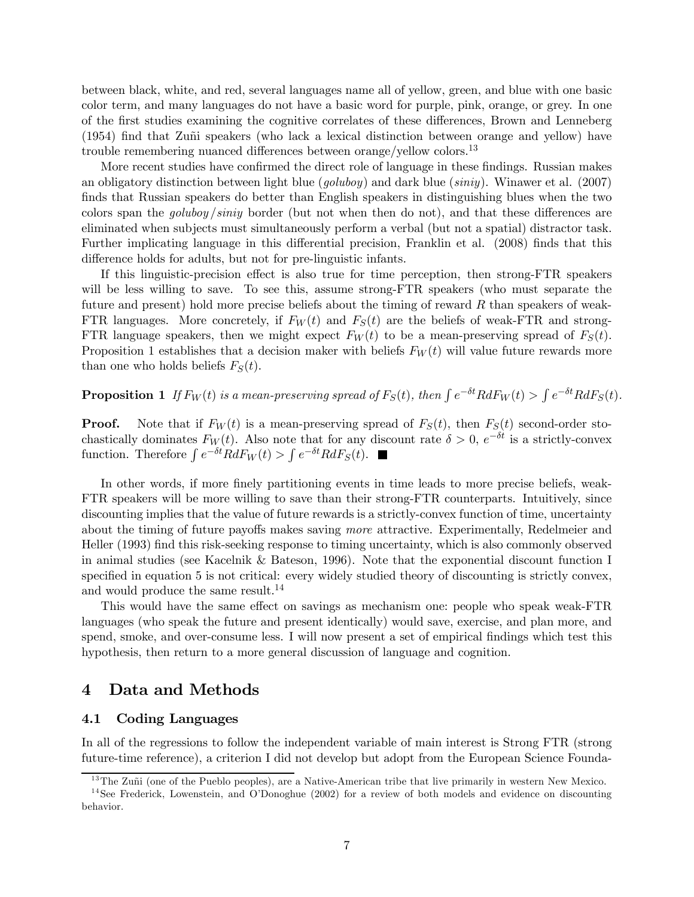between black, white, and red, several languages name all of yellow, green, and blue with one basic color term, and many languages do not have a basic word for purple, pink, orange, or grey. In one of the first studies examining the cognitive correlates of these differences, Brown and Lenneberg (1954) find that Zuñi speakers (who lack a lexical distinction between orange and yellow) have trouble remembering nuanced differences between orange/yellow colors.[13]

More recent studies have confirmed the direct role of language in these findings. Russian makes an obligatory distinction between light blue (*goluboy*) and dark blue (*siniy*). Winawer et al. (2007) finds that Russian speakers do better than English speakers in distinguishing blues when the two colors span the *goluboy*/*siniy* border (but not when then do not), and that these differences are eliminated when subjects must simultaneously perform a verbal (but not a spatial) distractor task. Further implicating language in this differential precision, Franklin et al. (2008) finds that this difference holds for adults, but not for pre-linguistic infants.

If this linguistic-precision effect is also true for time perception, then strong-FTR speakers will be less willing to save. To see this, assume strong-FTR speakers (who must separate the future and present) hold more precise beliefs about the timing of reward $R$ than speakers of weak-FTR languages. More concretely, if $F_W(t)$ and $F_S(t)$ are the beliefs of weak-FTR and strong-FTR language speakers, then we might expect $F_W(t)$ to be a mean-preserving spread of $F_S(t)$. Proposition 1 establishes that a decision maker with beliefs $F_W(t)$ will value future rewards more than one who holds beliefs $F_S(t)$.

**Proposition 1** *If $F_W(t)$ is a mean-preserving spread of $F_S(t)$, then $\int e^{-\delta t} R dF_W(t) > \int e^{-\delta t} R dF_S(t)$.*

**Proof.** Note that if $F_W(t)$ is a mean-preserving spread of $F_S(t)$, then $F_S(t)$ second-order stochastically dominates $F_W(t)$. Also note that for any discount rate $\delta > 0$, $e^{-\delta t}$ is a strictly-convex function. Therefore $\int e^{-\delta t} R dF_W(t) > \int e^{-\delta t} R dF_S(t)$. ■

In other words, if more finely partitioning events in time leads to more precise beliefs, weak-FTR speakers will be more willing to save than their strong-FTR counterparts. Intuitively, since discounting implies that the value of future rewards is a strictly-convex function of time, uncertainty about the timing of future payoffs makes saving *more* attractive. Experimentally, Redelmeier and Heller (1993) find this risk-seeking response to timing uncertainty, which is also commonly observed in animal studies (see Kacelnik & Bateson, 1996). Note that the exponential discount function I specified in equation 5 is not critical: every widely studied theory of discounting is strictly convex, and would produce the same result.[14]

This would have the same effect on savings as mechanism one: people who speak weak-FTR languages (who speak the future and present identically) would save, exercise, and plan more, and spend, smoke, and over-consume less. I will now present a set of empirical findings which test this hypothesis, then return to a more general discussion of language and cognition.

## 4 Data and Methods

### 4.1 Coding Languages

In all of the regressions to follow the independent variable of main interest is Strong FTR (strong future-time reference), a criterion I did not develop but adopt from the European Science Founda-

[13] The Zuñi (one of the Pueblo peoples), are a Native-American tribe that live primarily in western New Mexico.

[14] See Frederick, Lowenstein, and O'Donoghue (2002) for a review of both models and evidence on discounting behavior.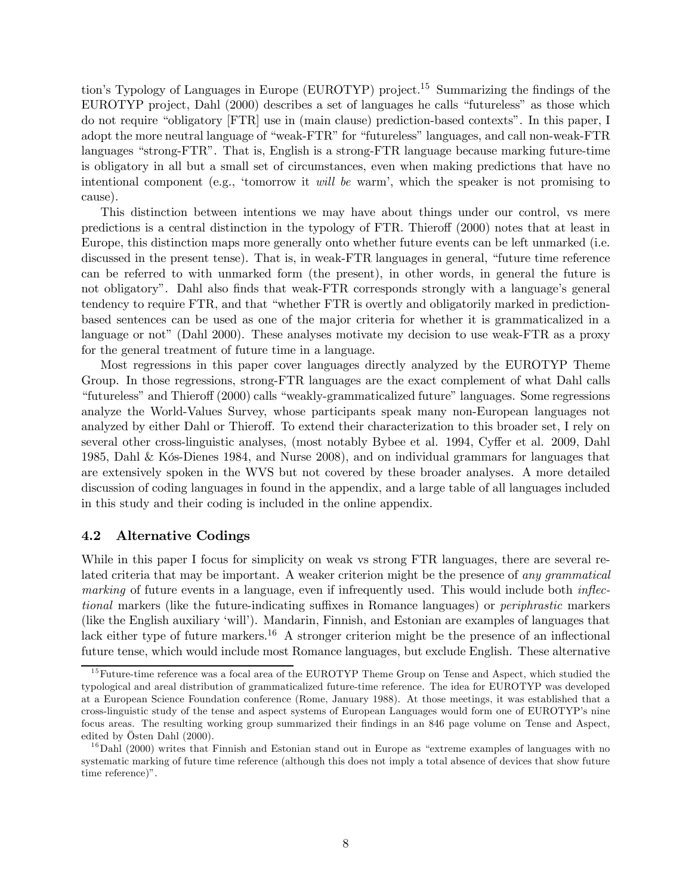tion's Typology of Languages in Europe (EUROTYP) project.[15] Summarizing the findings of the EUROTYP project, Dahl (2000) describes a set of languages he calls "futureless" as those which do not require "obligatory [FTR] use in (main clause) prediction-based contexts". In this paper, I adopt the more neutral language of "weak-FTR" for "futureless" languages, and call non-weak-FTR languages "strong-FTR". That is, English is a strong-FTR language because marking future-time is obligatory in all but a small set of circumstances, even when making predictions that have no intentional component (e.g., 'tomorrow it *will be* warm', which the speaker is not promising to cause).

This distinction between intentions we may have about things under our control, vs mere predictions is a central distinction in the typology of FTR. Thieroff (2000) notes that at least in Europe, this distinction maps more generally onto whether future events can be left unmarked (i.e. discussed in the present tense). That is, in weak-FTR languages in general, "future time reference can be referred to with unmarked form (the present), in other words, in general the future is not obligatory". Dahl also finds that weak-FTR corresponds strongly with a language's general tendency to require FTR, and that "whether FTR is overtly and obligatorily marked in prediction-based sentences can be used as one of the major criteria for whether it is grammaticalized in a language or not" (Dahl 2000). These analyses motivate my decision to use weak-FTR as a proxy for the general treatment of future time in a language.

Most regressions in this paper cover languages directly analyzed by the EUROTYP Theme Group. In those regressions, strong-FTR languages are the exact complement of what Dahl calls "futureless" and Thieroff (2000) calls "weakly-grammaticalized future" languages. Some regressions analyze the World-Values Survey, whose participants speak many non-European languages not analyzed by either Dahl or Thieroff. To extend their characterization to this broader set, I rely on several other cross-linguistic analyses, (most notably Bybee et al. 1994, Cyffer et al. 2009, Dahl 1985, Dahl & Kós-Dienes 1984, and Nurse 2008), and on individual grammars for languages that are extensively spoken in the WVS but not covered by these broader analyses. A more detailed discussion of coding languages in found in the appendix, and a large table of all languages included in this study and their coding is included in the online appendix.

### 4.2 Alternative Codings

While in this paper I focus for simplicity on weak vs strong FTR languages, there are several related criteria that may be important. A weaker criterion might be the presence of *any grammatical marking* of future events in a language, even if infrequently used. This would include both *inflectional* markers (like the future-indicating suffixes in Romance languages) or *periphrastic* markers (like the English auxiliary 'will'). Mandarin, Finnish, and Estonian are examples of languages that lack either type of future markers.[16] A stronger criterion might be the presence of an inflectional future tense, which would include most Romance languages, but exclude English. These alternative

[15] Future-time reference was a focal area of the EUROTYP Theme Group on Tense and Aspect, which studied the typological and areal distribution of grammaticalized future-time reference. The idea for EUROTYP was developed at a European Science Foundation conference (Rome, January 1988). At those meetings, it was established that a cross-linguistic study of the tense and aspect systems of European Languages would form one of EUROTYP's nine focus areas. The resulting working group summarized their findings in an 846 page volume on Tense and Aspect, edited by Östen Dahl (2000).

[16] Dahl (2000) writes that Finnish and Estonian stand out in Europe as "extreme examples of languages with no systematic marking of future time reference (although this does not imply a total absence of devices that show future time reference)".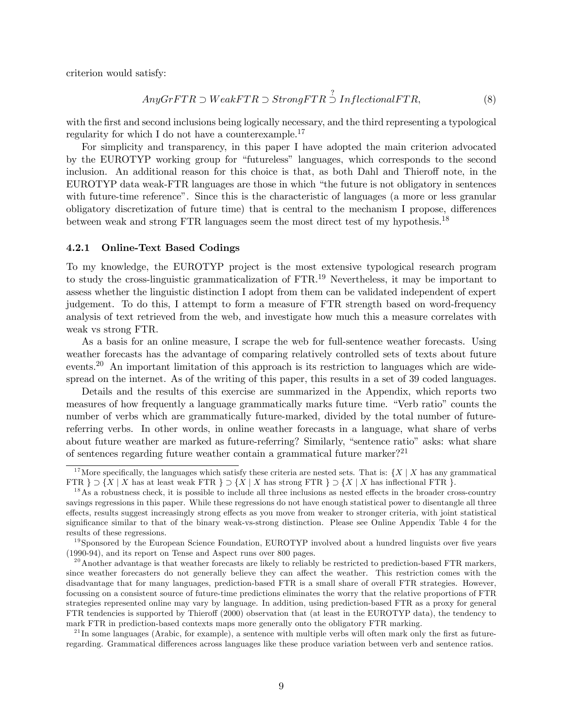criterion would satisfy:

$$AnyGrFTR \supset WeakFTR \supset StrongFTR \overset{?}{\supset} InflectionalFTR, \tag{8}$$

with the first and second inclusions being logically necessary, and the third representing a typological regularity for which I do not have a counterexample.[17]

For simplicity and transparency, in this paper I have adopted the main criterion advocated by the EUROTYP working group for "futureless" languages, which corresponds to the second inclusion. An additional reason for this choice is that, as both Dahl and Thieroff note, in the EUROTYP data weak-FTR languages are those in which "the future is not obligatory in sentences with future-time reference". Since this is the characteristic of languages (a more or less granular obligatory discretization of future time) that is central to the mechanism I propose, differences between weak and strong FTR languages seem the most direct test of my hypothesis.[18]

#### 4.2.1 Online-Text Based Codings

To my knowledge, the EUROTYP project is the most extensive typological research program to study the cross-linguistic grammaticalization of FTR.[19] Nevertheless, it may be important to assess whether the linguistic distinction I adopt from them can be validated independent of expert judgement. To do this, I attempt to form a measure of FTR strength based on word-frequency analysis of text retrieved from the web, and investigate how much this a measure correlates with weak vs strong FTR.

As a basis for an online measure, I scrape the web for full-sentence weather forecasts. Using weather forecasts has the advantage of comparing relatively controlled sets of texts about future events.[20] An important limitation of this approach is its restriction to languages which are widespread on the internet. As of the writing of this paper, this results in a set of 39 coded languages.

Details and the results of this exercise are summarized in the Appendix, which reports two measures of how frequently a language grammatically marks future time. "Verb ratio" counts the number of verbs which are grammatically future-marked, divided by the total number of future-referring verbs. In other words, in online weather forecasts in a language, what share of verbs about future weather are marked as future-referring? Similarly, "sentence ratio" asks: what share of sentences regarding future weather contain a grammatical future marker?[21]

[17] More specifically, the languages which satisfy these criteria are nested sets. That is: $\{X \mid X$ has any grammatical FTR $\} \supset \{X \mid X$ has at least weak FTR $\} \supset \{X \mid X$ has strong FTR $\} \supset \{X \mid X$ has inflectional FTR $\}$.

[18] As a robustness check, it is possible to include all three inclusions as nested effects in the broader cross-country savings regressions in this paper. While these regressions do not have enough statistical power to disentangle all three effects, results suggest increasingly strong effects as you move from weaker to stronger criteria, with joint statistical significance similar to that of the binary weak-vs-strong distinction. Please see Online Appendix Table 4 for the results of these regressions.

[19] Sponsored by the European Science Foundation, EUROTYP involved about a hundred linguists over five years (1990-94), and its report on Tense and Aspect runs over 800 pages.

[20] Another advantage is that weather forecasts are likely to reliably be restricted to prediction-based FTR markers, since weather forecasters do not generally believe they can affect the weather. This restriction comes with the disadvantage that for many languages, prediction-based FTR is a small share of overall FTR strategies. However, focussing on a consistent source of future-time predictions eliminates the worry that the relative proportions of FTR strategies represented online may vary by language. In addition, using prediction-based FTR as a proxy for general FTR tendencies is supported by Thieroff (2000) observation that (at least in the EUROTYP data), the tendency to mark FTR in prediction-based contexts maps more generally onto the obligatory FTR marking.

[21] In some languages (Arabic, for example), a sentence with multiple verbs will often mark only the first as future-regarding. Grammatical differences across languages like these produce variation between verb and sentence ratios.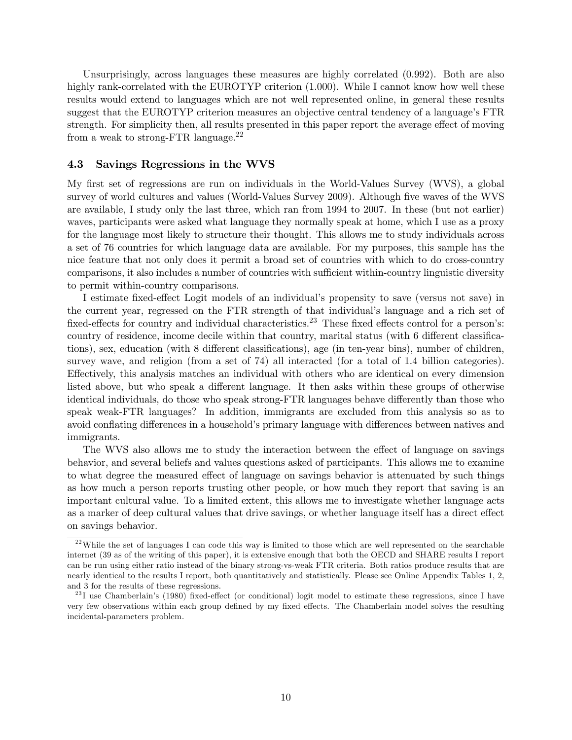Unsurprisingly, across languages these measures are highly correlated (0.992). Both are also highly rank-correlated with the EUROTYP criterion (1.000). While I cannot know how well these results would extend to languages which are not well represented online, in general these results suggest that the EUROTYP criterion measures an objective central tendency of a language's FTR strength. For simplicity then, all results presented in this paper report the average effect of moving from a weak to strong-FTR language.[22]

### 4.3 Savings Regressions in the WVS

My first set of regressions are run on individuals in the World-Values Survey (WVS), a global survey of world cultures and values (World-Values Survey 2009). Although five waves of the WVS are available, I study only the last three, which ran from 1994 to 2007. In these (but not earlier) waves, participants were asked what language they normally speak at home, which I use as a proxy for the language most likely to structure their thought. This allows me to study individuals across a set of 76 countries for which language data are available. For my purposes, this sample has the nice feature that not only does it permit a broad set of countries with which to do cross-country comparisons, it also includes a number of countries with sufficient within-country linguistic diversity to permit within-country comparisons.

I estimate fixed-effect Logit models of an individual's propensity to save (versus not save) in the current year, regressed on the FTR strength of that individual's language and a rich set of fixed-effects for country and individual characteristics.[23] These fixed effects control for a person's: country of residence, income decile within that country, marital status (with 6 different classifications), sex, education (with 8 different classifications), age (in ten-year bins), number of children, survey wave, and religion (from a set of 74) all interacted (for a total of 1.4 billion categories). Effectively, this analysis matches an individual with others who are identical on every dimension listed above, but who speak a different language. It then asks within these groups of otherwise identical individuals, do those who speak strong-FTR languages behave differently than those who speak weak-FTR languages? In addition, immigrants are excluded from this analysis so as to avoid conflating differences in a household's primary language with differences between natives and immigrants.

The WVS also allows me to study the interaction between the effect of language on savings behavior, and several beliefs and values questions asked of participants. This allows me to examine to what degree the measured effect of language on savings behavior is attenuated by such things as how much a person reports trusting other people, or how much they report that saving is an important cultural value. To a limited extent, this allows me to investigate whether language acts as a marker of deep cultural values that drive savings, or whether language itself has a direct effect on savings behavior.

---

[22] While the set of languages I can code this way is limited to those which are well represented on the searchable internet (39 as of the writing of this paper), it is extensive enough that both the OECD and SHARE results I report can be run using either ratio instead of the binary strong-vs-weak FTR criteria. Both ratios produce results that are nearly identical to the results I report, both quantitatively and statistically. Please see Online Appendix Tables 1, 2, and 3 for the results of these regressions.

[23] I use Chamberlain's (1980) fixed-effect (or conditional) logit model to estimate these regressions, since I have very few observations within each group defined by my fixed effects. The Chamberlain model solves the resulting incidental-parameters problem.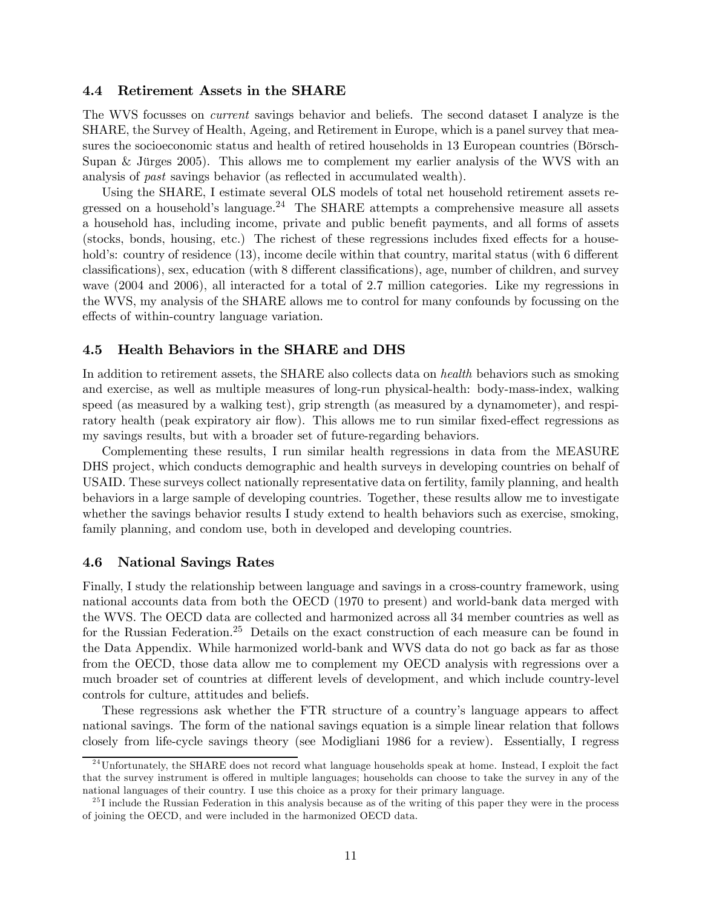### 4.4 Retirement Assets in the SHARE

The WVS focusses on *current* savings behavior and beliefs. The second dataset I analyze is the SHARE, the Survey of Health, Ageing, and Retirement in Europe, which is a panel survey that measures the socioeconomic status and health of retired households in 13 European countries (Börsch-Supan & Jürges 2005). This allows me to complement my earlier analysis of the WVS with an analysis of *past* savings behavior (as reflected in accumulated wealth).

Using the SHARE, I estimate several OLS models of total net household retirement assets regressed on a household's language.[24] The SHARE attempts a comprehensive measure all assets a household has, including income, private and public benefit payments, and all forms of assets (stocks, bonds, housing, etc.) The richest of these regressions includes fixed effects for a household's: country of residence (13), income decile within that country, marital status (with 6 different classifications), sex, education (with 8 different classifications), age, number of children, and survey wave (2004 and 2006), all interacted for a total of 2.7 million categories. Like my regressions in the WVS, my analysis of the SHARE allows me to control for many confounds by focussing on the effects of within-country language variation.

### 4.5 Health Behaviors in the SHARE and DHS

In addition to retirement assets, the SHARE also collects data on *health* behaviors such as smoking and exercise, as well as multiple measures of long-run physical-health: body-mass-index, walking speed (as measured by a walking test), grip strength (as measured by a dynamometer), and respiratory health (peak expiratory air flow). This allows me to run similar fixed-effect regressions as my savings results, but with a broader set of future-regarding behaviors.

Complementing these results, I run similar health regressions in data from the MEASURE DHS project, which conducts demographic and health surveys in developing countries on behalf of USAID. These surveys collect nationally representative data on fertility, family planning, and health behaviors in a large sample of developing countries. Together, these results allow me to investigate whether the savings behavior results I study extend to health behaviors such as exercise, smoking, family planning, and condom use, both in developed and developing countries.

### 4.6 National Savings Rates

Finally, I study the relationship between language and savings in a cross-country framework, using national accounts data from both the OECD (1970 to present) and world-bank data merged with the WVS. The OECD data are collected and harmonized across all 34 member countries as well as for the Russian Federation.[25] Details on the exact construction of each measure can be found in the Data Appendix. While harmonized world-bank and WVS data do not go back as far as those from the OECD, those data allow me to complement my OECD analysis with regressions over a much broader set of countries at different levels of development, and which include country-level controls for culture, attitudes and beliefs.

These regressions ask whether the FTR structure of a country's language appears to affect national savings. The form of the national savings equation is a simple linear relation that follows closely from life-cycle savings theory (see Modigliani 1986 for a review). Essentially, I regress

[24] Unfortunately, the SHARE does not record what language households speak at home. Instead, I exploit the fact that the survey instrument is offered in multiple languages; households can choose to take the survey in any of the national languages of their country. I use this choice as a proxy for their primary language.

[25] I include the Russian Federation in this analysis because as of the writing of this paper they were in the process of joining the OECD, and were included in the harmonized OECD data.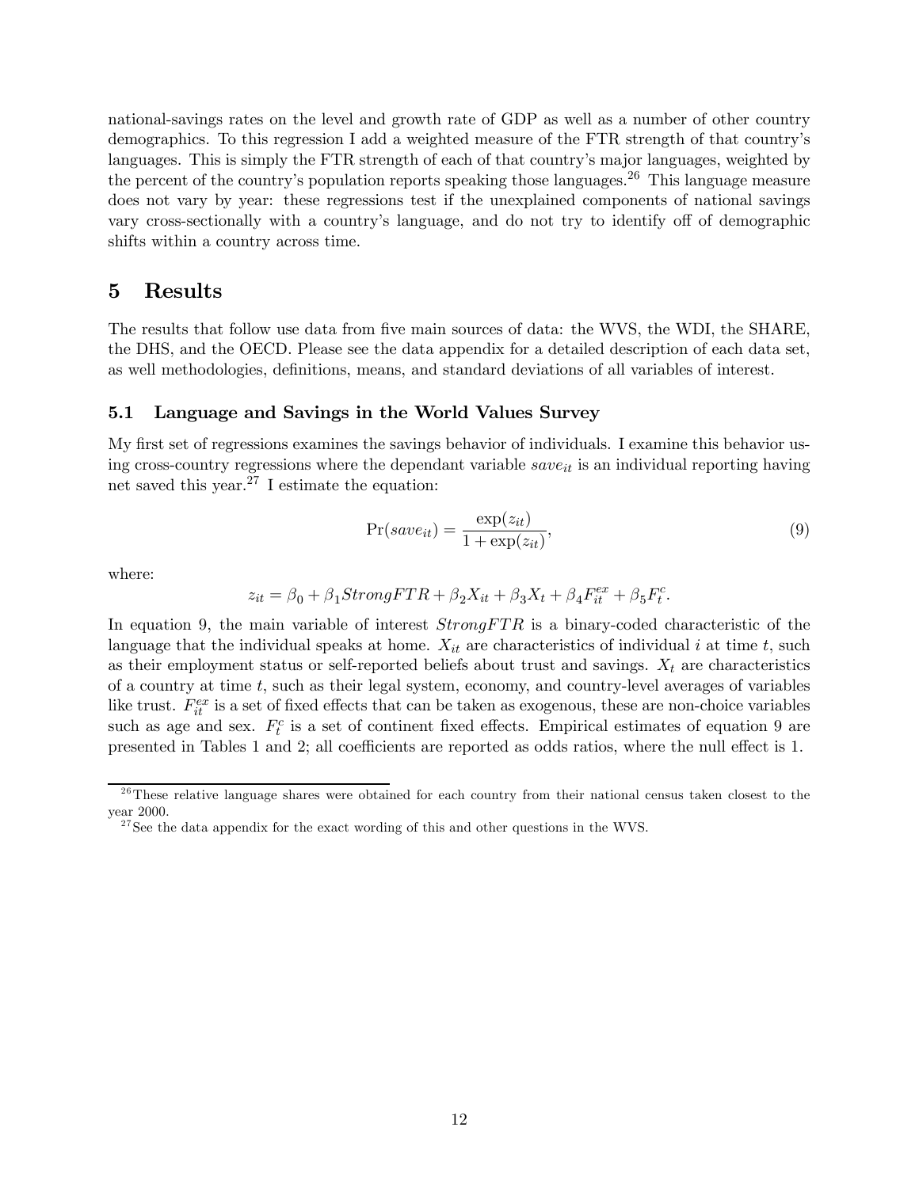national-savings rates on the level and growth rate of GDP as well as a number of other country demographics. To this regression I add a weighted measure of the FTR strength of that country's languages. This is simply the FTR strength of each of that country's major languages, weighted by the percent of the country's population reports speaking those languages.[26] This language measure does not vary by year: these regressions test if the unexplained components of national savings vary cross-sectionally with a country's language, and do not try to identify off of demographic shifts within a country across time.

# 5 Results

The results that follow use data from five main sources of data: the WVS, the WDI, the SHARE, the DHS, and the OECD. Please see the data appendix for a detailed description of each data set, as well methodologies, definitions, means, and standard deviations of all variables of interest.

## 5.1 Language and Savings in the World Values Survey

My first set of regressions examines the savings behavior of individuals. I examine this behavior using cross-country regressions where the dependant variable $save_{it}$ is an individual reporting having net saved this year.[27] I estimate the equation:

$$\Pr(save_{it}) = \frac{\exp(z_{it})}{1 + \exp(z_{it})}, \tag{9}$$

where:

$$z_{it} = \beta_0 + \beta_1 StrongFTR + \beta_2 X_{it} + \beta_3 X_t + \beta_4 F_{it}^{ex} + \beta_5 F_t^c.$$

In equation 9, the main variable of interest $StrongFTR$ is a binary-coded characteristic of the language that the individual speaks at home. $X_{it}$ are characteristics of individual $i$ at time $t$, such as their employment status or self-reported beliefs about trust and savings. $X_t$ are characteristics of a country at time $t$, such as their legal system, economy, and country-level averages of variables like trust. $F_{it}^{ex}$ is a set of fixed effects that can be taken as exogenous, these are non-choice variables such as age and sex. $F_t^c$ is a set of continent fixed effects. Empirical estimates of equation 9 are presented in Tables 1 and 2; all coefficients are reported as odds ratios, where the null effect is 1.

---

[26] These relative language shares were obtained for each country from their national census taken closest to the year 2000.

[27] See the data appendix for the exact wording of this and other questions in the WVS.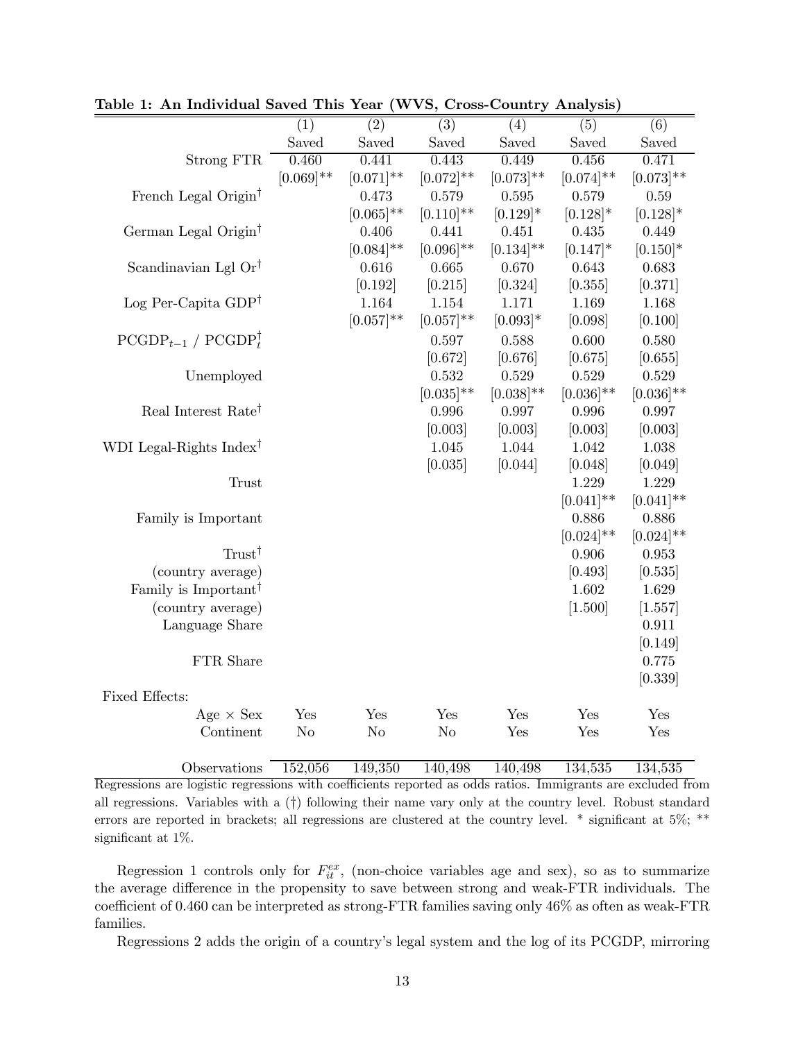**Table 1: An Individual Saved This Year (WVS, Cross-Country Analysis)**

| | (1) | (2) | (3) | (4) | (5) | (6) |
|---|---|---|---|---|---|---|
| | Saved | Saved | Saved | Saved | Saved | Saved |
| Strong FTR | 0.460 | 0.441 | 0.443 | 0.449 | 0.456 | 0.471 |
| | [0.069]** | [0.071]** | [0.072]** | [0.073]** | [0.074]** | [0.073]** |
| French Legal Origin† | | 0.473 | 0.579 | 0.595 | 0.579 | 0.59 |
| | | [0.065]** | [0.110]** | [0.129]* | [0.128]* | [0.128]* |
| German Legal Origin† | | 0.406 | 0.441 | 0.451 | 0.435 | 0.449 |
| | | [0.084]** | [0.096]** | [0.134]** | [0.147]* | [0.150]* |
| Scandinavian Lgl Or† | | 0.616 | 0.665 | 0.670 | 0.643 | 0.683 |
| | | [0.192] | [0.215] | [0.324] | [0.355] | [0.371] |
| Log Per-Capita GDP† | | 1.164 | 1.154 | 1.171 | 1.169 | 1.168 |
| | | [0.057]** | [0.057]** | [0.093]* | [0.098] | [0.100] |
| $\text{PCGDP}_{t-1}$ / $\text{PCGDP}_t^\dagger$ | | | 0.597 | 0.588 | 0.600 | 0.580 |
| | | | [0.672] | [0.676] | [0.675] | [0.655] |
| Unemployed | | | 0.532 | 0.529 | 0.529 | 0.529 |
| | | | [0.035]** | [0.038]** | [0.036]** | [0.036]** |
| Real Interest Rate† | | | 0.996 | 0.997 | 0.996 | 0.997 |
| | | | [0.003] | [0.003] | [0.003] | [0.003] |
| WDI Legal-Rights Index† | | | 1.045 | 1.044 | 1.042 | 1.038 |
| | | | [0.035] | [0.044] | [0.048] | [0.049] |
| Trust | | | | | 1.229 | 1.229 |
| | | | | | [0.041]** | [0.041]** |
| Family is Important | | | | | 0.886 | 0.886 |
| | | | | | [0.024]** | [0.024]** |
| Trust† | | | | | 0.906 | 0.953 |
| (country average) | | | | | [0.493] | [0.535] |
| Family is Important† | | | | | 1.602 | 1.629 |
| (country average) | | | | | [1.500] | [1.557] |
| Language Share | | | | | | 0.911 |
| | | | | | | [0.149] |
| FTR Share | | | | | | 0.775 |
| | | | | | | [0.339] |
| Fixed Effects: | | | | | | |
| Age × Sex | Yes | Yes | Yes | Yes | Yes | Yes |
| Continent | No | No | No | Yes | Yes | Yes |
| Observations | 152,056 | 149,350 | 140,498 | 140,498 | 134,535 | 134,535 |

Regressions are logistic regressions with coefficients reported as odds ratios. Immigrants are excluded from all regressions. Variables with a (†) following their name vary only at the country level. Robust standard errors are reported in brackets; all regressions are clustered at the country level. * significant at 5%; ** significant at 1%.

Regression 1 controls only for $F_{it}^{ex}$, (non-choice variables age and sex), so as to summarize the average difference in the propensity to save between strong and weak-FTR individuals. The coefficient of 0.460 can be interpreted as strong-FTR families saving only 46% as often as weak-FTR families.

Regressions 2 adds the origin of a country's legal system and the log of its PCGDP, mirroring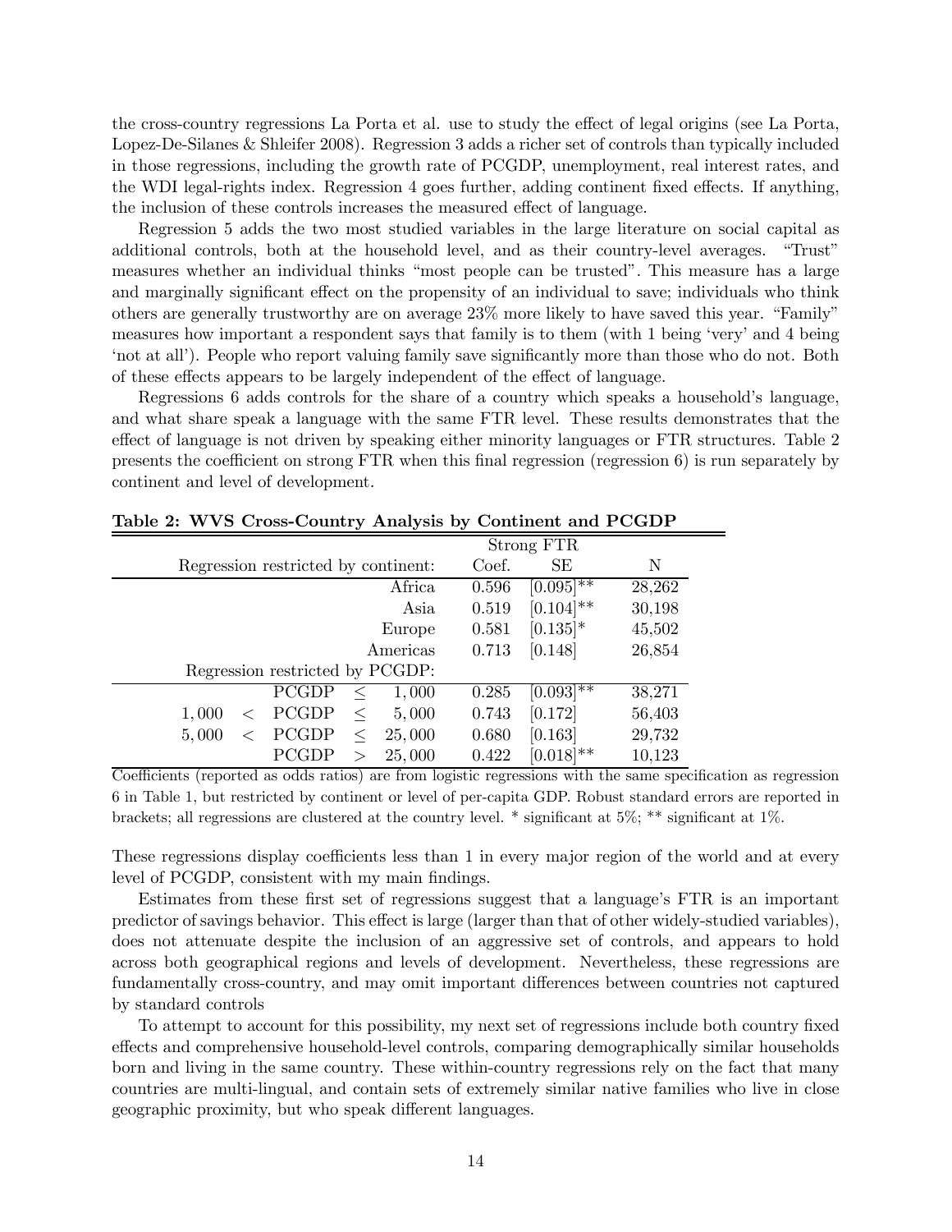the cross-country regressions La Porta et al. use to study the effect of legal origins (see La Porta, Lopez-De-Silanes & Shleifer 2008). Regression 3 adds a richer set of controls than typically included in those regressions, including the growth rate of PCGDP, unemployment, real interest rates, and the WDI legal-rights index. Regression 4 goes further, adding continent fixed effects. If anything, the inclusion of these controls increases the measured effect of language.

Regression 5 adds the two most studied variables in the large literature on social capital as additional controls, both at the household level, and as their country-level averages. "Trust" measures whether an individual thinks "most people can be trusted". This measure has a large and marginally significant effect on the propensity of an individual to save; individuals who think others are generally trustworthy are on average 23% more likely to have saved this year. "Family" measures how important a respondent says that family is to them (with 1 being 'very' and 4 being 'not at all'). People who report valuing family save significantly more than those who do not. Both of these effects appears to be largely independent of the effect of language.

Regressions 6 adds controls for the share of a country which speaks a household's language, and what share speak a language with the same FTR level. These results demonstrate that the effect of language is not driven by speaking either minority languages or FTR structures. Table 2 presents the coefficient on strong FTR when this final regression (regression 6) is run separately by continent and level of development.

**Table 2: WVS Cross-Country Analysis by Continent and PCGDP**

| | Strong FTR | | |
|---|---|---|---|
| Regression restricted by continent: | Coef. | SE | N |
| Africa | 0.596 | [0.095]** | 28,262 |
| Asia | 0.519 | [0.104]** | 30,198 |
| Europe | 0.581 | [0.135]* | 45,502 |
| Americas | 0.713 | [0.148] | 26,854 |
| Regression restricted by PCGDP: | | | |
| PCGDP $\leq$ 1,000 | 0.285 | [0.093]** | 38,271 |
| 1,000 $<$ PCGDP $\leq$ 5,000 | 0.743 | [0.172] | 56,403 |
| 5,000 $<$ PCGDP $\leq$ 25,000 | 0.680 | [0.163] | 29,732 |
| PCGDP $>$ 25,000 | 0.422 | [0.018]** | 10,123 |

Coefficients (reported as odds ratios) are from logistic regressions with the same specification as regression 6 in Table 1, but restricted by continent or level of per-capita GDP. Robust standard errors are reported in brackets; all regressions are clustered at the country level. * significant at 5%; ** significant at 1%.

These regressions display coefficients less than 1 in every major region of the world and at every level of PCGDP, consistent with my main findings.

Estimates from these first set of regressions suggest that a language's FTR is an important predictor of savings behavior. This effect is large (larger than that of other widely-studied variables), does not attenuate despite the inclusion of an aggressive set of controls, and appears to hold across both geographical regions and levels of development. Nevertheless, these regressions are fundamentally cross-country, and may omit important differences between countries not captured by standard controls

To attempt to account for this possibility, my next set of regressions include both country fixed effects and comprehensive household-level controls, comparing demographically similar households born and living in the same country. These within-country regressions rely on the fact that many countries are multi-lingual, and contain sets of extremely similar native families who live in close geographic proximity, but who speak different languages.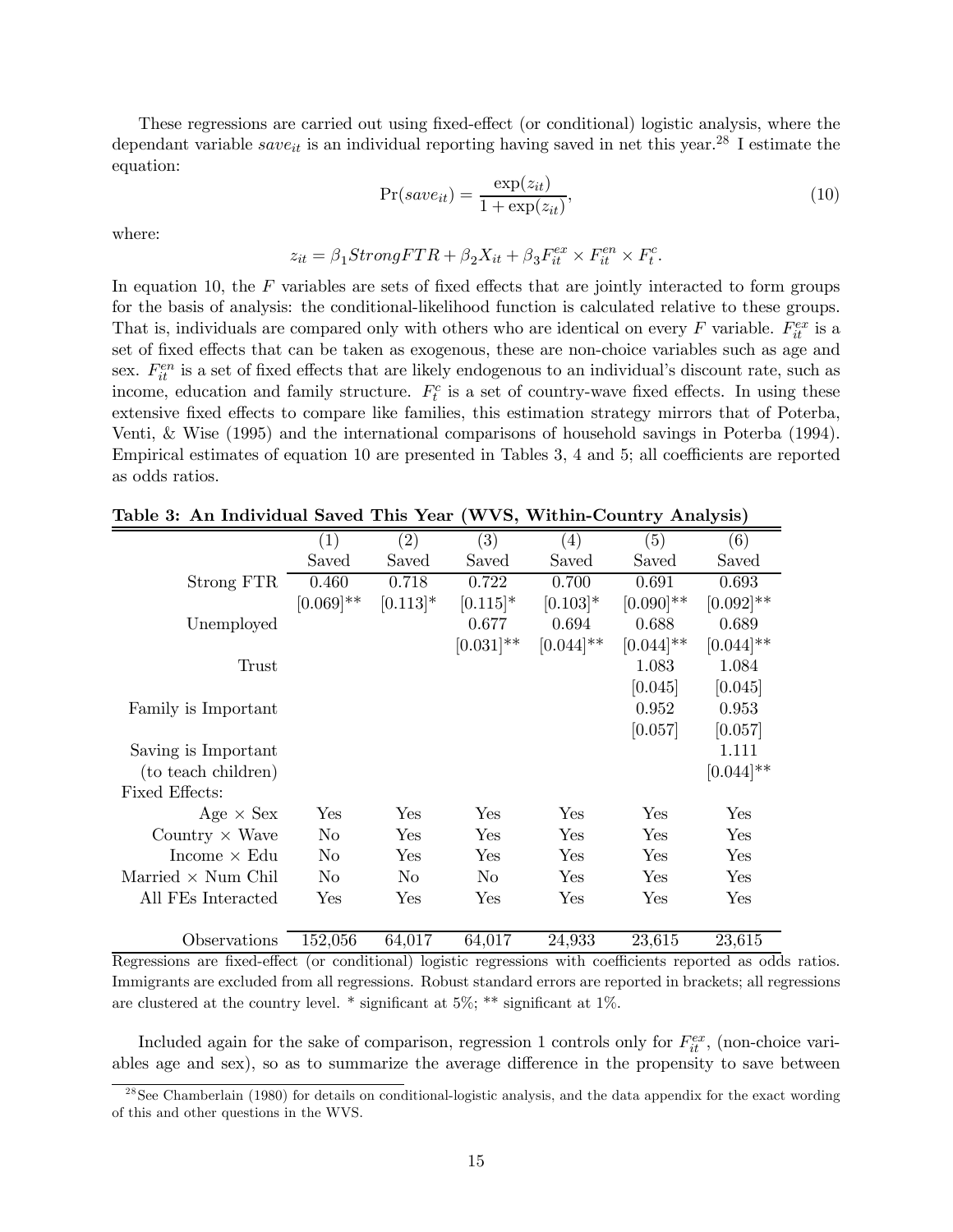These regressions are carried out using fixed-effect (or conditional) logistic analysis, where the dependant variable $save_{it}$ is an individual reporting having saved in net this year.[28] I estimate the equation:

$$\Pr(save_{it}) = \frac{\exp(z_{it})}{1 + \exp(z_{it})}, \tag{10}$$

where:

$$z_{it} = \beta_1 StrongFTR + \beta_2 X_{it} + \beta_3 F_{it}^{ex} \times F_{it}^{en} \times F_t^c.$$

In equation 10, the $F$ variables are sets of fixed effects that are jointly interacted to form groups for the basis of analysis: the conditional-likelihood function is calculated relative to these groups. That is, individuals are compared only with others who are identical on every $F$ variable. $F_{it}^{ex}$ is a set of fixed effects that can be taken as exogenous, these are non-choice variables such as age and sex. $F_{it}^{en}$ is a set of fixed effects that are likely endogenous to an individual's discount rate, such as income, education and family structure. $F_t^c$ is a set of country-wave fixed effects. In using these extensive fixed effects to compare like families, this estimation strategy mirrors that of Poterba, Venti, & Wise (1995) and the international comparisons of household savings in Poterba (1994). Empirical estimates of equation 10 are presented in Tables 3, 4 and 5; all coefficients are reported as odds ratios.

**Table 3: An Individual Saved This Year (WVS, Within-Country Analysis)**

| | (1) | (2) | (3) | (4) | (5) | (6) |
|---|---|---|---|---|---|---|
| | Saved | Saved | Saved | Saved | Saved | Saved |
| Strong FTR | 0.460 | 0.718 | 0.722 | 0.700 | 0.691 | 0.693 |
| | [0.069]** | [0.113]* | [0.115]* | [0.103]* | [0.090]** | [0.092]** |
| Unemployed | | | 0.677 | 0.694 | 0.688 | 0.689 |
| | | | [0.031]** | [0.044]** | [0.044]** | [0.044]** |
| Trust | | | | | 1.083 | 1.084 |
| | | | | | [0.045] | [0.045] |
| Family is Important | | | | | 0.952 | 0.953 |
| | | | | | [0.057] | [0.057] |
| Saving is Important | | | | | | 1.111 |
| (to teach children) | | | | | | [0.044]** |
| Fixed Effects: | | | | | | |
| Age × Sex | Yes | Yes | Yes | Yes | Yes | Yes |
| Country × Wave | No | Yes | Yes | Yes | Yes | Yes |
| Income × Edu | No | Yes | Yes | Yes | Yes | Yes |
| Married × Num Chil | No | No | No | Yes | Yes | Yes |
| All FEs Interacted | Yes | Yes | Yes | Yes | Yes | Yes |
| Observations | 152,056 | 64,017 | 64,017 | 24,933 | 23,615 | 23,615 |

Regressions are fixed-effect (or conditional) logistic regressions with coefficients reported as odds ratios. Immigrants are excluded from all regressions. Robust standard errors are reported in brackets; all regressions are clustered at the country level. * significant at 5%; ** significant at 1%.

Included again for the sake of comparison, regression 1 controls only for $F_{it}^{ex}$, (non-choice variables age and sex), so as to summarize the average difference in the propensity to save between

[28] See Chamberlain (1980) for details on conditional-logistic analysis, and the data appendix for the exact wording of this and other questions in the WVS.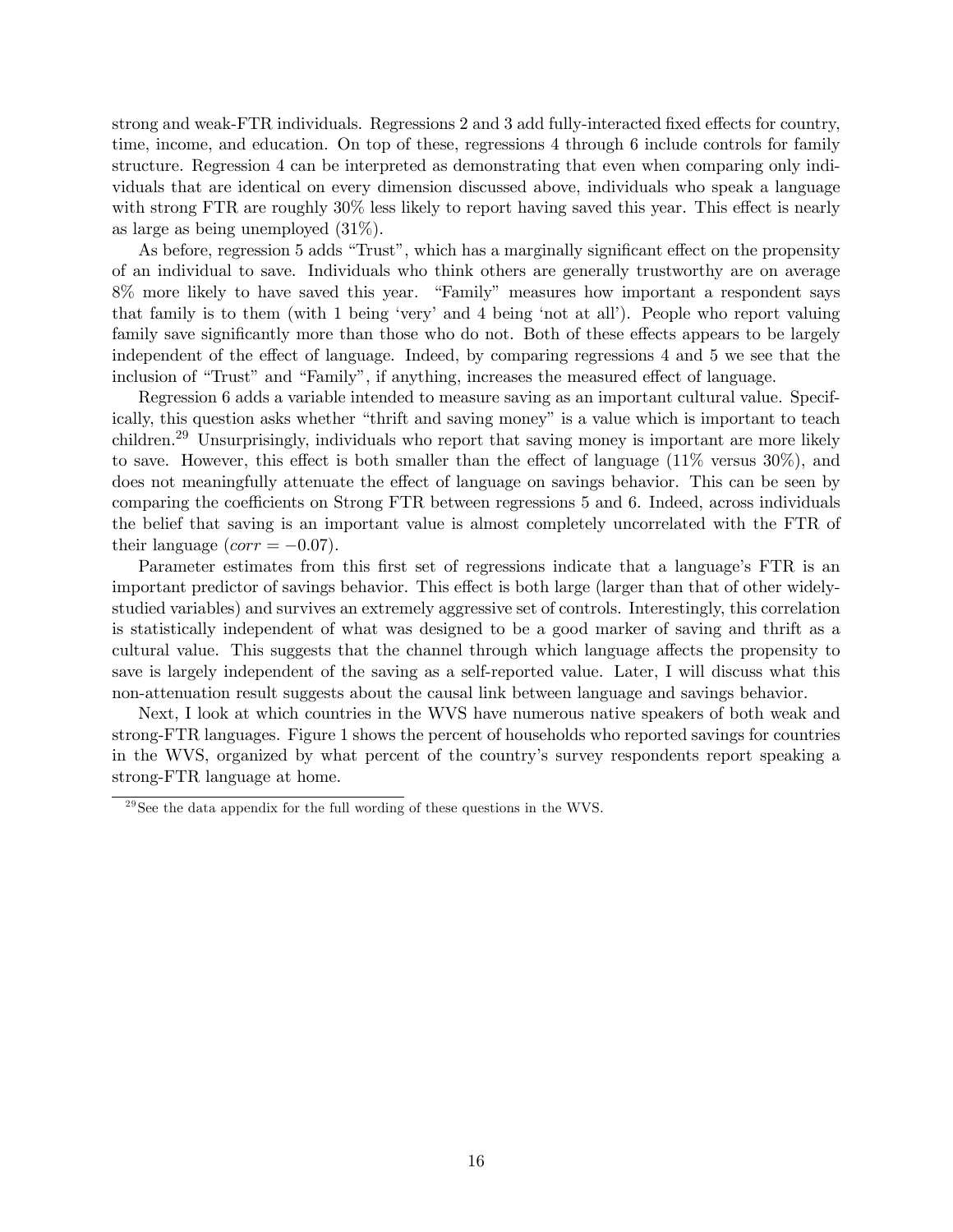strong and weak-FTR individuals. Regressions 2 and 3 add fully-interacted fixed effects for country, time, income, and education. On top of these, regressions 4 through 6 include controls for family structure. Regression 4 can be interpreted as demonstrating that even when comparing only individuals that are identical on every dimension discussed above, individuals who speak a language with strong FTR are roughly 30% less likely to report having saved this year. This effect is nearly as large as being unemployed (31%).

As before, regression 5 adds "Trust", which has a marginally significant effect on the propensity of an individual to save. Individuals who think others are generally trustworthy are on average 8% more likely to have saved this year. "Family" measures how important a respondent says that family is to them (with 1 being 'very' and 4 being 'not at all'). People who report valuing family save significantly more than those who do not. Both of these effects appears to be largely independent of the effect of language. Indeed, by comparing regressions 4 and 5 we see that the inclusion of "Trust" and "Family", if anything, increases the measured effect of language.

Regression 6 adds a variable intended to measure saving as an important cultural value. Specifically, this question asks whether "thrift and saving money" is a value which is important to teach children.[29] Unsurprisingly, individuals who report that saving money is important are more likely to save. However, this effect is both smaller than the effect of language (11% versus 30%), and does not meaningfully attenuate the effect of language on savings behavior. This can be seen by comparing the coefficients on Strong FTR between regressions 5 and 6. Indeed, across individuals the belief that saving is an important value is almost completely uncorrelated with the FTR of their language ($corr = -0.07$).

Parameter estimates from this first set of regressions indicate that a language's FTR is an important predictor of savings behavior. This effect is both large (larger than that of other widely-studied variables) and survives an extremely aggressive set of controls. Interestingly, this correlation is statistically independent of what was designed to be a good marker of saving and thrift as a cultural value. This suggests that the channel through which language affects the propensity to save is largely independent of the saving as a self-reported value. Later, I will discuss what this non-attenuation result suggests about the causal link between language and savings behavior.

Next, I look at which countries in the WVS have numerous native speakers of both weak and strong-FTR languages. Figure 1 shows the percent of households who reported savings for countries in the WVS, organized by what percent of the country's survey respondents report speaking a strong-FTR language at home.

[29] See the data appendix for the full wording of these questions in the WVS.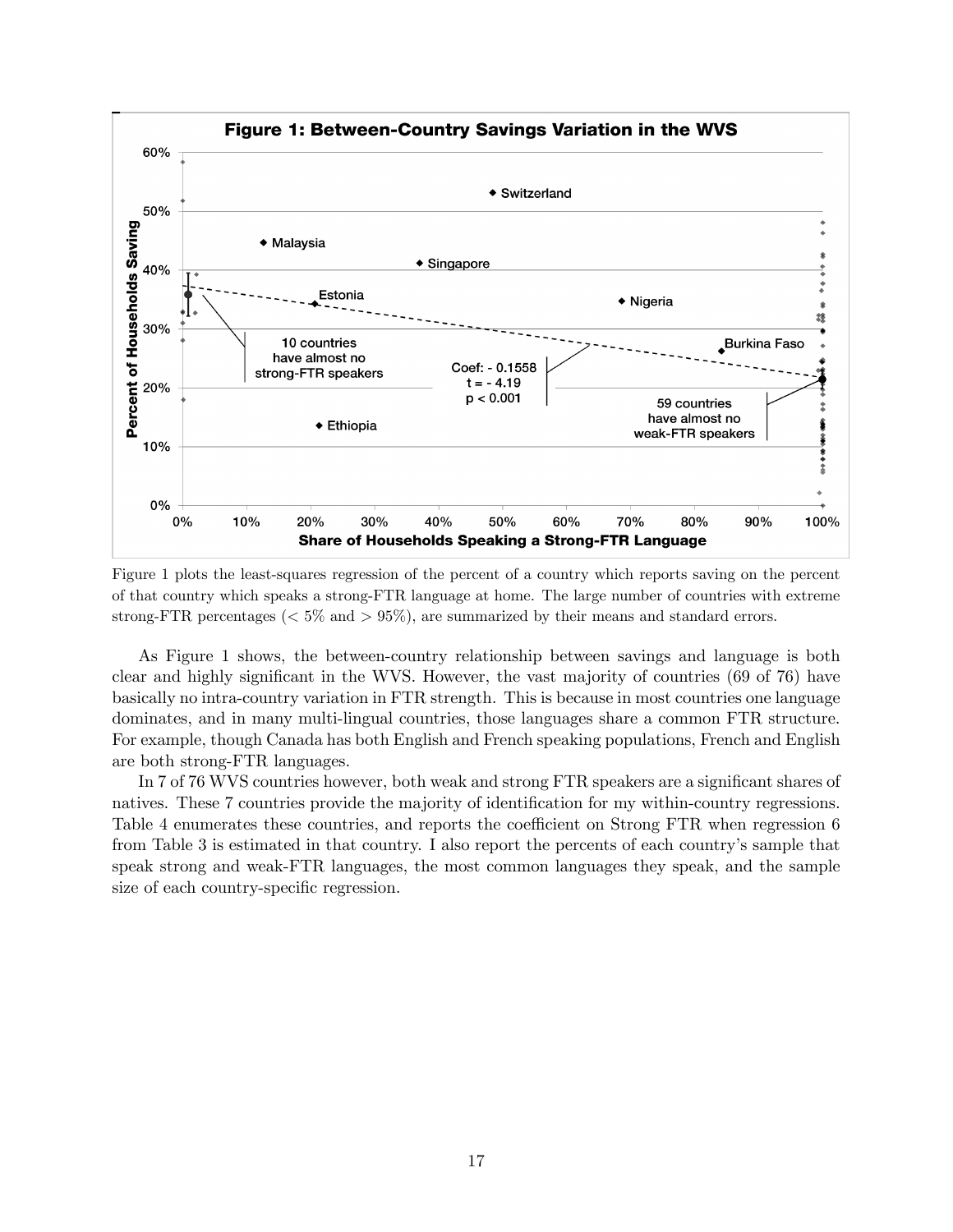**Figure 1: Between-Country Savings Variation in the WVS**

Figure 1 plots the least-squares regression of the percent of a country which reports saving on the percent of that country which speaks a strong-FTR language at home. The large number of countries with extreme strong-FTR percentages ($< 5\%$ and $> 95\%$), are summarized by their means and standard errors.

As Figure 1 shows, the between-country relationship between savings and language is both clear and highly significant in the WVS. However, the vast majority of countries (69 of 76) have basically no intra-country variation in FTR strength. This is because in most countries one language dominates, and in many multi-lingual countries, those languages share a common FTR structure. For example, though Canada has both English and French speaking populations, French and English are both strong-FTR languages.

In 7 of 76 WVS countries however, both weak and strong FTR speakers are a significant shares of natives. These 7 countries provide the majority of identification for my within-country regressions. Table 4 enumerates these countries, and reports the coefficient on Strong FTR when regression 6 from Table 3 is estimated in that country. I also report the percents of each country's sample that speak strong and weak-FTR languages, the most common languages they speak, and the sample size of each country-specific regression.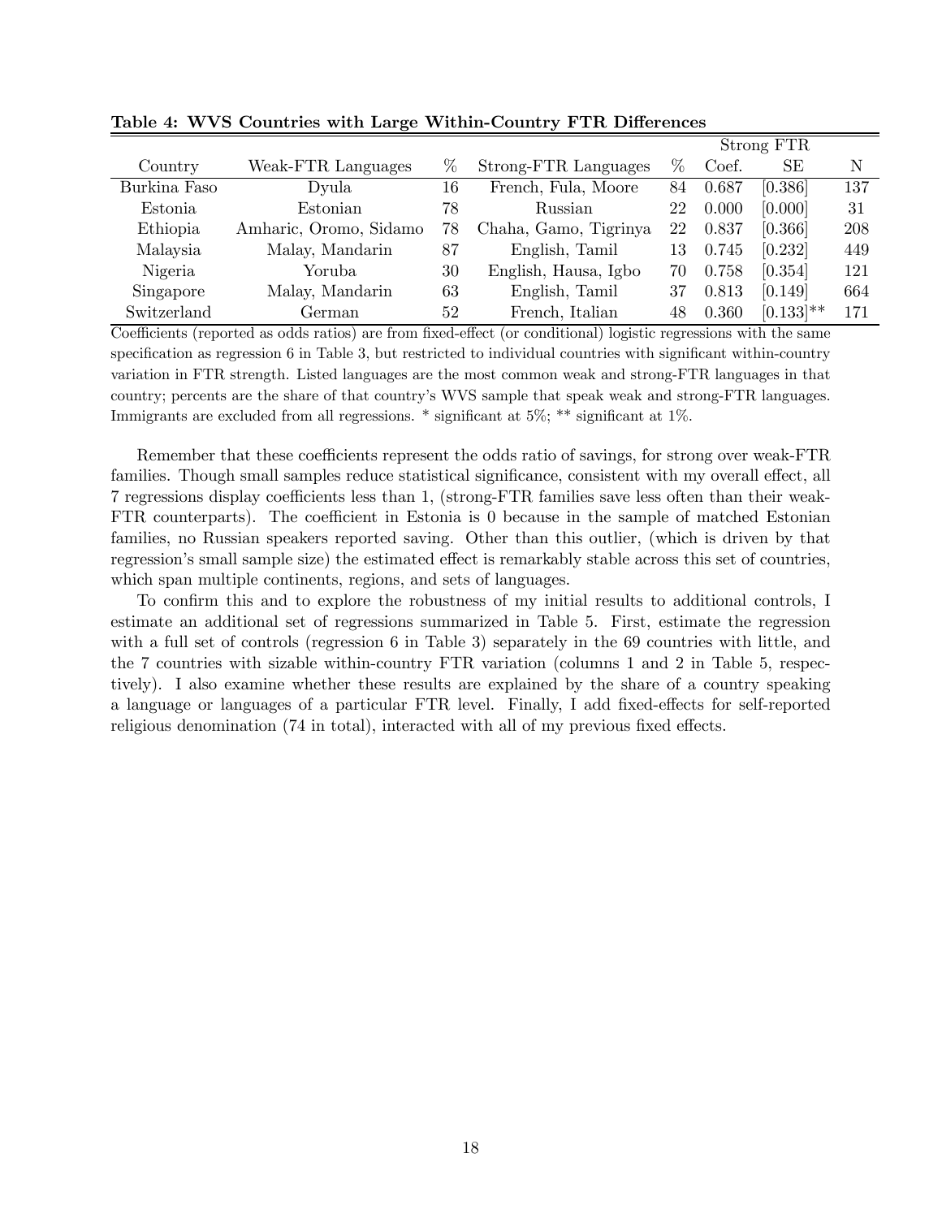**Table 4: WVS Countries with Large Within-Country FTR Differences**

| Country | Weak-FTR Languages | % | Strong-FTR Languages | % | Strong FTR Coef. | Strong FTR SE | N |
|---|---|---|---|---|---|---|---|
| Burkina Faso | Dyula | 16 | French, Fula, Moore | 84 | 0.687 | [0.386] | 137 |
| Estonia | Estonian | 78 | Russian | 22 | 0.000 | [0.000] | 31 |
| Ethiopia | Amharic, Oromo, Sidamo | 78 | Chaha, Gamo, Tigrinya | 22 | 0.837 | [0.366] | 208 |
| Malaysia | Malay, Mandarin | 87 | English, Tamil | 13 | 0.745 | [0.232] | 449 |
| Nigeria | Yoruba | 30 | English, Hausa, Igbo | 70 | 0.758 | [0.354] | 121 |
| Singapore | Malay, Mandarin | 63 | English, Tamil | 37 | 0.813 | [0.149] | 664 |
| Switzerland | German | 52 | French, Italian | 48 | 0.360 | [0.133]** | 171 |

Coefficients (reported as odds ratios) are from fixed-effect (or conditional) logistic regressions with the same specification as regression 6 in Table 3, but restricted to individual countries with significant within-country variation in FTR strength. Listed languages are the most common weak and strong-FTR languages in that country; percents are the share of that country's WVS sample that speak weak and strong-FTR languages. Immigrants are excluded from all regressions. * significant at 5%; ** significant at 1%.

Remember that these coefficients represent the odds ratio of savings, for strong over weak-FTR families. Though small samples reduce statistical significance, consistent with my overall effect, all 7 regressions display coefficients less than 1, (strong-FTR families save less often than their weak-FTR counterparts). The coefficient in Estonia is 0 because in the sample of matched Estonian families, no Russian speakers reported saving. Other than this outlier, (which is driven by that regression's small sample size) the estimated effect is remarkably stable across this set of countries, which span multiple continents, regions, and sets of languages.

To confirm this and to explore the robustness of my initial results to additional controls, I estimate an additional set of regressions summarized in Table 5. First, estimate the regression with a full set of controls (regression 6 in Table 3) separately in the 69 countries with little, and the 7 countries with sizable within-country FTR variation (columns 1 and 2 in Table 5, respectively). I also examine whether these results are explained by the share of a country speaking a language or languages of a particular FTR level. Finally, I add fixed-effects for self-reported religious denomination (74 in total), interacted with all of my previous fixed effects.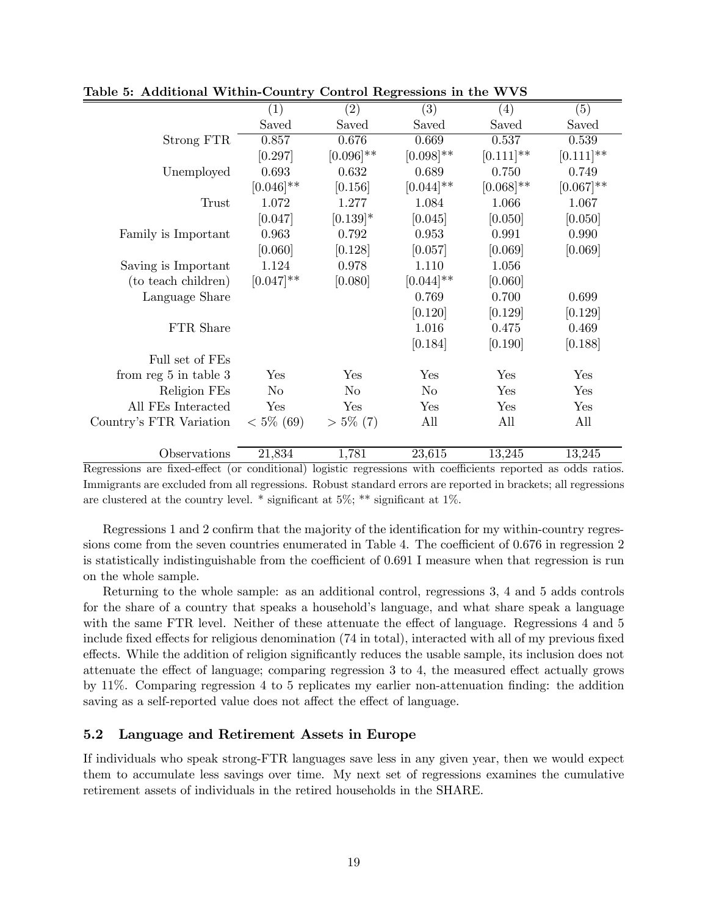**Table 5: Additional Within-Country Control Regressions in the WVS**

| | (1) | (2) | (3) | (4) | (5) |
|---|---|---|---|---|---|
| | Saved | Saved | Saved | Saved | Saved |
| Strong FTR | 0.857 | 0.676 | 0.669 | 0.537 | 0.539 |
| | [0.297] | [0.096]** | [0.098]** | [0.111]** | [0.111]** |
| Unemployed | 0.693 | 0.632 | 0.689 | 0.750 | 0.749 |
| | [0.046]** | [0.156] | [0.044]** | [0.068]** | [0.067]** |
| Trust | 1.072 | 1.277 | 1.084 | 1.066 | 1.067 |
| | [0.047] | [0.139]* | [0.045] | [0.050] | [0.050] |
| Family is Important | 0.963 | 0.792 | 0.953 | 0.991 | 0.990 |
| | [0.060] | [0.128] | [0.057] | [0.069] | [0.069] |
| Saving is Important | 1.124 | 0.978 | 1.110 | 1.056 | |
| (to teach children) | [0.047]** | [0.080] | [0.044]** | [0.060] | |
| Language Share | | | 0.769 | 0.700 | 0.699 |
| | | | [0.120] | [0.129] | [0.129] |
| FTR Share | | | 1.016 | 0.475 | 0.469 |
| | | | [0.184] | [0.190] | [0.188] |
| Full set of FEs | | | | | |
| from reg 5 in table 3 | Yes | Yes | Yes | Yes | Yes |
| Religion FEs | No | No | No | Yes | Yes |
| All FEs Interacted | Yes | Yes | Yes | Yes | Yes |
| Country's FTR Variation | < 5% (69) | > 5% (7) | All | All | All |
| Observations | 21,834 | 1,781 | 23,615 | 13,245 | 13,245 |

Regressions are fixed-effect (or conditional) logistic regressions with coefficients reported as odds ratios. Immigrants are excluded from all regressions. Robust standard errors are reported in brackets; all regressions are clustered at the country level. * significant at 5%; ** significant at 1%.

Regressions 1 and 2 confirm that the majority of the identification for my within-country regressions come from the seven countries enumerated in Table 4. The coefficient of 0.676 in regression 2 is statistically indistinguishable from the coefficient of 0.691 I measure when that regression is run on the whole sample.

Returning to the whole sample: as an additional control, regressions 3, 4 and 5 adds controls for the share of a country that speaks a household's language, and what share speak a language with the same FTR level. Neither of these attenuate the effect of language. Regressions 4 and 5 include fixed effects for religious denomination (74 in total), interacted with all of my previous fixed effects. While the addition of religion significantly reduces the usable sample, its inclusion does not attenuate the effect of language; comparing regression 3 to 4, the measured effect actually grows by 11%. Comparing regression 4 to 5 replicates my earlier non-attenuation finding: the addition saving as a self-reported value does not affect the effect of language.

### 5.2 Language and Retirement Assets in Europe

If individuals who speak strong-FTR languages save less in any given year, then we would expect them to accumulate less savings over time. My next set of regressions examines the cumulative retirement assets of individuals in the retired households in the SHARE.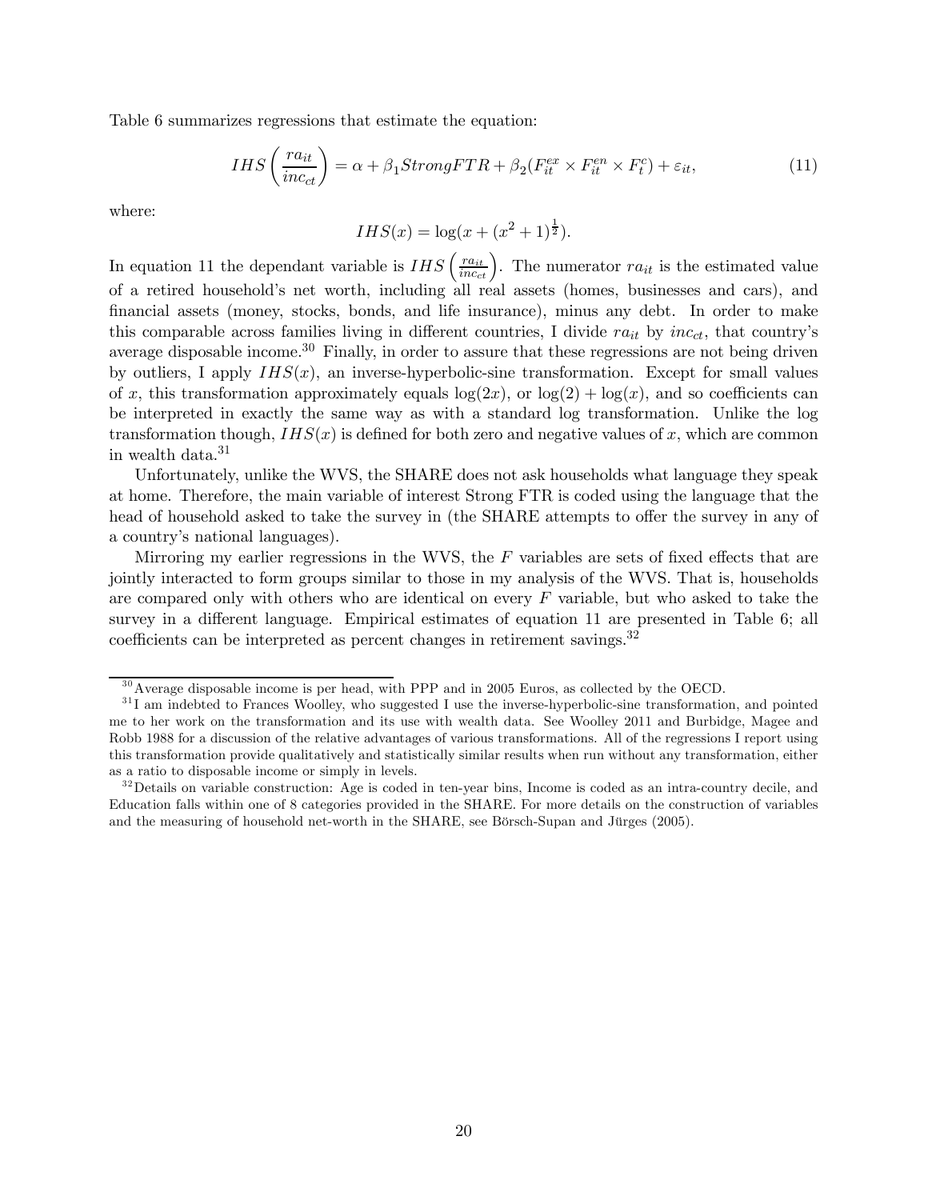Table 6 summarizes regressions that estimate the equation:

$$IHS\left(\frac{ra_{it}}{inc_{ct}}\right) = \alpha + \beta_1 StrongFTR + \beta_2(F_{it}^{ex} \times F_{it}^{en} \times F_t^c) + \varepsilon_{it}, \tag{11}$$

where:

$$IHS(x) = \log(x + (x^2 + 1)^{\frac{1}{2}}).$$

In equation 11 the dependant variable is $IHS\left(\frac{ra_{it}}{inc_{ct}}\right)$. The numerator $ra_{it}$ is the estimated value of a retired household's net worth, including all real assets (homes, businesses and cars), and financial assets (money, stocks, bonds, and life insurance), minus any debt. In order to make this comparable across families living in different countries, I divide $ra_{it}$ by $inc_{ct}$, that country's average disposable income.[30] Finally, in order to assure that these regressions are not being driven by outliers, I apply $IHS(x)$, an inverse-hyperbolic-sine transformation. Except for small values of $x$, this transformation approximately equals $\log(2x)$, or $\log(2) + \log(x)$, and so coefficients can be interpreted in exactly the same way as with a standard log transformation. Unlike the log transformation though, $IHS(x)$ is defined for both zero and negative values of $x$, which are common in wealth data.[31]

Unfortunately, unlike the WVS, the SHARE does not ask households what language they speak at home. Therefore, the main variable of interest Strong FTR is coded using the language that the head of household asked to take the survey in (the SHARE attempts to offer the survey in any of a country's national languages).

Mirroring my earlier regressions in the WVS, the $F$ variables are sets of fixed effects that are jointly interacted to form groups similar to those in my analysis of the WVS. That is, households are compared only with others who are identical on every $F$ variable, but who asked to take the survey in a different language. Empirical estimates of equation 11 are presented in Table 6; all coefficients can be interpreted as percent changes in retirement savings.[32]

---

[30] Average disposable income is per head, with PPP and in 2005 Euros, as collected by the OECD.

[31] I am indebted to Frances Woolley, who suggested I use the inverse-hyperbolic-sine transformation, and pointed me to her work on the transformation and its use with wealth data. See Woolley 2011 and Burbidge, Magee and Robb 1988 for a discussion of the relative advantages of various transformations. All of the regressions I report using this transformation provide qualitatively and statistically similar results when run without any transformation, either as a ratio to disposable income or simply in levels.

[32] Details on variable construction: Age is coded in ten-year bins, Income is coded as an intra-country decile, and Education falls within one of 8 categories provided in the SHARE. For more details on the construction of variables and the measuring of household net-worth in the SHARE, see Börsch-Supan and Jürges (2005).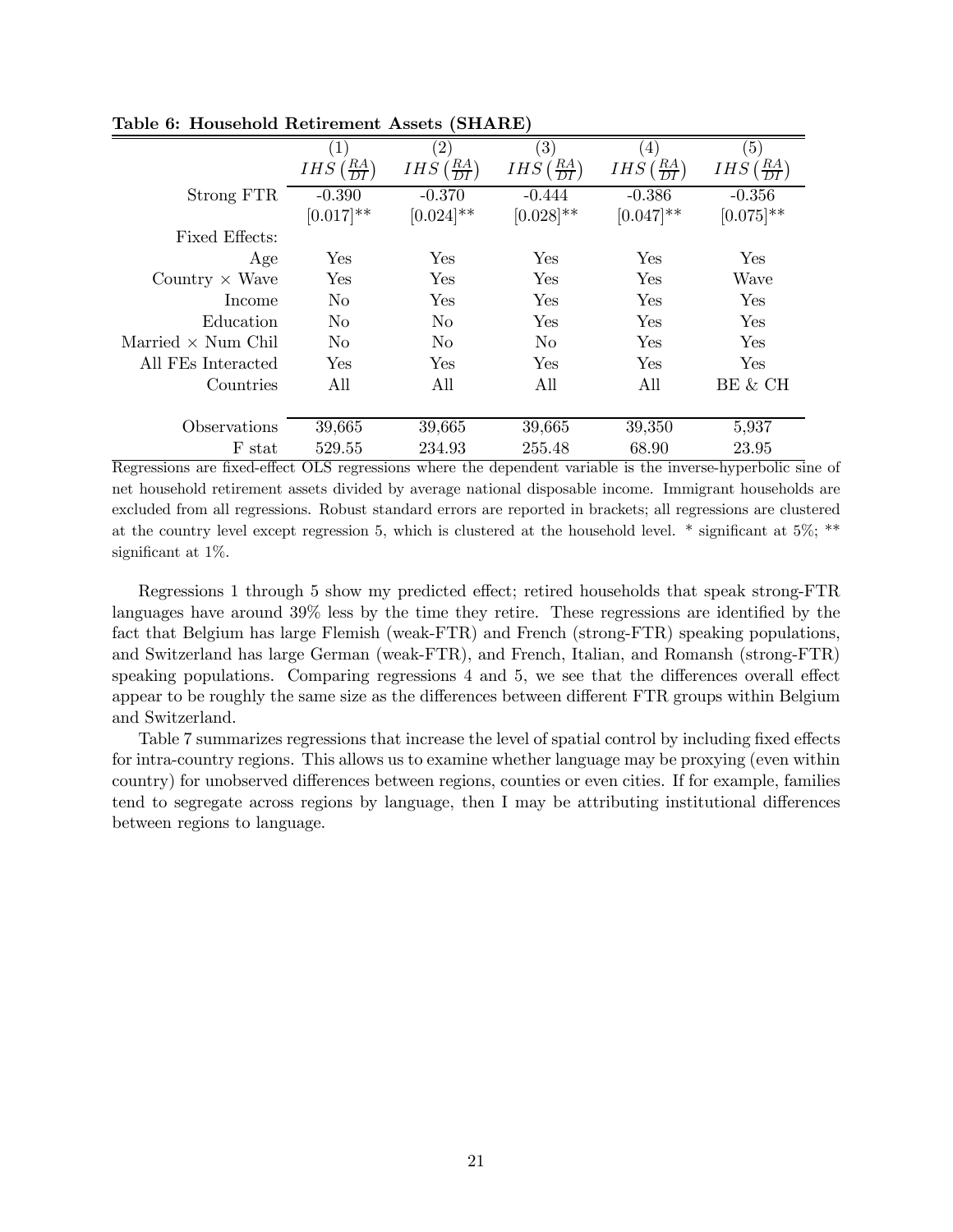**Table 6: Household Retirement Assets (SHARE)**

| | (1) | (2) | (3) | (4) | (5) |
|---|---|---|---|---|---|
| | $IHS\left(\frac{RA}{DI}\right)$ | $IHS\left(\frac{RA}{DI}\right)$ | $IHS\left(\frac{RA}{DI}\right)$ | $IHS\left(\frac{RA}{DI}\right)$ | $IHS\left(\frac{RA}{DI}\right)$ |
| Strong FTR | -0.390 | -0.370 | -0.444 | -0.386 | -0.356 |
| | [0.017]** | [0.024]** | [0.028]** | [0.047]** | [0.075]** |
| Fixed Effects: | | | | | |
| Age | Yes | Yes | Yes | Yes | Yes |
| Country × Wave | Yes | Yes | Yes | Yes | Wave |
| Income | No | Yes | Yes | Yes | Yes |
| Education | No | No | Yes | Yes | Yes |
| Married × Num Chil | No | No | No | Yes | Yes |
| All FEs Interacted | Yes | Yes | Yes | Yes | Yes |
| Countries | All | All | All | All | BE & CH |
| Observations | 39,665 | 39,665 | 39,665 | 39,350 | 5,937 |
| F stat | 529.55 | 234.93 | 255.48 | 68.90 | 23.95 |

Regressions are fixed-effect OLS regressions where the dependent variable is the inverse-hyperbolic sine of net household retirement assets divided by average national disposable income. Immigrant households are excluded from all regressions. Robust standard errors are reported in brackets; all regressions are clustered at the country level except regression 5, which is clustered at the household level. * significant at 5%; ** significant at 1%.

Regressions 1 through 5 show my predicted effect; retired households that speak strong-FTR languages have around 39% less by the time they retire. These regressions are identified by the fact that Belgium has large Flemish (weak-FTR) and French (strong-FTR) speaking populations, and Switzerland has large German (weak-FTR), and French, Italian, and Romansh (strong-FTR) speaking populations. Comparing regressions 4 and 5, we see that the differences overall effect appear to be roughly the same size as the differences between different FTR groups within Belgium and Switzerland.

Table 7 summarizes regressions that increase the level of spatial control by including fixed effects for intra-country regions. This allows us to examine whether language may be proxying (even within country) for unobserved differences between regions, counties or even cities. If for example, families tend to segregate across regions by language, then I may be attributing institutional differences between regions to language.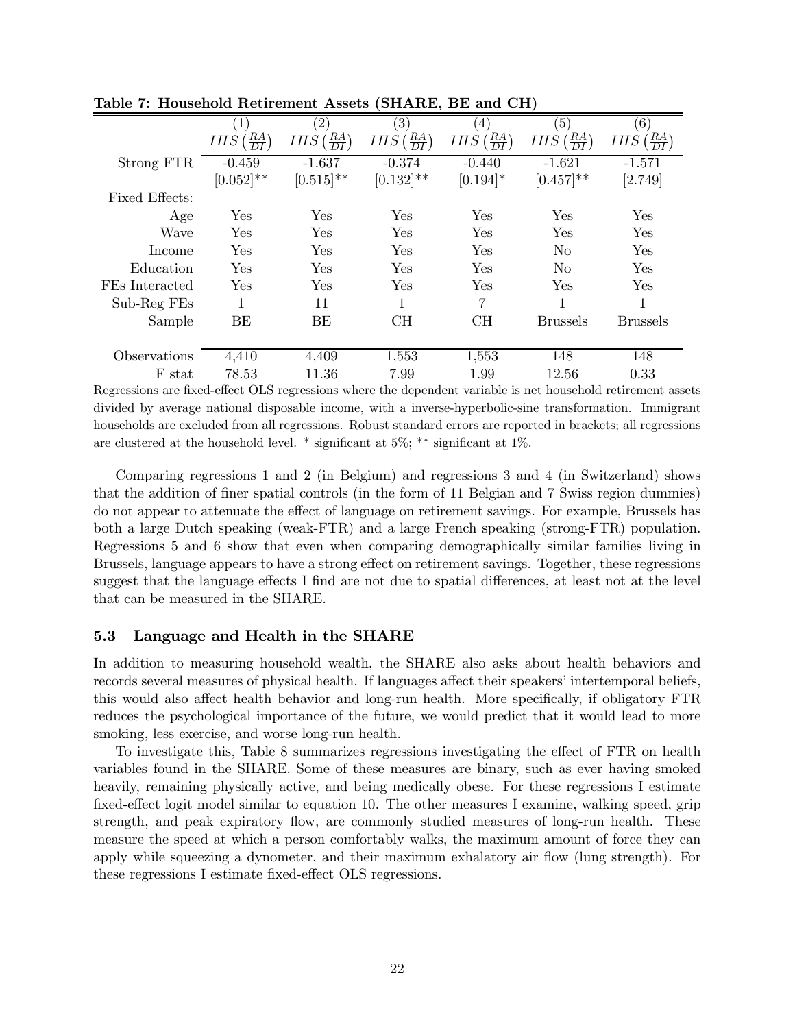**Table 7: Household Retirement Assets (SHARE, BE and CH)**

| | (1) | (2) | (3) | (4) | (5) | (6) |
|---|---|---|---|---|---|---|
| | $IHS\left(\frac{RA}{DI}\right)$ | $IHS\left(\frac{RA}{DI}\right)$ | $IHS\left(\frac{RA}{DI}\right)$ | $IHS\left(\frac{RA}{DI}\right)$ | $IHS\left(\frac{RA}{DI}\right)$ | $IHS\left(\frac{RA}{DI}\right)$ |
| Strong FTR | -0.459 | -1.637 | -0.374 | -0.440 | -1.621 | -1.571 |
| | [0.052]** | [0.515]** | [0.132]** | [0.194]* | [0.457]** | [2.749] |
| Fixed Effects: | | | | | | |
| Age | Yes | Yes | Yes | Yes | Yes | Yes |
| Wave | Yes | Yes | Yes | Yes | Yes | Yes |
| Income | Yes | Yes | Yes | Yes | No | Yes |
| Education | Yes | Yes | Yes | Yes | No | Yes |
| FEs Interacted | Yes | Yes | Yes | Yes | Yes | Yes |
| Sub-Reg FEs | 1 | 11 | 1 | 7 | 1 | 1 |
| Sample | BE | BE | CH | CH | Brussels | Brussels |
| Observations | 4,410 | 4,409 | 1,553 | 1,553 | 148 | 148 |
| F stat | 78.53 | 11.36 | 7.99 | 1.99 | 12.56 | 0.33 |

Regressions are fixed-effect OLS regressions where the dependent variable is net household retirement assets divided by average national disposable income, with a inverse-hyperbolic-sine transformation. Immigrant households are excluded from all regressions. Robust standard errors are reported in brackets; all regressions are clustered at the household level. * significant at 5%; ** significant at 1%.

Comparing regressions 1 and 2 (in Belgium) and regressions 3 and 4 (in Switzerland) shows that the addition of finer spatial controls (in the form of 11 Belgian and 7 Swiss region dummies) do not appear to attenuate the effect of language on retirement savings. For example, Brussels has both a large Dutch speaking (weak-FTR) and a large French speaking (strong-FTR) population. Regressions 5 and 6 show that even when comparing demographically similar families living in Brussels, language appears to have a strong effect on retirement savings. Together, these regressions suggest that the language effects I find are not due to spatial differences, at least not at the level that can be measured in the SHARE.

### 5.3 Language and Health in the SHARE

In addition to measuring household wealth, the SHARE also asks about health behaviors and records several measures of physical health. If languages affect their speakers' intertemporal beliefs, this would also affect health behavior and long-run health. More specifically, if obligatory FTR reduces the psychological importance of the future, we would predict that it would lead to more smoking, less exercise, and worse long-run health.

To investigate this, Table 8 summarizes regressions investigating the effect of FTR on health variables found in the SHARE. Some of these measures are binary, such as ever having smoked heavily, remaining physically active, and being medically obese. For these regressions I estimate fixed-effect logit model similar to equation 10. The other measures I examine, walking speed, grip strength, and peak expiratory flow, are commonly studied measures of long-run health. These measure the speed at which a person comfortably walks, the maximum amount of force they can apply while squeezing a dynometer, and their maximum exhalatory air flow (lung strength). For these regressions I estimate fixed-effect OLS regressions.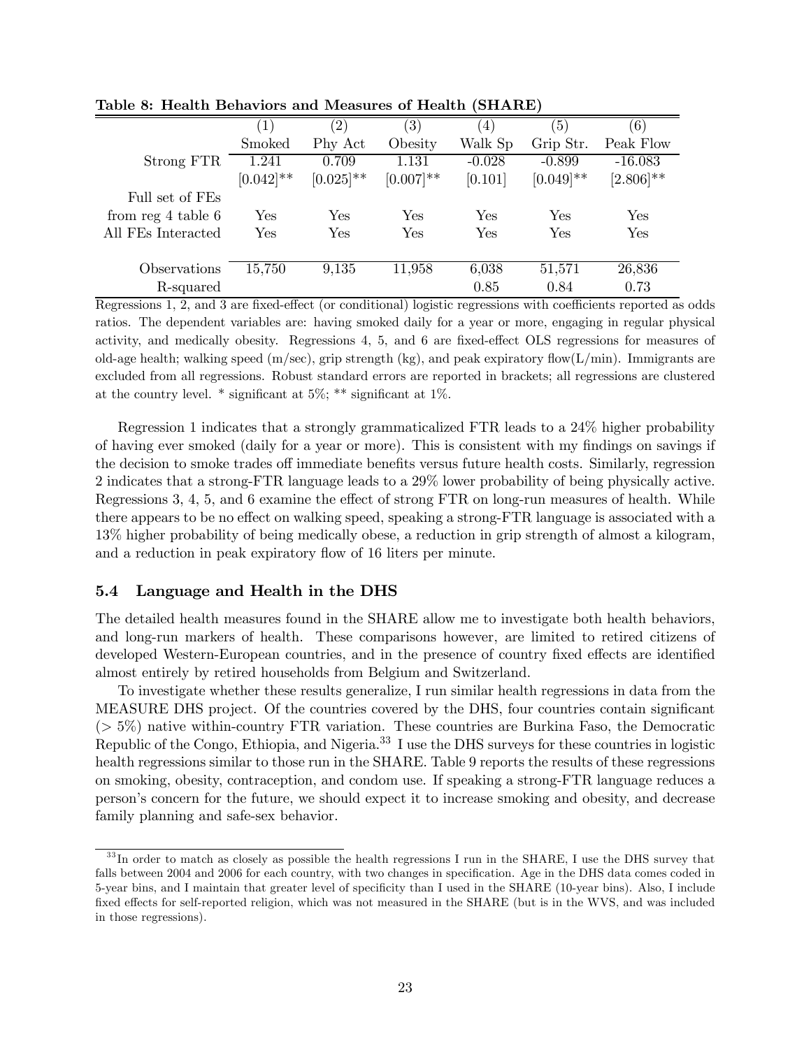**Table 8: Health Behaviors and Measures of Health (SHARE)**

| | (1) | (2) | (3) | (4) | (5) | (6) |
|---|---|---|---|---|---|---|
| | Smoked | Phy Act | Obesity | Walk Sp | Grip Str. | Peak Flow |
| Strong FTR | 1.241 | 0.709 | 1.131 | -0.028 | -0.899 | -16.083 |
| | [0.042]** | [0.025]** | [0.007]** | [0.101] | [0.049]** | [2.806]** |
| Full set of FEs | | | | | | |
| from reg 4 table 6 | Yes | Yes | Yes | Yes | Yes | Yes |
| All FEs Interacted | Yes | Yes | Yes | Yes | Yes | Yes |
| Observations | 15,750 | 9,135 | 11,958 | 6,038 | 51,571 | 26,836 |
| R-squared | | | | 0.85 | 0.84 | 0.73 |

Regressions 1, 2, and 3 are fixed-effect (or conditional) logistic regressions with coefficients reported as odds ratios. The dependent variables are: having smoked daily for a year or more, engaging in regular physical activity, and medically obesity. Regressions 4, 5, and 6 are fixed-effect OLS regressions for measures of old-age health; walking speed (m/sec), grip strength (kg), and peak expiratory flow(L/min). Immigrants are excluded from all regressions. Robust standard errors are reported in brackets; all regressions are clustered at the country level. * significant at 5%; ** significant at 1%.

Regression 1 indicates that a strongly grammaticalized FTR leads to a 24% higher probability of having ever smoked (daily for a year or more). This is consistent with my findings on savings if the decision to smoke trades off immediate benefits versus future health costs. Similarly, regression 2 indicates that a strong-FTR language leads to a 29% lower probability of being physically active. Regressions 3, 4, 5, and 6 examine the effect of strong FTR on long-run measures of health. While there appears to be no effect on walking speed, speaking a strong-FTR language is associated with a 13% higher probability of being medically obese, a reduction in grip strength of almost a kilogram, and a reduction in peak expiratory flow of 16 liters per minute.

### 5.4 Language and Health in the DHS

The detailed health measures found in the SHARE allow me to investigate both health behaviors, and long-run markers of health. These comparisons however, are limited to retired citizens of developed Western-European countries, and in the presence of country fixed effects are identified almost entirely by retired households from Belgium and Switzerland.

To investigate whether these results generalize, I run similar health regressions in data from the MEASURE DHS project. Of the countries covered by the DHS, four countries contain significant (> 5%) native within-country FTR variation. These countries are Burkina Faso, the Democratic Republic of the Congo, Ethiopia, and Nigeria.[33] I use the DHS surveys for these countries in logistic health regressions similar to those run in the SHARE. Table 9 reports the results of these regressions on smoking, obesity, contraception, and condom use. If speaking a strong-FTR language reduces a person's concern for the future, we should expect it to increase smoking and obesity, and decrease family planning and safe-sex behavior.

[33] In order to match as closely as possible the health regressions I run in the SHARE, I use the DHS survey that falls between 2004 and 2006 for each country, with two changes in specification. Age in the DHS data comes coded in 5-year bins, and I maintain that greater level of specificity than I used in the SHARE (10-year bins). Also, I include fixed effects for self-reported religion, which was not measured in the SHARE (but is in the WVS, and was included in those regressions).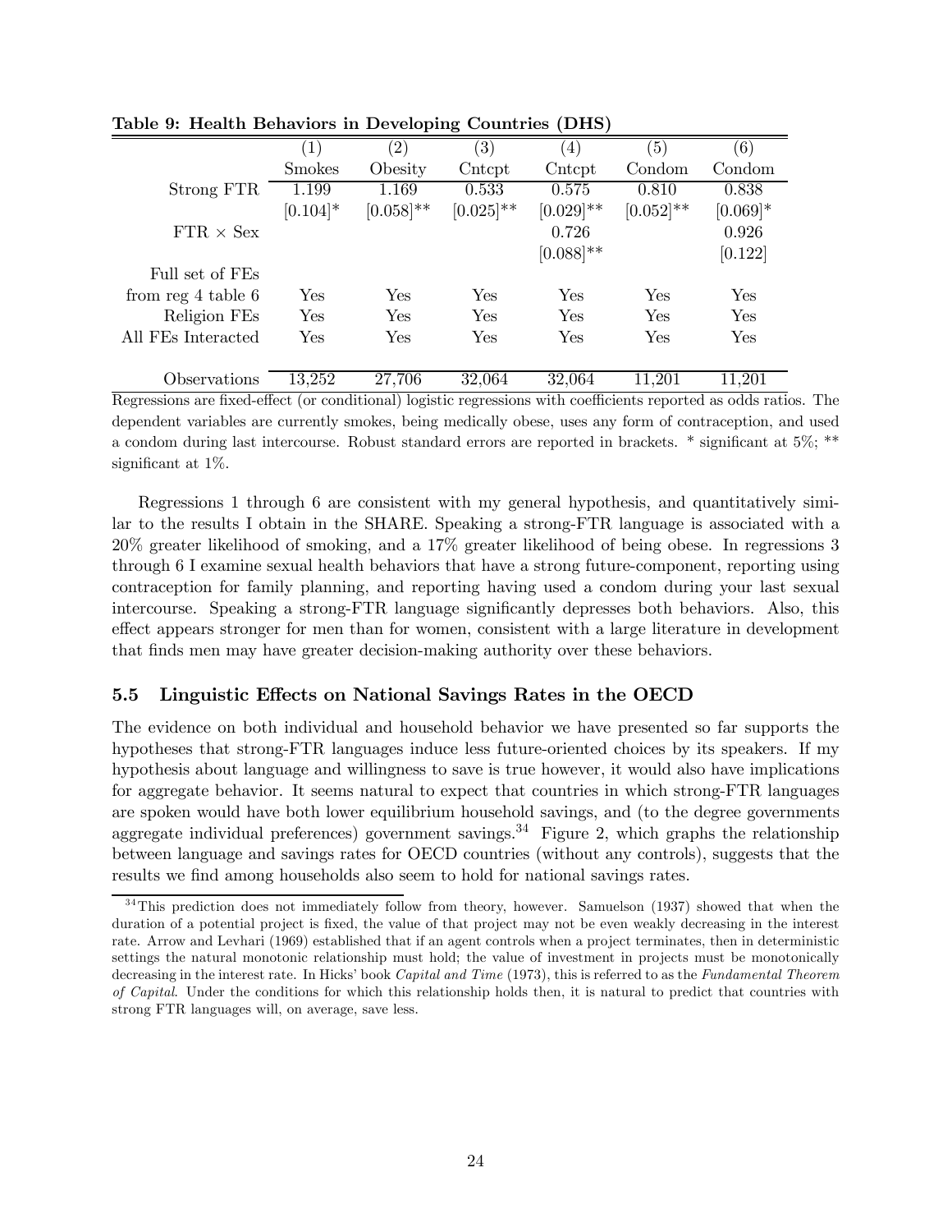**Table 9: Health Behaviors in Developing Countries (DHS)**

| | (1) | (2) | (3) | (4) | (5) | (6) |
|---|---|---|---|---|---|---|
| | Smokes | Obesity | Cntcpt | Cntcpt | Condom | Condom |
| Strong FTR | 1.199 | 1.169 | 0.533 | 0.575 | 0.810 | 0.838 |
| | [0.104]* | [0.058]** | [0.025]** | [0.029]** | [0.052]** | [0.069]* |
| FTR × Sex | | | | 0.726 | | 0.926 |
| | | | | [0.088]** | | [0.122] |
| Full set of FEs from reg 4 table 6 | Yes | Yes | Yes | Yes | Yes | Yes |
| Religion FEs | Yes | Yes | Yes | Yes | Yes | Yes |
| All FEs Interacted | Yes | Yes | Yes | Yes | Yes | Yes |
| Observations | 13,252 | 27,706 | 32,064 | 32,064 | 11,201 | 11,201 |

Regressions are fixed-effect (or conditional) logistic regressions with coefficients reported as odds ratios. The dependent variables are currently smokes, being medically obese, uses any form of contraception, and used a condom during last intercourse. Robust standard errors are reported in brackets. * significant at 5%; ** significant at 1%.

Regressions 1 through 6 are consistent with my general hypothesis, and quantitatively similar to the results I obtain in the SHARE. Speaking a strong-FTR language is associated with a 20% greater likelihood of smoking, and a 17% greater likelihood of being obese. In regressions 3 through 6 I examine sexual health behaviors that have a strong future-component, reporting using contraception for family planning, and reporting having used a condom during your last sexual intercourse. Speaking a strong-FTR language significantly depresses both behaviors. Also, this effect appears stronger for men than for women, consistent with a large literature in development that finds men may have greater decision-making authority over these behaviors.

### 5.5 Linguistic Effects on National Savings Rates in the OECD

The evidence on both individual and household behavior we have presented so far supports the hypotheses that strong-FTR languages induce less future-oriented choices by its speakers. If my hypothesis about language and willingness to save is true however, it would also have implications for aggregate behavior. It seems natural to expect that countries in which strong-FTR languages are spoken would have both lower equilibrium household savings, and (to the degree governments aggregate individual preferences) government savings.[34] Figure 2, which graphs the relationship between language and savings rates for OECD countries (without any controls), suggests that the results we find among households also seem to hold for national savings rates.

[34] This prediction does not immediately follow from theory, however. Samuelson (1937) showed that when the duration of a potential project is fixed, the value of that project may not be even weakly decreasing in the interest rate. Arrow and Levhari (1969) established that if an agent controls when a project terminates, then in deterministic settings the natural monotonic relationship must hold; the value of investment in projects must be monotonically decreasing in the interest rate. In Hicks' book *Capital and Time* (1973), this is referred to as the *Fundamental Theorem of Capital*. Under the conditions for which this relationship holds then, it is natural to predict that countries with strong FTR languages will, on average, save less.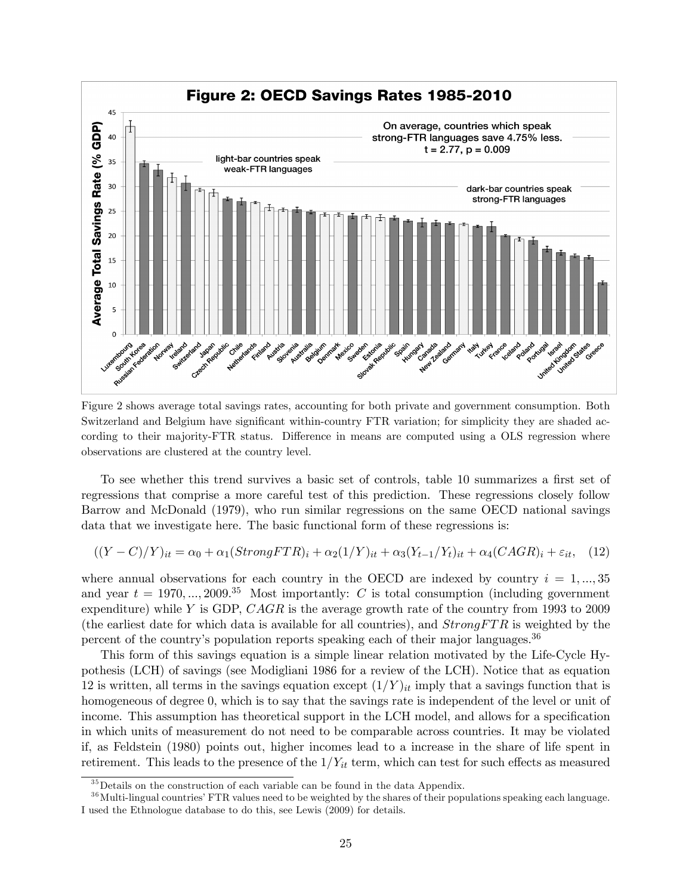Figure 2 shows average total savings rates, accounting for both private and government consumption. Both Switzerland and Belgium have significant within-country FTR variation; for simplicity they are shaded according to their majority-FTR status. Difference in means are computed using a OLS regression where observations are clustered at the country level.

To see whether this trend survives a basic set of controls, table 10 summarizes a first set of regressions that comprise a more careful test of this prediction. These regressions closely follow Barrow and McDonald (1979), who run similar regressions on the same OECD national savings data that we investigate here. The basic functional form of these regressions is:

$$((Y - C)/Y)_{it} = \alpha_0 + \alpha_1(StrongFTR)_i + \alpha_2(1/Y)_{it} + \alpha_3(Y_{t-1}/Y_t)_{it} + \alpha_4(CAGR)_i + \varepsilon_{it}, \quad (12)$$

where annual observations for each country in the OECD are indexed by country $i = 1, ..., 35$ and year $t = 1970, ..., 2009$.[35] Most importantly: $C$ is total consumption (including government expenditure) while $Y$ is GDP, $CAGR$ is the average growth rate of the country from 1993 to 2009 (the earliest date for which data is available for all countries), and $StrongFTR$ is weighted by the percent of the country's population reports speaking each of their major languages.[36]

This form of this savings equation is a simple linear relation motivated by the Life-Cycle Hypothesis (LCH) of savings (see Modigliani 1986 for a review of the LCH). Notice that as equation 12 is written, all terms in the savings equation except $(1/Y)_{it}$ imply that a savings function that is homogeneous of degree 0, which is to say that the savings rate is independent of the level or unit of income. This assumption has theoretical support in the LCH model, and allows for a specification in which units of measurement do not need to be comparable across countries. It may be violated if, as Feldstein (1980) points out, higher incomes lead to a increase in the share of life spent in retirement. This leads to the presence of the $1/Y_{it}$ term, which can test for such effects as measured

[35] Details on the construction of each variable can be found in the data Appendix.

[36] Multi-lingual countries' FTR values need to be weighted by the shares of their populations speaking each language. I used the Ethnologue database to do this, see Lewis (2009) for details.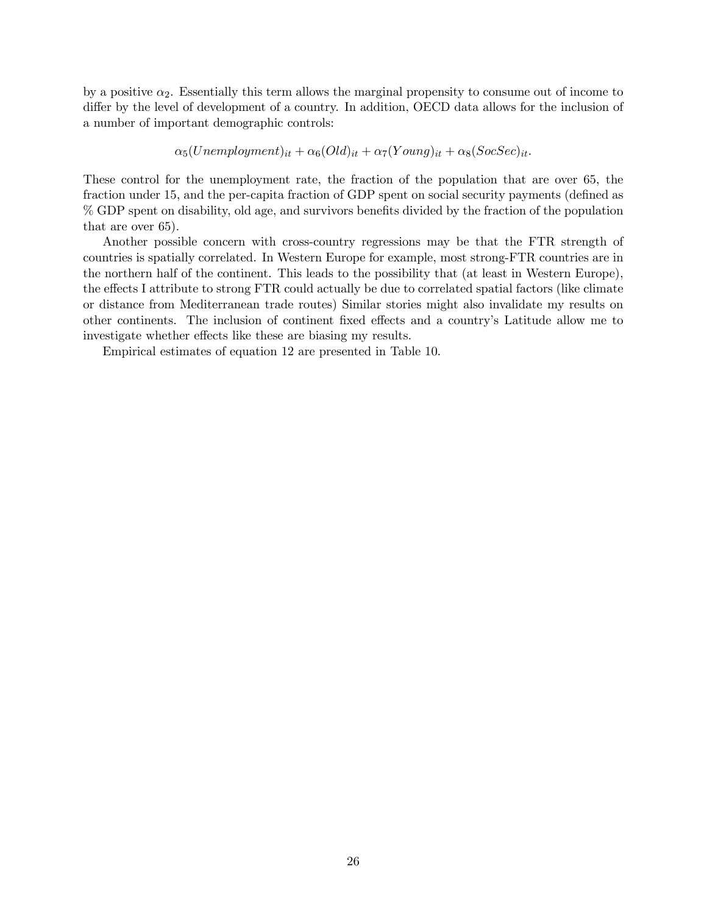by a positive $\alpha_2$. Essentially this term allows the marginal propensity to consume out of income to differ by the level of development of a country. In addition, OECD data allows for the inclusion of a number of important demographic controls:

$$\alpha_5(Unemployment)_{it} + \alpha_6(Old)_{it} + \alpha_7(Young)_{it} + \alpha_8(SocSec)_{it}.$$

These control for the unemployment rate, the fraction of the population that are over 65, the fraction under 15, and the per-capita fraction of GDP spent on social security payments (defined as % GDP spent on disability, old age, and survivors benefits divided by the fraction of the population that are over 65).

Another possible concern with cross-country regressions may be that the FTR strength of countries is spatially correlated. In Western Europe for example, most strong-FTR countries are in the northern half of the continent. This leads to the possibility that (at least in Western Europe), the effects I attribute to strong FTR could actually be due to correlated spatial factors (like climate or distance from Mediterranean trade routes) Similar stories might also invalidate my results on other continents. The inclusion of continent fixed effects and a country's Latitude allow me to investigate whether effects like these are biasing my results.

Empirical estimates of equation 12 are presented in Table 10.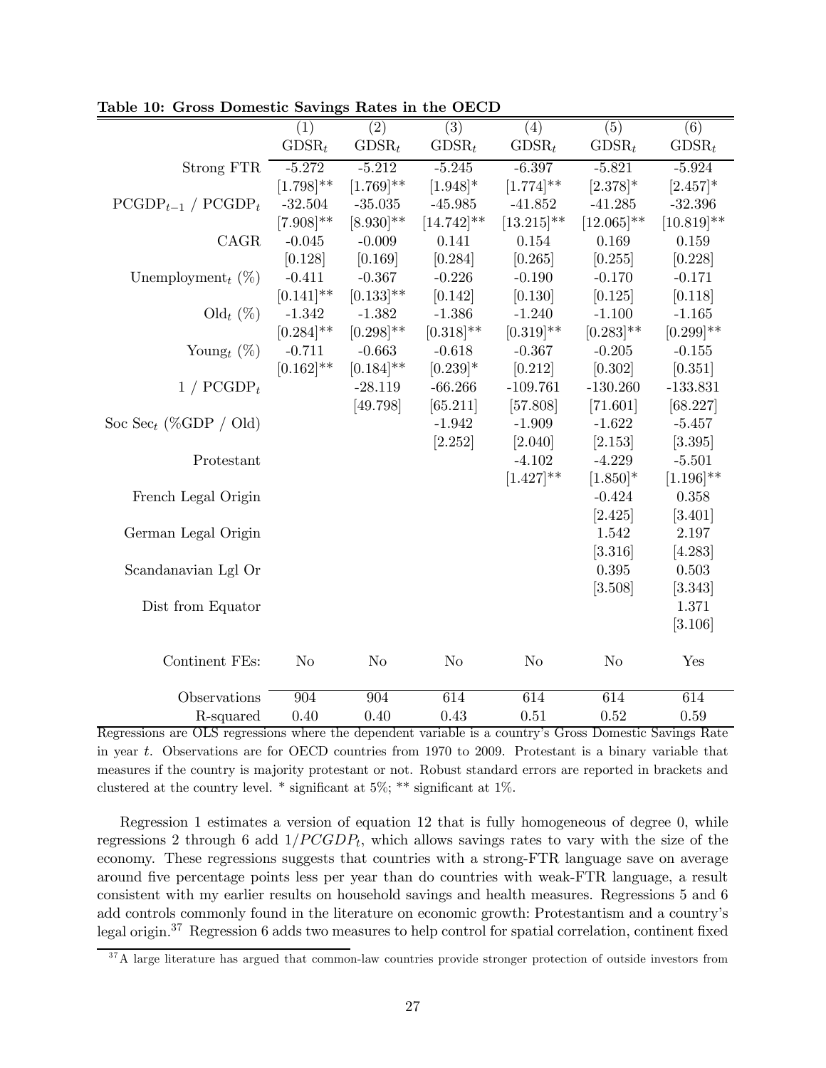**Table 10: Gross Domestic Savings Rates in the OECD**

| | (1) | (2) | (3) | (4) | (5) | (6) |
|---|---|---|---|---|---|---|
| | $GDSR_t$ | $GDSR_t$ | $GDSR_t$ | $GDSR_t$ | $GDSR_t$ | $GDSR_t$ |
| Strong FTR | -5.272 | -5.212 | -5.245 | -6.397 | -5.821 | -5.924 |
| | [1.798]** | [1.769]** | [1.948]* | [1.774]** | [2.378]* | [2.457]* |
| $PCGDP_{t-1}$ / $PCGDP_t$ | -32.504 | -35.035 | -45.985 | -41.852 | -41.285 | -32.396 |
| | [7.908]** | [8.930]** | [14.742]** | [13.215]** | [12.065]** | [10.819]** |
| CAGR | -0.045 | -0.009 | 0.141 | 0.154 | 0.169 | 0.159 |
| | [0.128] | [0.169] | [0.284] | [0.265] | [0.255] | [0.228] |
| $\text{Unemployment}_t$ (%) | -0.411 | -0.367 | -0.226 | -0.190 | -0.170 | -0.171 |
| | [0.141]** | [0.133]** | [0.142] | [0.130] | [0.125] | [0.118] |
| $\text{Old}_t$ (%) | -1.342 | -1.382 | -1.386 | -1.240 | -1.100 | -1.165 |
| | [0.284]** | [0.298]** | [0.318]** | [0.319]** | [0.283]** | [0.299]** |
| $\text{Young}_t$ (%) | -0.711 | -0.663 | -0.618 | -0.367 | -0.205 | -0.155 |
| | [0.162]** | [0.184]** | [0.239]* | [0.212] | [0.302] | [0.351] |
| 1 / $PCGDP_t$ | | -28.119 | -66.266 | -109.761 | -130.260 | -133.831 |
| | | [49.798] | [65.211] | [57.808] | [71.601] | [68.227] |
| $\text{Soc Sec}_t$ (%GDP / Old) | | | -1.942 | -1.909 | -1.622 | -5.457 |
| | | | [2.252] | [2.040] | [2.153] | [3.395] |
| Protestant | | | | -4.102 | -4.229 | -5.501 |
| | | | | [1.427]** | [1.850]* | [1.196]** |
| French Legal Origin | | | | | -0.424 | 0.358 |
| | | | | | [2.425] | [3.401] |
| German Legal Origin | | | | | 1.542 | 2.197 |
| | | | | | [3.316] | [4.283] |
| Scandanavian Lgl Or | | | | | 0.395 | 0.503 |
| | | | | | [3.508] | [3.343] |
| Dist from Equator | | | | | | 1.371 |
| | | | | | | [3.106] |
| Continent FEs: | No | No | No | No | No | Yes |
| Observations | 904 | 904 | 614 | 614 | 614 | 614 |
| R-squared | 0.40 | 0.40 | 0.43 | 0.51 | 0.52 | 0.59 |

Regressions are OLS regressions where the dependent variable is a country's Gross Domestic Savings Rate in year $t$. Observations are for OECD countries from 1970 to 2009. Protestant is a binary variable that measures if the country is majority protestant or not. Robust standard errors are reported in brackets and clustered at the country level. * significant at 5%; ** significant at 1%.

Regression 1 estimates a version of equation 12 that is fully homogeneous of degree 0, while regressions 2 through 6 add $1/PCGDP_t$, which allows savings rates to vary with the size of the economy. These regressions suggests that countries with a strong-FTR language save on average around five percentage points less per year than do countries with weak-FTR language, a result consistent with my earlier results on household savings and health measures. Regressions 5 and 6 add controls commonly found in the literature on economic growth: Protestantism and a country's legal origin.[37] Regression 6 adds two measures to help control for spatial correlation, continent fixed

[37] A large literature has argued that common-law countries provide stronger protection of outside investors from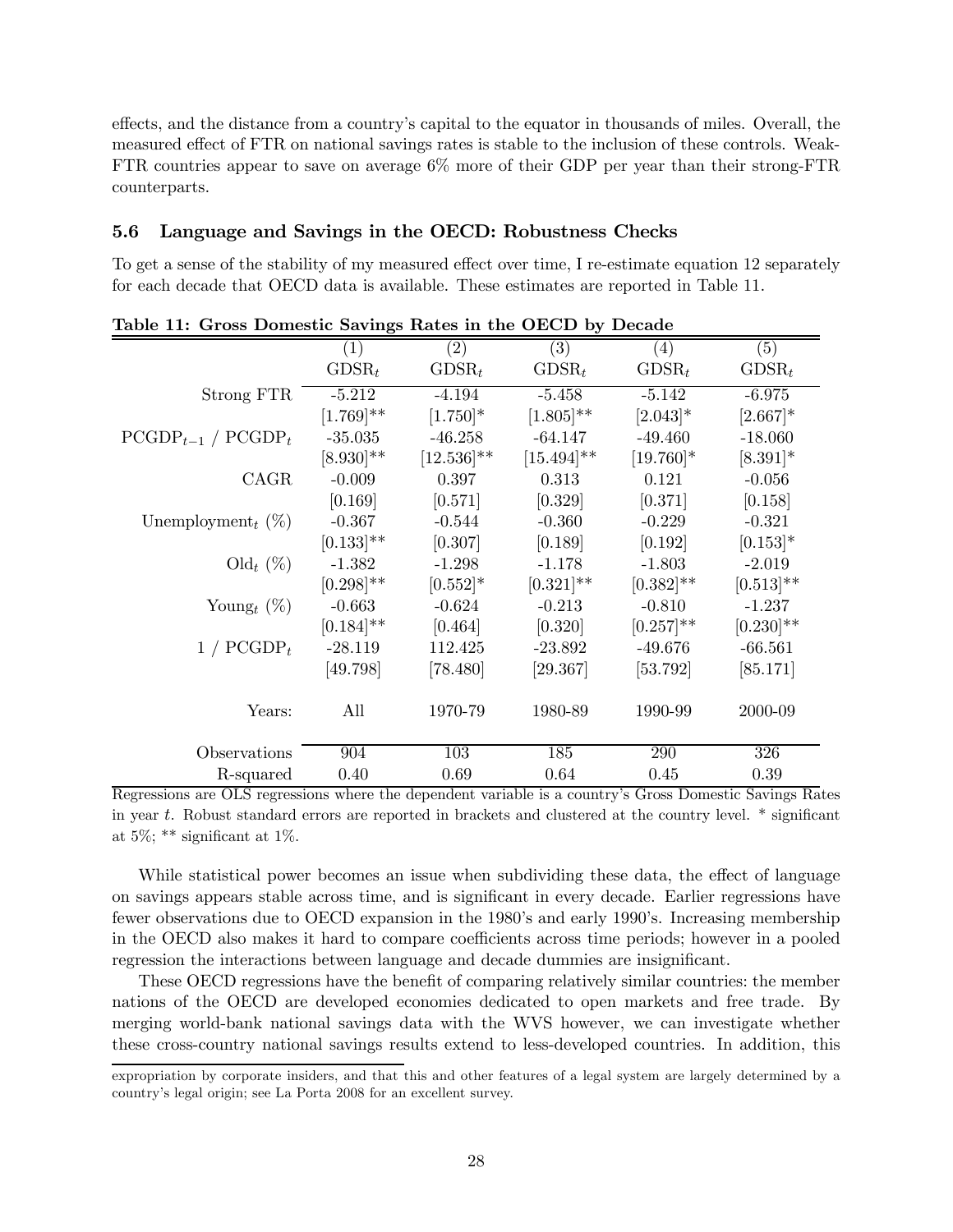effects, and the distance from a country's capital to the equator in thousands of miles. Overall, the measured effect of FTR on national savings rates is stable to the inclusion of these controls. Weak-FTR countries appear to save on average 6% more of their GDP per year than their strong-FTR counterparts.

### 5.6 Language and Savings in the OECD: Robustness Checks

To get a sense of the stability of my measured effect over time, I re-estimate equation 12 separately for each decade that OECD data is available. These estimates are reported in Table 11.

**Table 11: Gross Domestic Savings Rates in the OECD by Decade**

| | (1) | (2) | (3) | (4) | (5) |
|---|---|---|---|---|---|
| | $GDSR_t$ | $GDSR_t$ | $GDSR_t$ | $GDSR_t$ | $GDSR_t$ |
| Strong FTR | -5.212 | -4.194 | -5.458 | -5.142 | -6.975 |
| | [1.769]** | [1.750]* | [1.805]** | [2.043]* | [2.667]* |
| $PCGDP_{t-1}$ / $PCGDP_t$ | -35.035 | -46.258 | -64.147 | -49.460 | -18.060 |
| | [8.930]** | [12.536]** | [15.494]** | [19.760]* | [8.391]* |
| CAGR | -0.009 | 0.397 | 0.313 | 0.121 | -0.056 |
| | [0.169] | [0.571] | [0.329] | [0.371] | [0.158] |
| $\text{Unemployment}_t$ (%) | -0.367 | -0.544 | -0.360 | -0.229 | -0.321 |
| | [0.133]** | [0.307] | [0.189] | [0.192] | [0.153]* |
| $\text{Old}_t$ (%) | -1.382 | -1.298 | -1.178 | -1.803 | -2.019 |
| | [0.298]** | [0.552]* | [0.321]** | [0.382]** | [0.513]** |
| $\text{Young}_t$ (%) | -0.663 | -0.624 | -0.213 | -0.810 | -1.237 |
| | [0.184]** | [0.464] | [0.320] | [0.257]** | [0.230]** |
| 1 / $PCGDP_t$ | -28.119 | 112.425 | -23.892 | -49.676 | -66.561 |
| | [49.798] | [78.480] | [29.367] | [53.792] | [85.171] |
| Years: | All | 1970-79 | 1980-89 | 1990-99 | 2000-09 |
| Observations | 904 | 103 | 185 | 290 | 326 |
| R-squared | 0.40 | 0.69 | 0.64 | 0.45 | 0.39 |

Regressions are OLS regressions where the dependent variable is a country's Gross Domestic Savings Rates in year $t$. Robust standard errors are reported in brackets and clustered at the country level. * significant at 5%; ** significant at 1%.

While statistical power becomes an issue when subdividing these data, the effect of language on savings appears stable across time, and is significant in every decade. Earlier regressions have fewer observations due to OECD expansion in the 1980's and early 1990's. Increasing membership in the OECD also makes it hard to compare coefficients across time periods; however in a pooled regression the interactions between language and decade dummies are insignificant.

These OECD regressions have the benefit of comparing relatively similar countries: the member nations of the OECD are developed economies dedicated to open markets and free trade. By merging world-bank national savings data with the WVS however, we can investigate whether these cross-country national savings results extend to less-developed countries. In addition, this

expropriation by corporate insiders, and that this and other features of a legal system are largely determined by a country's legal origin; see La Porta 2008 for an excellent survey.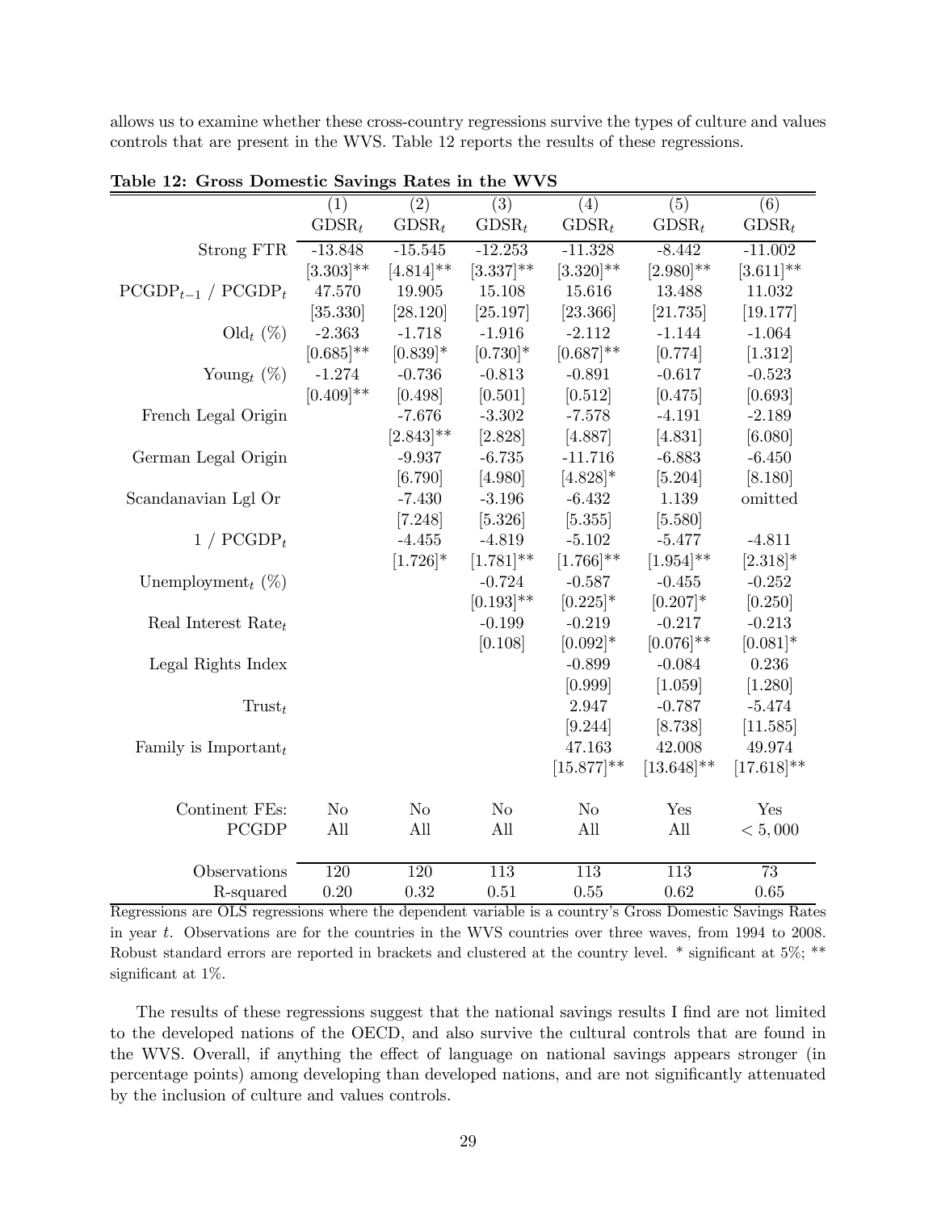allows us to examine whether these cross-country regressions survive the types of culture and values controls that are present in the WVS. Table 12 reports the results of these regressions.

**Table 12: Gross Domestic Savings Rates in the WVS**

| | (1) | (2) | (3) | (4) | (5) | (6) |
|---|---|---|---|---|---|---|
| | $GDSR_t$ | $GDSR_t$ | $GDSR_t$ | $GDSR_t$ | $GDSR_t$ | $GDSR_t$ |
| Strong FTR | -13.848 | -15.545 | -12.253 | -11.328 | -8.442 | -11.002 |
| | [3.303]** | [4.814]** | [3.337]** | [3.320]** | [2.980]** | [3.611]** |
| $PCGDP_{t-1}$ / $PCGDP_t$ | 47.570 | 19.905 | 15.108 | 15.616 | 13.488 | 11.032 |
| | [35.330] | [28.120] | [25.197] | [23.366] | [21.735] | [19.177] |
| $Old_t$ (%) | -2.363 | -1.718 | -1.916 | -2.112 | -1.144 | -1.064 |
| | [0.685]** | [0.839]* | [0.730]* | [0.687]** | [0.774] | [1.312] |
| $Young_t$ (%) | -1.274 | -0.736 | -0.813 | -0.891 | -0.617 | -0.523 |
| | [0.409]** | [0.498] | [0.501] | [0.512] | [0.475] | [0.693] |
| French Legal Origin | | -7.676 | -3.302 | -7.578 | -4.191 | -2.189 |
| | | [2.843]** | [2.828] | [4.887] | [4.831] | [6.080] |
| German Legal Origin | | -9.937 | -6.735 | -11.716 | -6.883 | -6.450 |
| | | [6.790] | [4.980] | [4.828]* | [5.204] | [8.180] |
| Scandanavian Lgl Or | | -7.430 | -3.196 | -6.432 | 1.139 | omitted |
| | | [7.248] | [5.326] | [5.355] | [5.580] | |
| 1 / $PCGDP_t$ | | -4.455 | -4.819 | -5.102 | -5.477 | -4.811 |
| | | [1.726]* | [1.781]** | [1.766]** | [1.954]** | [2.318]* |
| $Unemployment_t$ (%) | | | -0.724 | -0.587 | -0.455 | -0.252 |
| | | | [0.193]** | [0.225]* | [0.207]* | [0.250] |
| Real Interest $Rate_t$ | | | -0.199 | -0.219 | -0.217 | -0.213 |
| | | | [0.108] | [0.092]* | [0.076]** | [0.081]* |
| Legal Rights Index | | | | -0.899 | -0.084 | 0.236 |
| | | | | [0.999] | [1.059] | [1.280] |
| $Trust_t$ | | | | 2.947 | -0.787 | -5.474 |
| | | | | [9.244] | [8.738] | [11.585] |
| Family is $Important_t$ | | | | 47.163 | 42.008 | 49.974 |
| | | | | [15.877]** | [13.648]** | [17.618]** |
| Continent FEs: | No | No | No | No | Yes | Yes |
| PCGDP | All | All | All | All | All | $< 5,000$ |
| Observations | 120 | 120 | 113 | 113 | 113 | 73 |
| R-squared | 0.20 | 0.32 | 0.51 | 0.55 | 0.62 | 0.65 |

Regressions are OLS regressions where the dependent variable is a country's Gross Domestic Savings Rates in year $t$. Observations are for the countries in the WVS countries over three waves, from 1994 to 2008. Robust standard errors are reported in brackets and clustered at the country level. * significant at 5%; ** significant at 1%.

The results of these regressions suggest that the national savings results I find are not limited to the developed nations of the OECD, and also survive the cultural controls that are found in the WVS. Overall, if anything the effect of language on national savings appears stronger (in percentage points) among developing than developed nations, and are not significantly attenuated by the inclusion of culture and values controls.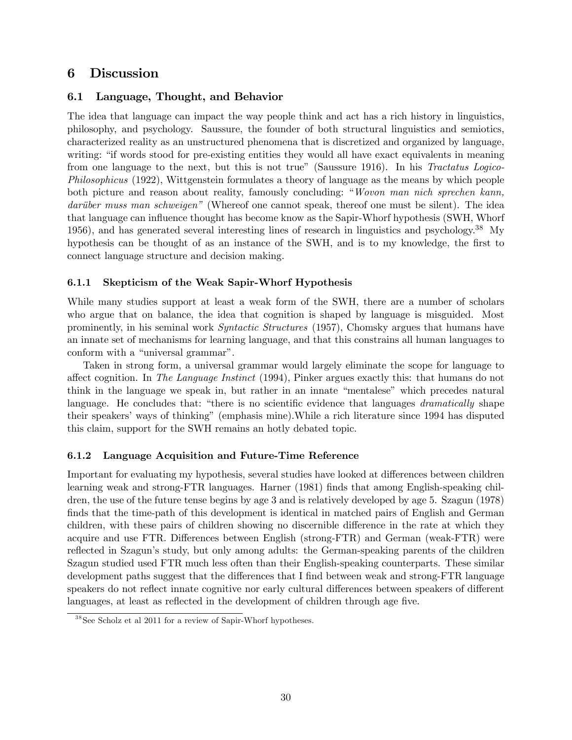## 6 Discussion

### 6.1 Language, Thought, and Behavior

The idea that language can impact the way people think and act has a rich history in linguistics, philosophy, and psychology. Saussure, the founder of both structural linguistics and semiotics, characterized reality as an unstructured phenomena that is discretized and organized by language, writing: "if words stood for pre-existing entities they would all have exact equivalents in meaning from one language to the next, but this is not true" (Saussure 1916). In his *Tractatus Logico-Philosophicus* (1922), Wittgenstein formulates a theory of language as the means by which people both picture and reason about reality, famously concluding: "*Wovon man nich sprechen kann, darüber muss man schweigen"* (Whereof one cannot speak, thereof one must be silent). The idea that language can influence thought has become know as the Sapir-Whorf hypothesis (SWH, Whorf 1956), and has generated several interesting lines of research in linguistics and psychology.[38] My hypothesis can be thought of as an instance of the SWH, and is to my knowledge, the first to connect language structure and decision making.

#### 6.1.1 Skepticism of the Weak Sapir-Whorf Hypothesis

While many studies support at least a weak form of the SWH, there are a number of scholars who argue that on balance, the idea that cognition is shaped by language is misguided. Most prominently, in his seminal work *Syntactic Structures* (1957), Chomsky argues that humans have an innate set of mechanisms for learning language, and that this constrains all human languages to conform with a "universal grammar".

Taken in strong form, a universal grammar would largely eliminate the scope for language to affect cognition. In *The Language Instinct* (1994), Pinker argues exactly this: that humans do not think in the language we speak in, but rather in an innate "mentalese" which precedes natural language. He concludes that: "there is no scientific evidence that languages *dramatically* shape their speakers' ways of thinking" (emphasis mine).While a rich literature since 1994 has disputed this claim, support for the SWH remains an hotly debated topic.

#### 6.1.2 Language Acquisition and Future-Time Reference

Important for evaluating my hypothesis, several studies have looked at differences between children learning weak and strong-FTR languages. Harner (1981) finds that among English-speaking children, the use of the future tense begins by age 3 and is relatively developed by age 5. Szagun (1978) finds that the time-path of this development is identical in matched pairs of English and German children, with these pairs of children showing no discernible difference in the rate at which they acquire and use FTR. Differences between English (strong-FTR) and German (weak-FTR) were reflected in Szagun's study, but only among adults: the German-speaking parents of the children Szagun studied used FTR much less often than their English-speaking counterparts. These similar development paths suggest that the differences that I find between weak and strong-FTR language speakers do not reflect innate cognitive nor early cultural differences between speakers of different languages, at least as reflected in the development of children through age five.

[38] See Scholz et al 2011 for a review of Sapir-Whorf hypotheses.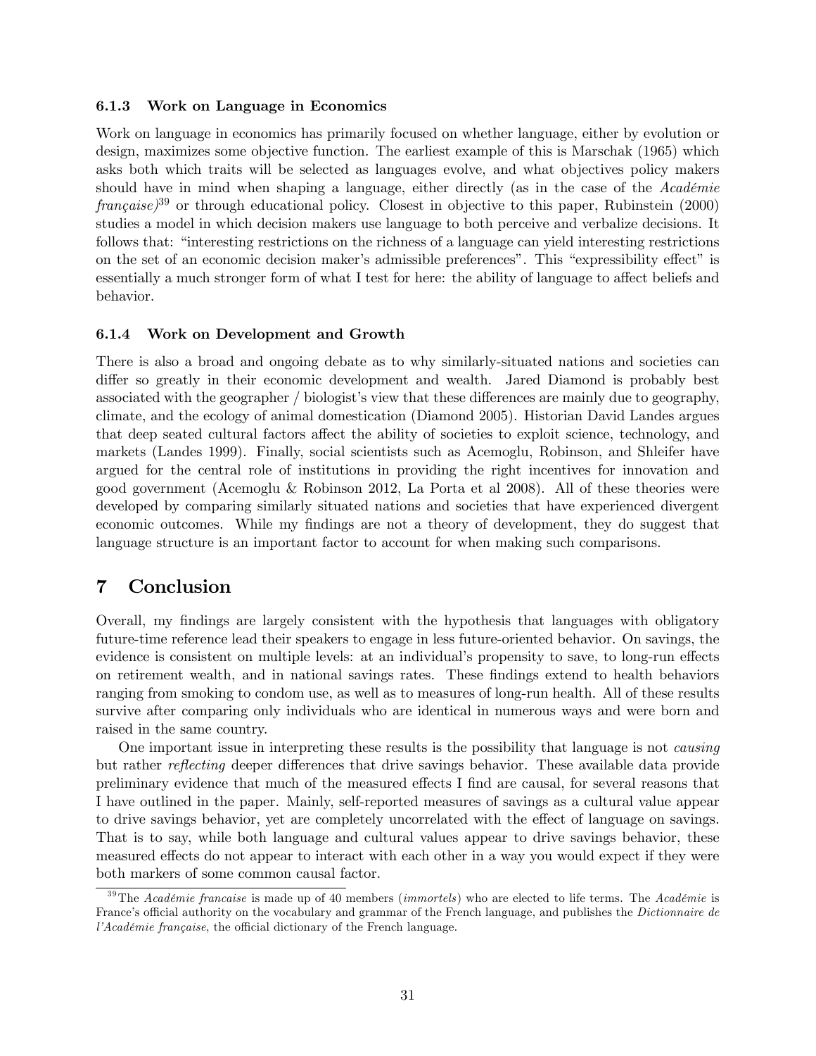### 6.1.3 Work on Language in Economics

Work on language in economics has primarily focused on whether language, either by evolution or design, maximizes some objective function. The earliest example of this is Marschak (1965) which asks both which traits will be selected as languages evolve, and what objectives policy makers should have in mind when shaping a language, either directly (as in the case of the *Académie française)*[39] or through educational policy. Closest in objective to this paper, Rubinstein (2000) studies a model in which decision makers use language to both perceive and verbalize decisions. It follows that: "interesting restrictions on the richness of a language can yield interesting restrictions on the set of an economic decision maker's admissible preferences". This "expressibility effect" is essentially a much stronger form of what I test for here: the ability of language to affect beliefs and behavior.

### 6.1.4 Work on Development and Growth

There is also a broad and ongoing debate as to why similarly-situated nations and societies can differ so greatly in their economic development and wealth. Jared Diamond is probably best associated with the geographer / biologist's view that these differences are mainly due to geography, climate, and the ecology of animal domestication (Diamond 2005). Historian David Landes argues that deep seated cultural factors affect the ability of societies to exploit science, technology, and markets (Landes 1999). Finally, social scientists such as Acemoglu, Robinson, and Shleifer have argued for the central role of institutions in providing the right incentives for innovation and good government (Acemoglu & Robinson 2012, La Porta et al 2008). All of these theories were developed by comparing similarly situated nations and societies that have experienced divergent economic outcomes. While my findings are not a theory of development, they do suggest that language structure is an important factor to account for when making such comparisons.

## 7 Conclusion

Overall, my findings are largely consistent with the hypothesis that languages with obligatory future-time reference lead their speakers to engage in less future-oriented behavior. On savings, the evidence is consistent on multiple levels: at an individual's propensity to save, to long-run effects on retirement wealth, and in national savings rates. These findings extend to health behaviors ranging from smoking to condom use, as well as to measures of long-run health. All of these results survive after comparing only individuals who are identical in numerous ways and were born and raised in the same country.

One important issue in interpreting these results is the possibility that language is not *causing* but rather *reflecting* deeper differences that drive savings behavior. These available data provide preliminary evidence that much of the measured effects I find are causal, for several reasons that I have outlined in the paper. Mainly, self-reported measures of savings as a cultural value appear to drive savings behavior, yet are completely uncorrelated with the effect of language on savings. That is to say, while both language and cultural values appear to drive savings behavior, these measured effects do not appear to interact with each other in a way you would expect if they were both markers of some common causal factor.

[39] The *Académie francaise* is made up of 40 members (*immortels*) who are elected to life terms. The *Académie* is France's official authority on the vocabulary and grammar of the French language, and publishes the *Dictionnaire de l'Académie française*, the official dictionary of the French language.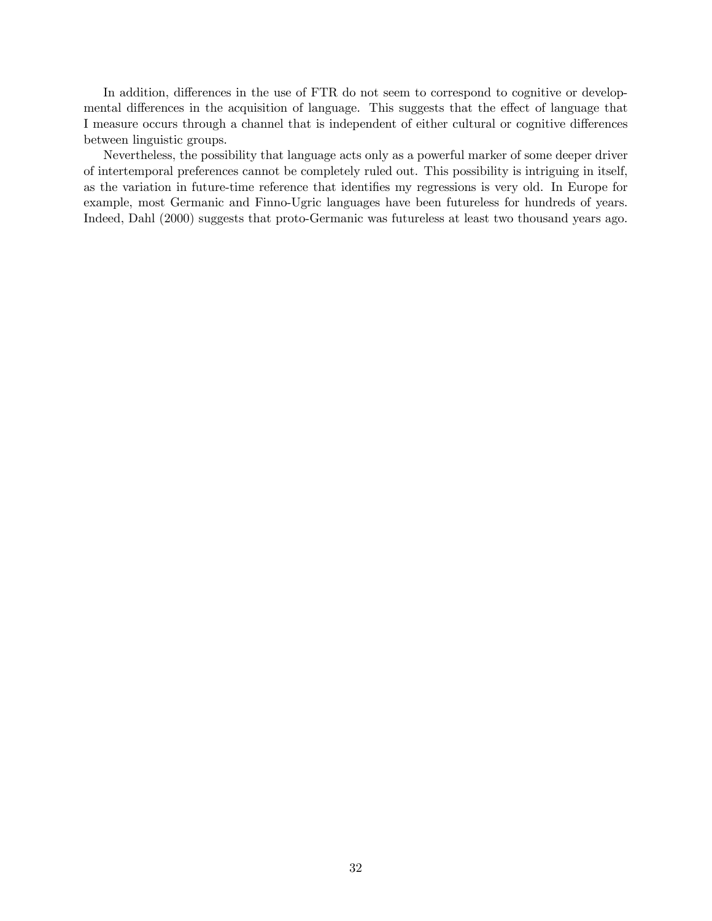In addition, differences in the use of FTR do not seem to correspond to cognitive or developmental differences in the acquisition of language. This suggests that the effect of language that I measure occurs through a channel that is independent of either cultural or cognitive differences between linguistic groups.

Nevertheless, the possibility that language acts only as a powerful marker of some deeper driver of intertemporal preferences cannot be completely ruled out. This possibility is intriguing in itself, as the variation in future-time reference that identifies my regressions is very old. In Europe for example, most Germanic and Finno-Ugric languages have been futureless for hundreds of years. Indeed, Dahl (2000) suggests that proto-Germanic was futureless at least two thousand years ago.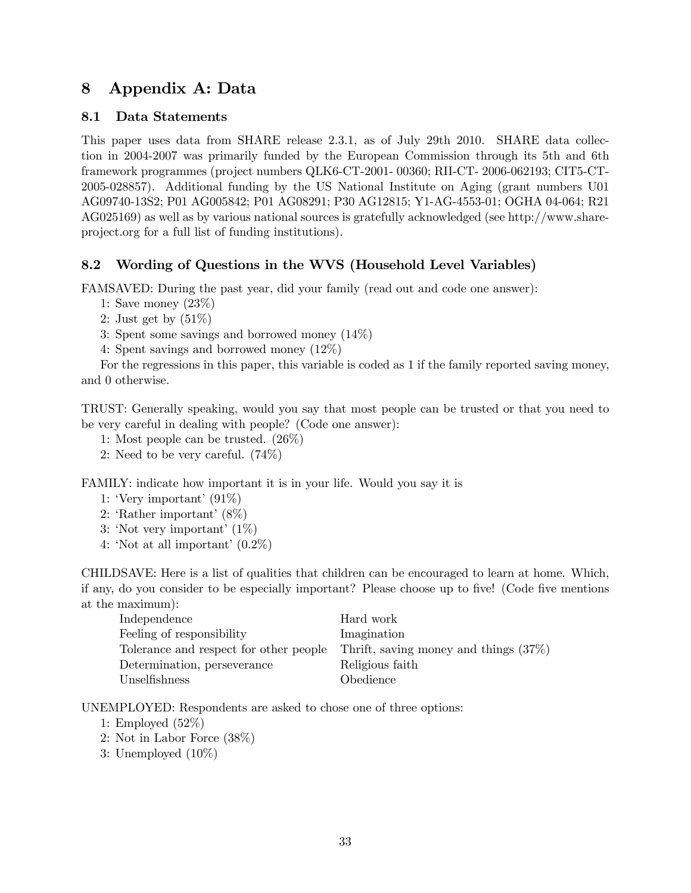# 8 Appendix A: Data

## 8.1 Data Statements

This paper uses data from SHARE release 2.3.1, as of July 29th 2010. SHARE data collection in 2004-2007 was primarily funded by the European Commission through its 5th and 6th framework programmes (project numbers QLK6-CT-2001- 00360; RII-CT- 2006-062193; CIT5-CT-2005-028857). Additional funding by the US National Institute on Aging (grant numbers U01 AG09740-13S2; P01 AG005842; P01 AG08291; P30 AG12815; Y1-AG-4553-01; OGHA 04-064; R21 AG025169) as well as by various national sources is gratefully acknowledged (see http://www.share-project.org for a full list of funding institutions).

## 8.2 Wording of Questions in the WVS (Household Level Variables)

FAMSAVED: During the past year, did your family (read out and code one answer):

1: Save money (23%)
2: Just get by (51%)
3: Spent some savings and borrowed money (14%)
4: Spent savings and borrowed money (12%)

For the regressions in this paper, this variable is coded as 1 if the family reported saving money, and 0 otherwise.

TRUST: Generally speaking, would you say that most people can be trusted or that you need to be very careful in dealing with people? (Code one answer):

1: Most people can be trusted. (26%)
2: Need to be very careful. (74%)

FAMILY: indicate how important it is in your life. Would you say it is

1: 'Very important' (91%)
2: 'Rather important' (8%)
3: 'Not very important' (1%)
4: 'Not at all important' (0.2%)

CHILDSAVE: Here is a list of qualities that children can be encouraged to learn at home. Which, if any, do you consider to be especially important? Please choose up to five! (Code five mentions at the maximum):

| | |
|---|---|
| Independence | Hard work |
| Feeling of responsibility | Imagination |
| Tolerance and respect for other people | Thrift, saving money and things (37%) |
| Determination, perseverance | Religious faith |
| Unselfishness | Obedience |

UNEMPLOYED: Respondents are asked to chose one of three options:

1: Employed (52%)
2: Not in Labor Force (38%)
3: Unemployed (10%)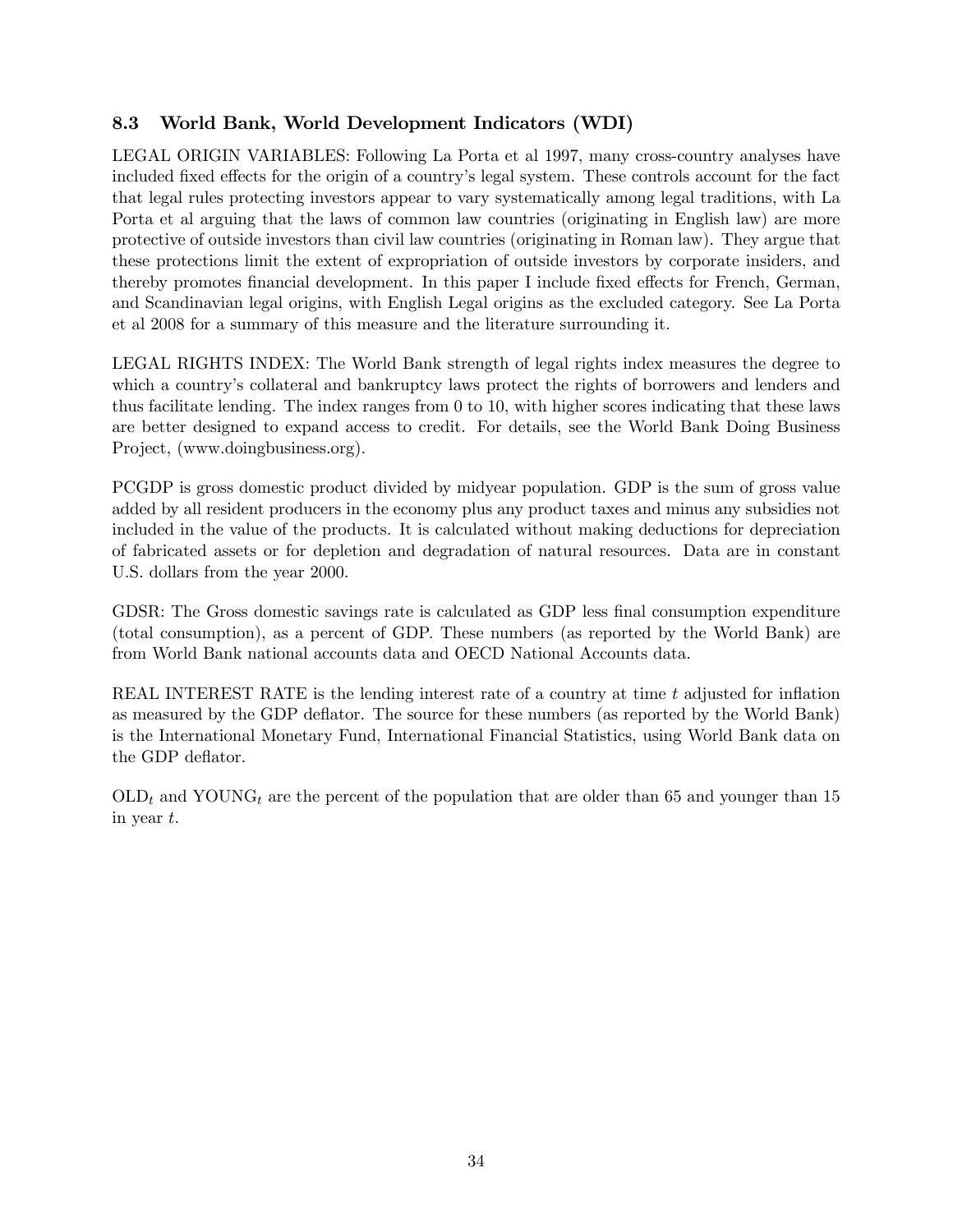### 8.3 World Bank, World Development Indicators (WDI)

LEGAL ORIGIN VARIABLES: Following La Porta et al 1997, many cross-country analyses have included fixed effects for the origin of a country's legal system. These controls account for the fact that legal rules protecting investors appear to vary systematically among legal traditions, with La Porta et al arguing that the laws of common law countries (originating in English law) are more protective of outside investors than civil law countries (originating in Roman law). They argue that these protections limit the extent of expropriation of outside investors by corporate insiders, and thereby promotes financial development. In this paper I include fixed effects for French, German, and Scandinavian legal origins, with English Legal origins as the excluded category. See La Porta et al 2008 for a summary of this measure and the literature surrounding it.

LEGAL RIGHTS INDEX: The World Bank strength of legal rights index measures the degree to which a country's collateral and bankruptcy laws protect the rights of borrowers and lenders and thus facilitate lending. The index ranges from 0 to 10, with higher scores indicating that these laws are better designed to expand access to credit. For details, see the World Bank Doing Business Project, (www.doingbusiness.org).

PCGDP is gross domestic product divided by midyear population. GDP is the sum of gross value added by all resident producers in the economy plus any product taxes and minus any subsidies not included in the value of the products. It is calculated without making deductions for depreciation of fabricated assets or for depletion and degradation of natural resources. Data are in constant U.S. dollars from the year 2000.

GDSR: The Gross domestic savings rate is calculated as GDP less final consumption expenditure (total consumption), as a percent of GDP. These numbers (as reported by the World Bank) are from World Bank national accounts data and OECD National Accounts data.

REAL INTEREST RATE is the lending interest rate of a country at time $t$ adjusted for inflation as measured by the GDP deflator. The source for these numbers (as reported by the World Bank) is the International Monetary Fund, International Financial Statistics, using World Bank data on the GDP deflator.

$\text{OLD}_t$ and $\text{YOUNG}_t$ are the percent of the population that are older than 65 and younger than 15 in year $t$.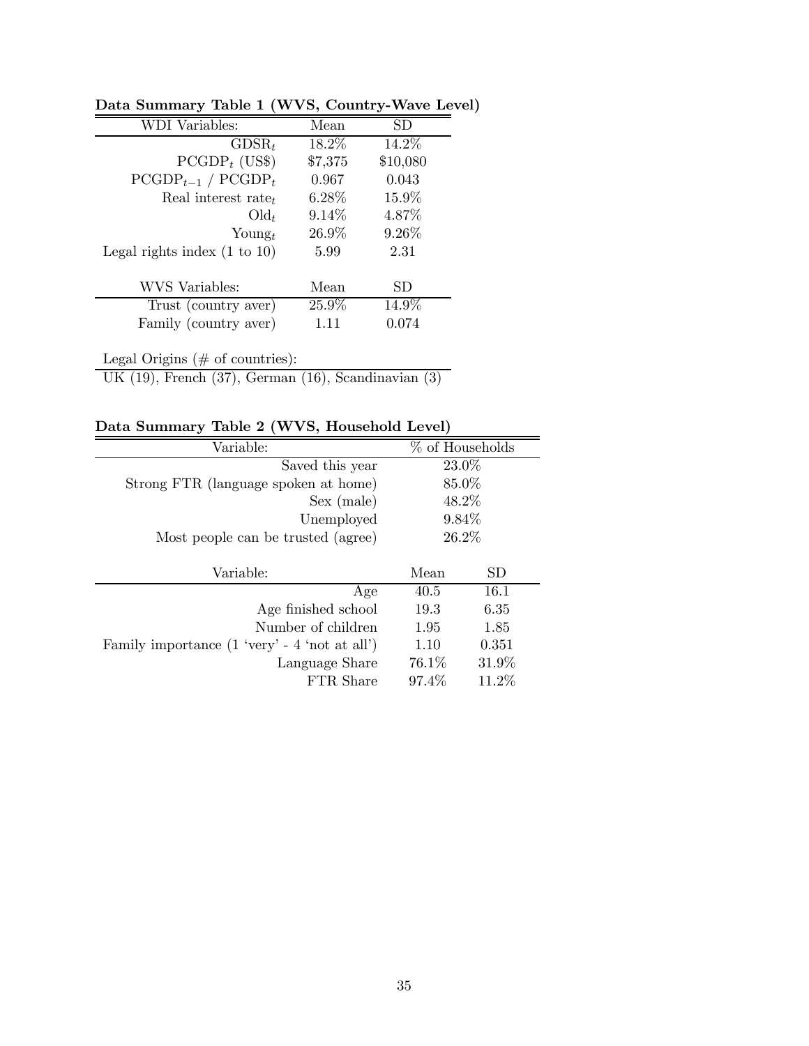**Data Summary Table 1 (WVS, Country-Wave Level)**

| WDI Variables: | Mean | SD |
|---|---|---|
| $\text{GDSR}_t$ | 18.2% | 14.2% |
| $\text{PCGDP}_t$ (US$) | $7,375 | $10,080 |
| $\text{PCGDP}_{t-1}$ / $\text{PCGDP}_t$ | 0.967 | 0.043 |
| Real interest $\text{rate}_t$ | 6.28% | 15.9% |
| $\text{Old}_t$ | 9.14% | 4.87% |
| $\text{Young}_t$ | 26.9% | 9.26% |
| Legal rights index (1 to 10) | 5.99 | 2.31 |

| WVS Variables: | Mean | SD |
|---|---|---|
| Trust (country aver) | 25.9% | 14.9% |
| Family (country aver) | 1.11 | 0.074 |

| Legal Origins (# of countries): |
|---|
| UK (19), French (37), German (16), Scandinavian (3) |

**Data Summary Table 2 (WVS, Household Level)**

| Variable: | % of Households |
|---|---|
| Saved this year | 23.0% |
| Strong FTR (language spoken at home) | 85.0% |
| Sex (male) | 48.2% |
| Unemployed | 9.84% |
| Most people can be trusted (agree) | 26.2% |

| Variable: | Mean | SD |
|---|---|---|
| Age | 40.5 | 16.1 |
| Age finished school | 19.3 | 6.35 |
| Number of children | 1.95 | 1.85 |
| Family importance (1 'very' - 4 'not at all') | 1.10 | 0.351 |
| Language Share | 76.1% | 31.9% |
| FTR Share | 97.4% | 11.2% |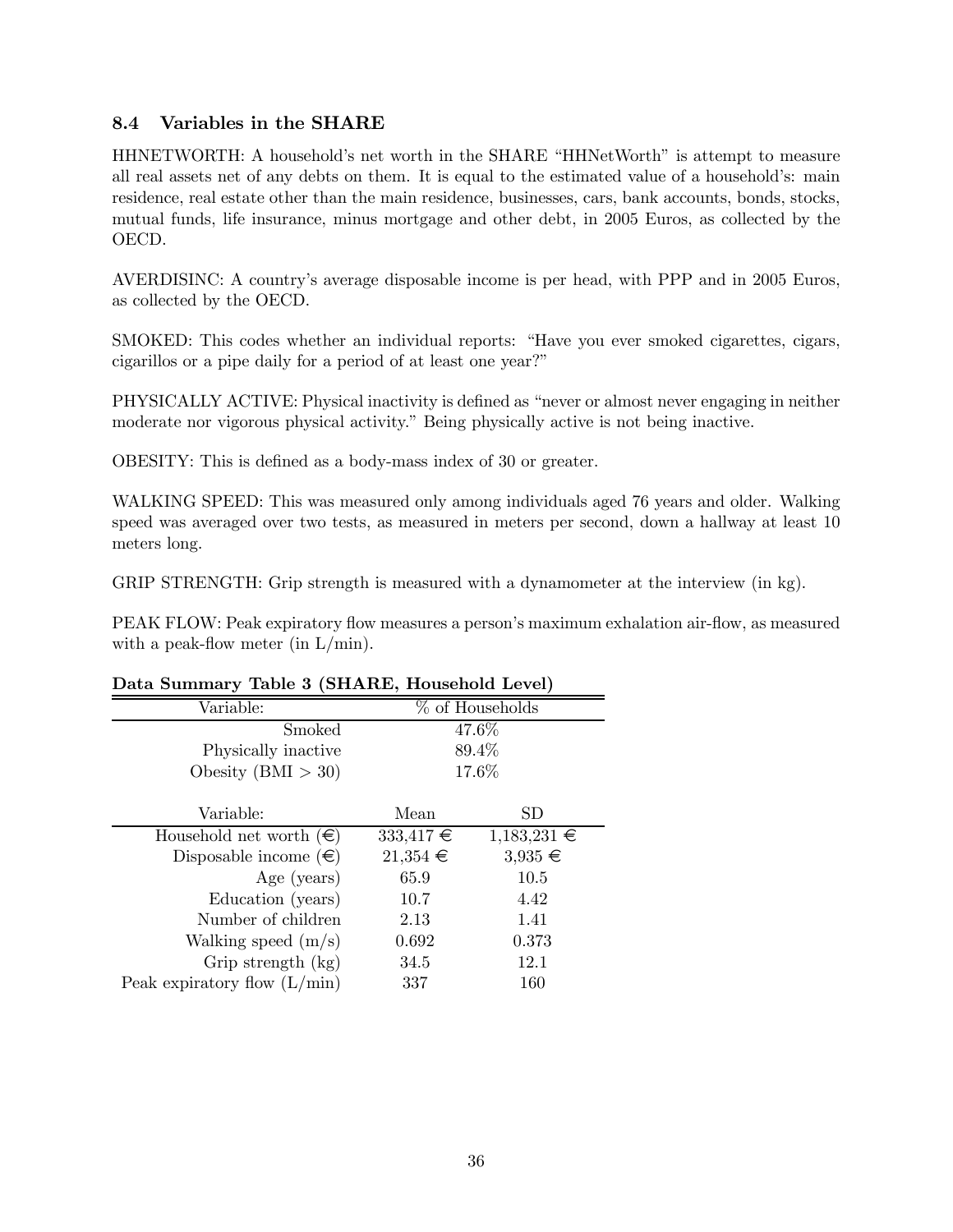### 8.4 Variables in the SHARE

HHNETWORTH: A household's net worth in the SHARE "HHNetWorth" is attempt to measure all real assets net of any debts on them. It is equal to the estimated value of a household's: main residence, real estate other than the main residence, businesses, cars, bank accounts, bonds, stocks, mutual funds, life insurance, minus mortgage and other debt, in 2005 Euros, as collected by the OECD.

AVERDISINC: A country's average disposable income is per head, with PPP and in 2005 Euros, as collected by the OECD.

SMOKED: This codes whether an individual reports: "Have you ever smoked cigarettes, cigars, cigarillos or a pipe daily for a period of at least one year?"

PHYSICALLY ACTIVE: Physical inactivity is defined as "never or almost never engaging in neither moderate nor vigorous physical activity." Being physically active is not being inactive.

OBESITY: This is defined as a body-mass index of 30 or greater.

WALKING SPEED: This was measured only among individuals aged 76 years and older. Walking speed was averaged over two tests, as measured in meters per second, down a hallway at least 10 meters long.

GRIP STRENGTH: Grip strength is measured with a dynamometer at the interview (in kg).

PEAK FLOW: Peak expiratory flow measures a person's maximum exhalation air-flow, as measured with a peak-flow meter (in L/min).

**Data Summary Table 3 (SHARE, Household Level)**

| Variable: | % of Households | |
|---|---|---|
| Smoked | 47.6% | |
| Physically inactive | 89.4% | |
| Obesity (BMI > 30) | 17.6% | |
| **Variable:** | **Mean** | **SD** |
| Household net worth (€) | 333,417 € | 1,183,231 € |
| Disposable income (€) | 21,354 € | 3,935 € |
| Age (years) | 65.9 | 10.5 |
| Education (years) | 10.7 | 4.42 |
| Number of children | 2.13 | 1.41 |
| Walking speed (m/s) | 0.692 | 0.373 |
| Grip strength (kg) | 34.5 | 12.1 |
| Peak expiratory flow (L/min) | 337 | 160 |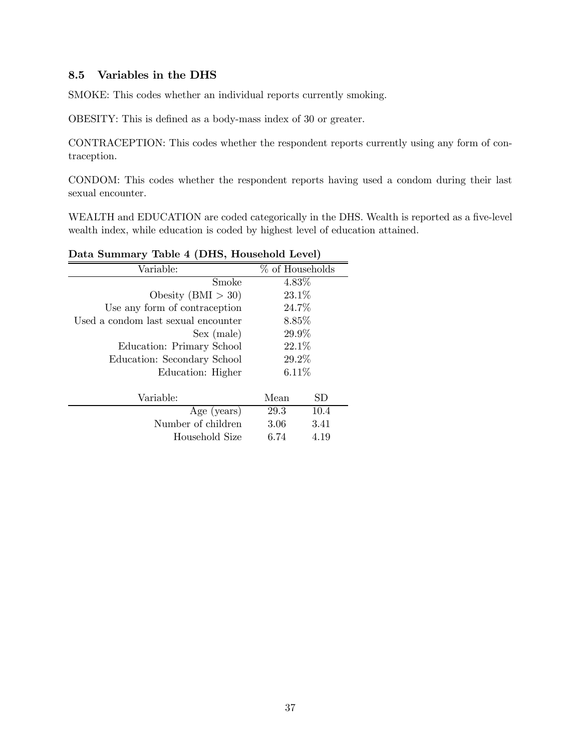### 8.5 Variables in the DHS

SMOKE: This codes whether an individual reports currently smoking.

OBESITY: This is defined as a body-mass index of 30 or greater.

CONTRACEPTION: This codes whether the respondent reports currently using any form of contraception.

CONDOM: This codes whether the respondent reports having used a condom during their last sexual encounter.

WEALTH and EDUCATION are coded categorically in the DHS. Wealth is reported as a five-level wealth index, while education is coded by highest level of education attained.

**Data Summary Table 4 (DHS, Household Level)**

| Variable: | % of Households |
|---|---|
| Smoke | 4.83% |
| Obesity (BMI > 30) | 23.1% |
| Use any form of contraception | 24.7% |
| Used a condom last sexual encounter | 8.85% |
| Sex (male) | 29.9% |
| Education: Primary School | 22.1% |
| Education: Secondary School | 29.2% |
| Education: Higher | 6.11% |

| Variable: | Mean | SD |
|---|---|---|
| Age (years) | 29.3 | 10.4 |
| Number of children | 3.06 | 3.41 |
| Household Size | 6.74 | 4.19 |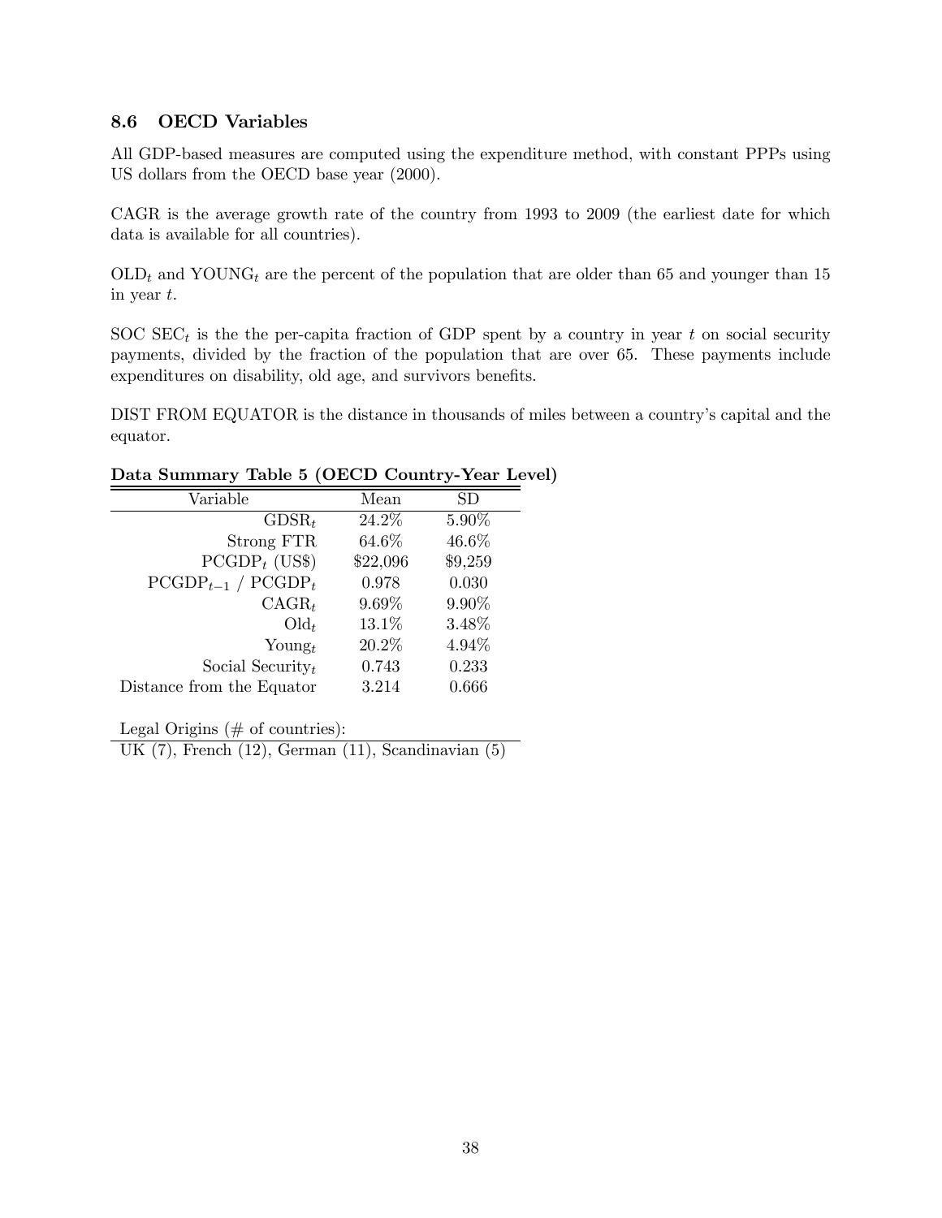### 8.6 OECD Variables

All GDP-based measures are computed using the expenditure method, with constant PPPs using US dollars from the OECD base year (2000).

CAGR is the average growth rate of the country from 1993 to 2009 (the earliest date for which data is available for all countries).

$\text{OLD}_t$ and $\text{YOUNG}_t$ are the percent of the population that are older than 65 and younger than 15 in year $t$.

SOC $\text{SEC}_t$ is the the per-capita fraction of GDP spent by a country in year $t$ on social security payments, divided by the fraction of the population that are over 65. These payments include expenditures on disability, old age, and survivors benefits.

DIST FROM EQUATOR is the distance in thousands of miles between a country's capital and the equator.

**Data Summary Table 5 (OECD Country-Year Level)**

| Variable | Mean | SD |
|---|---|---|
| $\text{GDSR}_t$ | 24.2% | 5.90% |
| Strong FTR | 64.6% | 46.6% |
| $\text{PCGDP}_t$ (US$) | $22,096 | $9,259 |
| $\text{PCGDP}_{t-1}$ / $\text{PCGDP}_t$ | 0.978 | 0.030 |
| $\text{CAGR}_t$ | 9.69% | 9.90% |
| $\text{Old}_t$ | 13.1% | 3.48% |
| $\text{Young}_t$ | 20.2% | 4.94% |
| Social $\text{Security}_t$ | 0.743 | 0.233 |
| Distance from the Equator | 3.214 | 0.666 |

Legal Origins (# of countries):

UK (7), French (12), German (11), Scandinavian (5)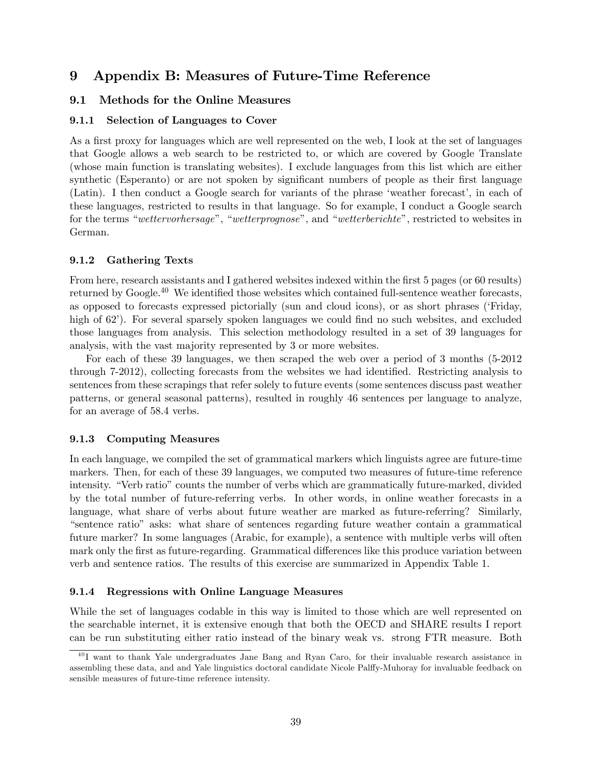# 9 Appendix B: Measures of Future-Time Reference

## 9.1 Methods for the Online Measures

### 9.1.1 Selection of Languages to Cover

As a first proxy for languages which are well represented on the web, I look at the set of languages that Google allows a web search to be restricted to, or which are covered by Google Translate (whose main function is translating websites). I exclude languages from this list which are either synthetic (Esperanto) or are not spoken by significant numbers of people as their first language (Latin). I then conduct a Google search for variants of the phrase 'weather forecast', in each of these languages, restricted to results in that language. So for example, I conduct a Google search for the terms "*wettervorhersage*", "*wetterprognose*", and "*wetterberichte*", restricted to websites in German.

### 9.1.2 Gathering Texts

From here, research assistants and I gathered websites indexed within the first 5 pages (or 60 results) returned by Google.[40] We identified those websites which contained full-sentence weather forecasts, as opposed to forecasts expressed pictorially (sun and cloud icons), or as short phrases ('Friday, high of 62'). For several sparsely spoken languages we could find no such websites, and excluded those languages from analysis. This selection methodology resulted in a set of 39 languages for analysis, with the vast majority represented by 3 or more websites.

For each of these 39 languages, we then scraped the web over a period of 3 months (5-2012 through 7-2012), collecting forecasts from the websites we had identified. Restricting analysis to sentences from these scrapings that refer solely to future events (some sentences discuss past weather patterns, or general seasonal patterns), resulted in roughly 46 sentences per language to analyze, for an average of 58.4 verbs.

### 9.1.3 Computing Measures

In each language, we compiled the set of grammatical markers which linguists agree are future-time markers. Then, for each of these 39 languages, we computed two measures of future-time reference intensity. "Verb ratio" counts the number of verbs which are grammatically future-marked, divided by the total number of future-referring verbs. In other words, in online weather forecasts in a language, what share of verbs about future weather are marked as future-referring? Similarly, "sentence ratio" asks: what share of sentences regarding future weather contain a grammatical future marker? In some languages (Arabic, for example), a sentence with multiple verbs will often mark only the first as future-regarding. Grammatical differences like this produce variation between verb and sentence ratios. The results of this exercise are summarized in Appendix Table 1.

### 9.1.4 Regressions with Online Language Measures

While the set of languages codable in this way is limited to those which are well represented on the searchable internet, it is extensive enough that both the OECD and SHARE results I report can be run substituting either ratio instead of the binary weak vs. strong FTR measure. Both

[40] I want to thank Yale undergraduates Jane Bang and Ryan Caro, for their invaluable research assistance in assembling these data, and and Yale linguistics doctoral candidate Nicole Palffy-Muhoray for invaluable feedback on sensible measures of future-time reference intensity.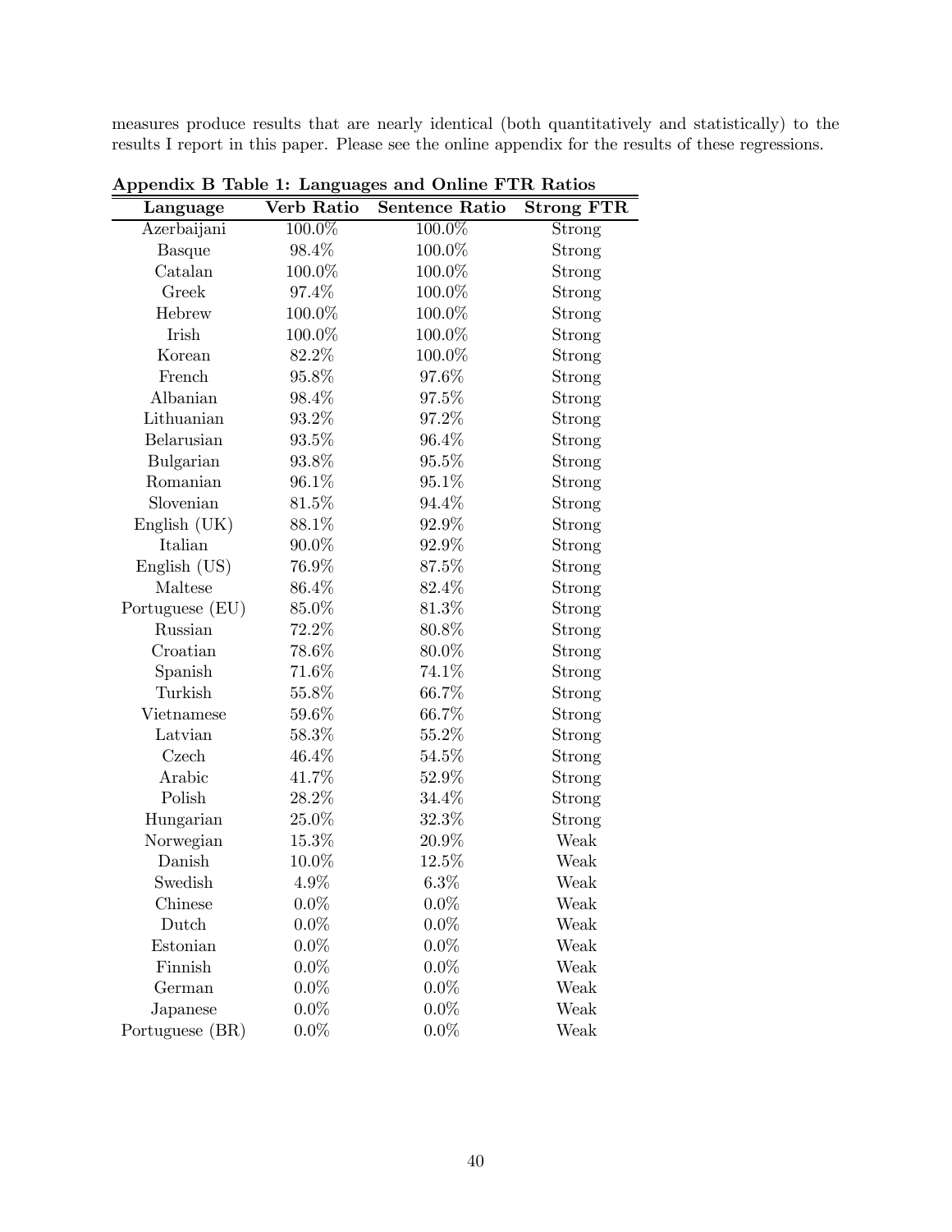measures produce results that are nearly identical (both quantitatively and statistically) to the results I report in this paper. Please see the online appendix for the results of these regressions.

**Appendix B Table 1: Languages and Online FTR Ratios**

| Language | Verb Ratio | Sentence Ratio | Strong FTR |
|---|---|---|---|
| Azerbaijani | 100.0% | 100.0% | Strong |
| Basque | 98.4% | 100.0% | Strong |
| Catalan | 100.0% | 100.0% | Strong |
| Greek | 97.4% | 100.0% | Strong |
| Hebrew | 100.0% | 100.0% | Strong |
| Irish | 100.0% | 100.0% | Strong |
| Korean | 82.2% | 100.0% | Strong |
| French | 95.8% | 97.6% | Strong |
| Albanian | 98.4% | 97.5% | Strong |
| Lithuanian | 93.2% | 97.2% | Strong |
| Belarusian | 93.5% | 96.4% | Strong |
| Bulgarian | 93.8% | 95.5% | Strong |
| Romanian | 96.1% | 95.1% | Strong |
| Slovenian | 81.5% | 94.4% | Strong |
| English (UK) | 88.1% | 92.9% | Strong |
| Italian | 90.0% | 92.9% | Strong |
| English (US) | 76.9% | 87.5% | Strong |
| Maltese | 86.4% | 82.4% | Strong |
| Portuguese (EU) | 85.0% | 81.3% | Strong |
| Russian | 72.2% | 80.8% | Strong |
| Croatian | 78.6% | 80.0% | Strong |
| Spanish | 71.6% | 74.1% | Strong |
| Turkish | 55.8% | 66.7% | Strong |
| Vietnamese | 59.6% | 66.7% | Strong |
| Latvian | 58.3% | 55.2% | Strong |
| Czech | 46.4% | 54.5% | Strong |
| Arabic | 41.7% | 52.9% | Strong |
| Polish | 28.2% | 34.4% | Strong |
| Hungarian | 25.0% | 32.3% | Strong |
| Norwegian | 15.3% | 20.9% | Weak |
| Danish | 10.0% | 12.5% | Weak |
| Swedish | 4.9% | 6.3% | Weak |
| Chinese | 0.0% | 0.0% | Weak |
| Dutch | 0.0% | 0.0% | Weak |
| Estonian | 0.0% | 0.0% | Weak |
| Finnish | 0.0% | 0.0% | Weak |
| German | 0.0% | 0.0% | Weak |
| Japanese | 0.0% | 0.0% | Weak |
| Portuguese (BR) | 0.0% | 0.0% | Weak |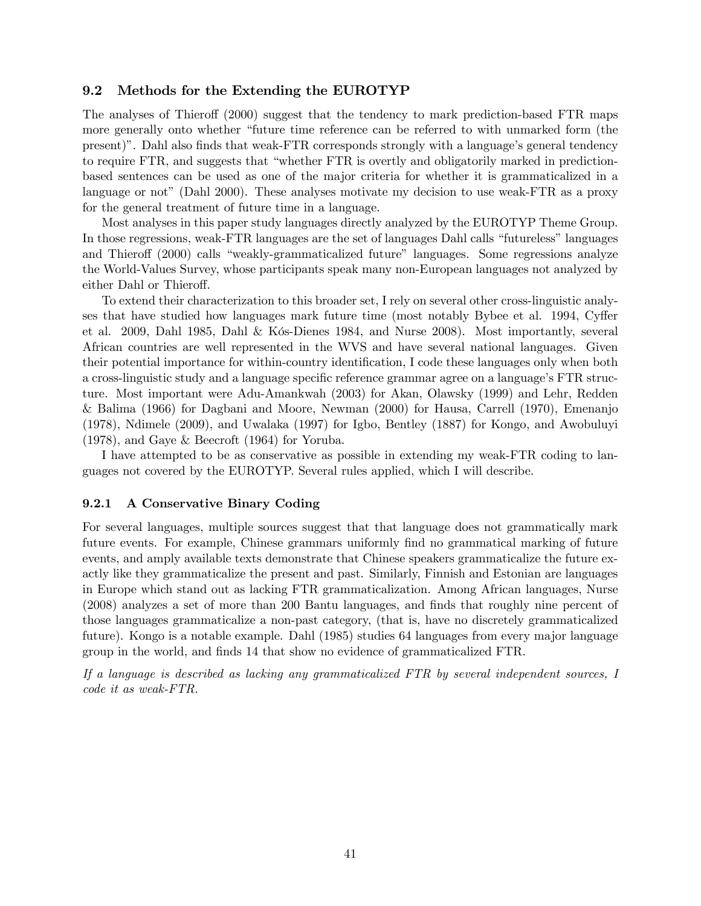### 9.2 Methods for the Extending the EUROTYP

The analyses of Thieroff (2000) suggest that the tendency to mark prediction-based FTR maps more generally onto whether "future time reference can be referred to with unmarked form (the present)". Dahl also finds that weak-FTR corresponds strongly with a language's general tendency to require FTR, and suggests that "whether FTR is overtly and obligatorily marked in prediction-based sentences can be used as one of the major criteria for whether it is grammaticalized in a language or not" (Dahl 2000). These analyses motivate my decision to use weak-FTR as a proxy for the general treatment of future time in a language.

Most analyses in this paper study languages directly analyzed by the EUROTYP Theme Group. In those regressions, weak-FTR languages are the set of languages Dahl calls "futureless" languages and Thieroff (2000) calls "weakly-grammaticalized future" languages. Some regressions analyze the World-Values Survey, whose participants speak many non-European languages not analyzed by either Dahl or Thieroff.

To extend their characterization to this broader set, I rely on several other cross-linguistic analyses that have studied how languages mark future time (most notably Bybee et al. 1994, Cyffer et al. 2009, Dahl 1985, Dahl & Kós-Dienes 1984, and Nurse 2008). Most importantly, several African countries are well represented in the WVS and have several national languages. Given their potential importance for within-country identification, I code these languages only when both a cross-linguistic study and a language specific reference grammar agree on a language's FTR structure. Most important were Adu-Amankwah (2003) for Akan, Olawsky (1999) and Lehr, Redden & Balima (1966) for Dagbani and Moore, Newman (2000) for Hausa, Carrell (1970), Emenanjo (1978), Ndimele (2009), and Uwalaka (1997) for Igbo, Bentley (1887) for Kongo, and Awobuluyi (1978), and Gaye & Beecroft (1964) for Yoruba.

I have attempted to be as conservative as possible in extending my weak-FTR coding to languages not covered by the EUROTYP. Several rules applied, which I will describe.

#### 9.2.1 A Conservative Binary Coding

For several languages, multiple sources suggest that that language does not grammatically mark future events. For example, Chinese grammars uniformly find no grammatical marking of future events, and amply available texts demonstrate that Chinese speakers grammaticalize the future exactly like they grammaticalize the present and past. Similarly, Finnish and Estonian are languages in Europe which stand out as lacking FTR grammaticalization. Among African languages, Nurse (2008) analyzes a set of more than 200 Bantu languages, and finds that roughly nine percent of those languages grammaticalize a non-past category, (that is, have no discretely grammaticalized future). Kongo is a notable example. Dahl (1985) studies 64 languages from every major language group in the world, and finds 14 that show no evidence of grammaticalized FTR.

*If a language is described as lacking any grammaticalized FTR by several independent sources, I code it as weak-FTR.*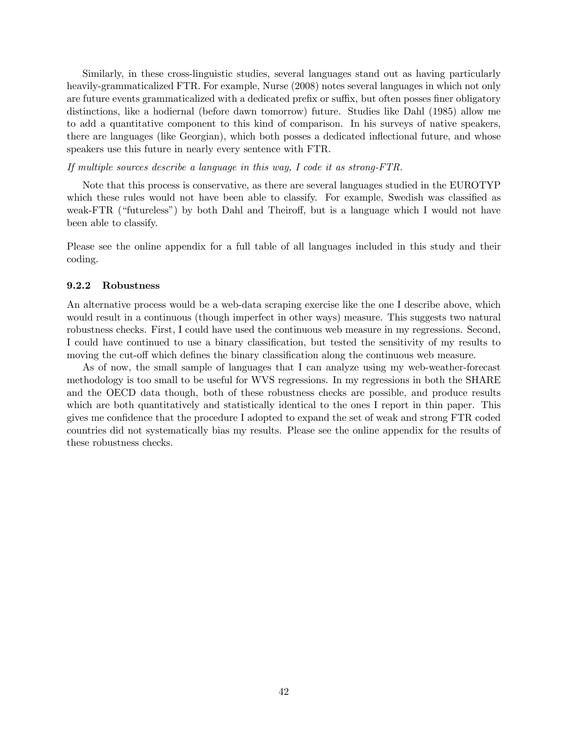Similarly, in these cross-linguistic studies, several languages stand out as having particularly heavily-grammaticalized FTR. For example, Nurse (2008) notes several languages in which not only are future events grammaticalized with a dedicated prefix or suffix, but often posses finer obligatory distinctions, like a hodiernal (before dawn tomorrow) future. Studies like Dahl (1985) allow me to add a quantitative component to this kind of comparison. In his surveys of native speakers, there are languages (like Georgian), which both posses a dedicated inflectional future, and whose speakers use this future in nearly every sentence with FTR.

*If multiple sources describe a language in this way, I code it as strong-FTR.*

Note that this process is conservative, as there are several languages studied in the EUROTYP which these rules would not have been able to classify. For example, Swedish was classified as weak-FTR ("futureless") by both Dahl and Theiroff, but is a language which I would not have been able to classify.

Please see the online appendix for a full table of all languages included in this study and their coding.

### 9.2.2 Robustness

An alternative process would be a web-data scraping exercise like the one I describe above, which would result in a continuous (though imperfect in other ways) measure. This suggests two natural robustness checks. First, I could have used the continuous web measure in my regressions. Second, I could have continued to use a binary classification, but tested the sensitivity of my results to moving the cut-off which defines the binary classification along the continuous web measure.

As of now, the small sample of languages that I can analyze using my web-weather-forecast methodology is too small to be useful for WVS regressions. In my regressions in both the SHARE and the OECD data though, both of these robustness checks are possible, and produce results which are both quantitatively and statistically identical to the ones I report in thin paper. This gives me confidence that the procedure I adopted to expand the set of weak and strong FTR coded countries did not systematically bias my results. Please see the online appendix for the results of these robustness checks.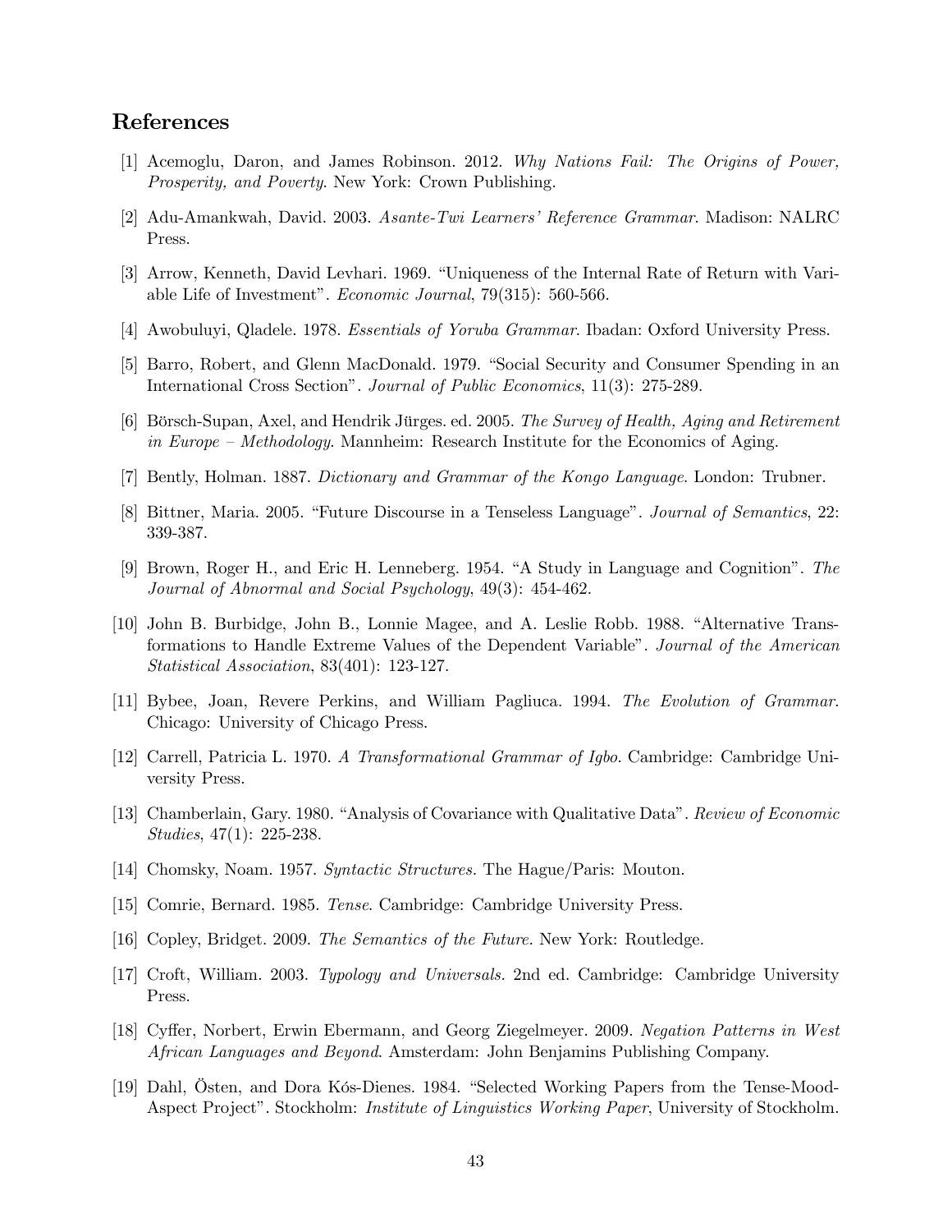## References

[1] Acemoglu, Daron, and James Robinson. 2012. *Why Nations Fail: The Origins of Power, Prosperity, and Poverty*. New York: Crown Publishing.

[2] Adu-Amankwah, David. 2003. *Asante-Twi Learners' Reference Grammar*. Madison: NALRC Press.

[3] Arrow, Kenneth, David Levhari. 1969. "Uniqueness of the Internal Rate of Return with Variable Life of Investment". *Economic Journal*, 79(315): 560-566.

[4] Awobuluyi, Qladele. 1978. *Essentials of Yoruba Grammar*. Ibadan: Oxford University Press.

[5] Barro, Robert, and Glenn MacDonald. 1979. "Social Security and Consumer Spending in an International Cross Section". *Journal of Public Economics*, 11(3): 275-289.

[6] Börsch-Supan, Axel, and Hendrik Jürges. ed. 2005. *The Survey of Health, Aging and Retirement in Europe – Methodology*. Mannheim: Research Institute for the Economics of Aging.

[7] Bently, Holman. 1887. *Dictionary and Grammar of the Kongo Language*. London: Trubner.

[8] Bittner, Maria. 2005. "Future Discourse in a Tenseless Language". *Journal of Semantics*, 22: 339-387.

[9] Brown, Roger H., and Eric H. Lenneberg. 1954. "A Study in Language and Cognition". *The Journal of Abnormal and Social Psychology*, 49(3): 454-462.

[10] John B. Burbidge, John B., Lonnie Magee, and A. Leslie Robb. 1988. "Alternative Transformations to Handle Extreme Values of the Dependent Variable". *Journal of the American Statistical Association*, 83(401): 123-127.

[11] Bybee, Joan, Revere Perkins, and William Pagliuca. 1994. *The Evolution of Grammar*. Chicago: University of Chicago Press.

[12] Carrell, Patricia L. 1970. *A Transformational Grammar of Igbo*. Cambridge: Cambridge University Press.

[13] Chamberlain, Gary. 1980. "Analysis of Covariance with Qualitative Data". *Review of Economic Studies*, 47(1): 225-238.

[14] Chomsky, Noam. 1957. *Syntactic Structures.* The Hague/Paris: Mouton.

[15] Comrie, Bernard. 1985. *Tense*. Cambridge: Cambridge University Press.

[16] Copley, Bridget. 2009. *The Semantics of the Future.* New York: Routledge.

[17] Croft, William. 2003. *Typology and Universals.* 2nd ed. Cambridge: Cambridge University Press.

[18] Cyffer, Norbert, Erwin Ebermann, and Georg Ziegelmeyer. 2009. *Negation Patterns in West African Languages and Beyond*. Amsterdam: John Benjamins Publishing Company.

[19] Dahl, Östen, and Dora Kós-Dienes. 1984. "Selected Working Papers from the Tense-Mood-Aspect Project". Stockholm: *Institute of Linguistics Working Paper*, University of Stockholm.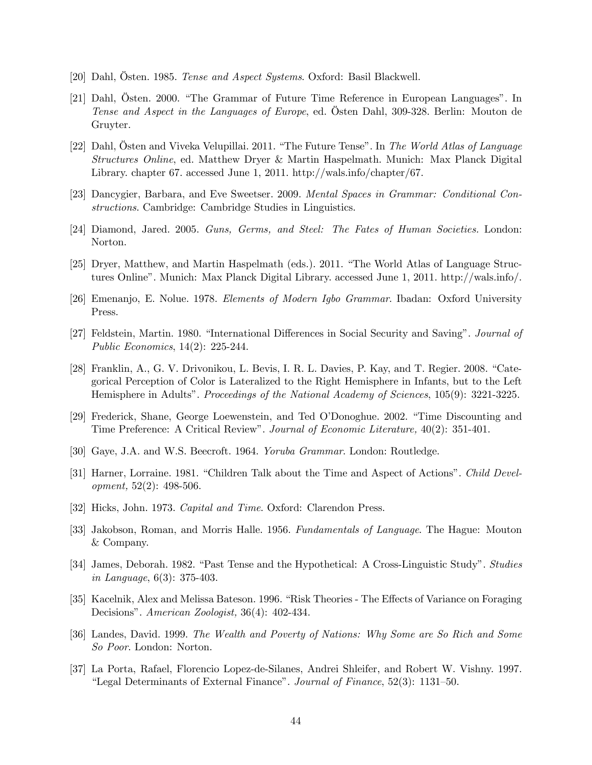[20] Dahl, Östen. 1985. *Tense and Aspect Systems*. Oxford: Basil Blackwell.

[21] Dahl, Östen. 2000. "The Grammar of Future Time Reference in European Languages". In *Tense and Aspect in the Languages of Europe*, ed. Östen Dahl, 309-328. Berlin: Mouton de Gruyter.

[22] Dahl, Östen and Viveka Velupillai. 2011. "The Future Tense". In *The World Atlas of Language Structures Online*, ed. Matthew Dryer & Martin Haspelmath. Munich: Max Planck Digital Library. chapter 67. accessed June 1, 2011. http://wals.info/chapter/67.

[23] Dancygier, Barbara, and Eve Sweetser. 2009. *Mental Spaces in Grammar: Conditional Constructions*. Cambridge: Cambridge Studies in Linguistics.

[24] Diamond, Jared. 2005. *Guns, Germs, and Steel: The Fates of Human Societies.* London: Norton.

[25] Dryer, Matthew, and Martin Haspelmath (eds.). 2011. "The World Atlas of Language Structures Online". Munich: Max Planck Digital Library. accessed June 1, 2011. http://wals.info/.

[26] Emenanjo, E. Nolue. 1978. *Elements of Modern Igbo Grammar*. Ibadan: Oxford University Press.

[27] Feldstein, Martin. 1980. "International Differences in Social Security and Saving". *Journal of Public Economics*, 14(2): 225-244.

[28] Franklin, A., G. V. Drivonikou, L. Bevis, I. R. L. Davies, P. Kay, and T. Regier. 2008. "Categorical Perception of Color is Lateralized to the Right Hemisphere in Infants, but to the Left Hemisphere in Adults". *Proceedings of the National Academy of Sciences*, 105(9): 3221-3225.

[29] Frederick, Shane, George Loewenstein, and Ted O'Donoghue. 2002. "Time Discounting and Time Preference: A Critical Review". *Journal of Economic Literature,* 40(2): 351-401.

[30] Gaye, J.A. and W.S. Beecroft. 1964. *Yoruba Grammar*. London: Routledge.

[31] Harner, Lorraine. 1981. "Children Talk about the Time and Aspect of Actions". *Child Development,* 52(2): 498-506.

[32] Hicks, John. 1973. *Capital and Time*. Oxford: Clarendon Press.

[33] Jakobson, Roman, and Morris Halle. 1956. *Fundamentals of Language*. The Hague: Mouton & Company.

[34] James, Deborah. 1982. "Past Tense and the Hypothetical: A Cross-Linguistic Study". *Studies in Language*, 6(3): 375-403.

[35] Kacelnik, Alex and Melissa Bateson. 1996. "Risk Theories - The Effects of Variance on Foraging Decisions". *American Zoologist,* 36(4): 402-434.

[36] Landes, David. 1999. *The Wealth and Poverty of Nations: Why Some are So Rich and Some So Poor*. London: Norton.

[37] La Porta, Rafael, Florencio Lopez-de-Silanes, Andrei Shleifer, and Robert W. Vishny. 1997. "Legal Determinants of External Finance". *Journal of Finance*, 52(3): 1131–50.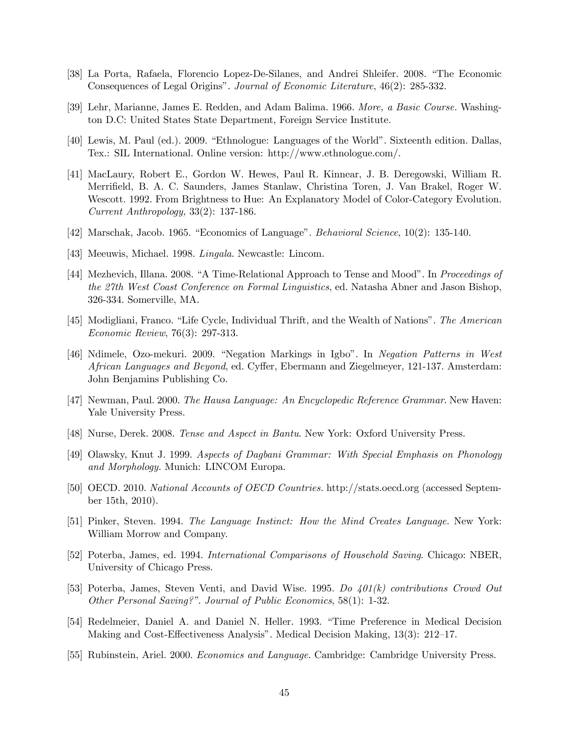[38] La Porta, Rafaela, Florencio Lopez-De-Silanes, and Andrei Shleifer. 2008. "The Economic Consequences of Legal Origins". *Journal of Economic Literature*, 46(2): 285-332.

[39] Lehr, Marianne, James E. Redden, and Adam Balima. 1966. *More, a Basic Course.* Washington D.C: United States State Department, Foreign Service Institute.

[40] Lewis, M. Paul (ed.). 2009. "Ethnologue: Languages of the World". Sixteenth edition. Dallas, Tex.: SIL International. Online version: http://www.ethnologue.com/.

[41] MacLaury, Robert E., Gordon W. Hewes, Paul R. Kinnear, J. B. Deregowski, William R. Merrifield, B. A. C. Saunders, James Stanlaw, Christina Toren, J. Van Brakel, Roger W. Wescott. 1992. From Brightness to Hue: An Explanatory Model of Color-Category Evolution. *Current Anthropology,* 33(2): 137-186.

[42] Marschak, Jacob. 1965. "Economics of Language". *Behavioral Science*, 10(2): 135-140.

[43] Meeuwis, Michael. 1998. *Lingala*. Newcastle: Lincom.

[44] Mezhevich, Illana. 2008. "A Time-Relational Approach to Tense and Mood". In *Proceedings of the 27th West Coast Conference on Formal Linguistics*, ed. Natasha Abner and Jason Bishop, 326-334. Somerville, MA.

[45] Modigliani, Franco. "Life Cycle, Individual Thrift, and the Wealth of Nations". *The American Economic Review*, 76(3): 297-313.

[46] Ndimele, Ozo-mekuri. 2009. "Negation Markings in Igbo". In *Negation Patterns in West African Languages and Beyond*, ed. Cyffer, Ebermann and Ziegelmeyer, 121-137. Amsterdam: John Benjamins Publishing Co.

[47] Newman, Paul. 2000. *The Hausa Language: An Encyclopedic Reference Grammar*. New Haven: Yale University Press.

[48] Nurse, Derek. 2008. *Tense and Aspect in Bantu*. New York: Oxford University Press.

[49] Olawsky, Knut J. 1999. *Aspects of Dagbani Grammar: With Special Emphasis on Phonology and Morphology.* Munich: LINCOM Europa.

[50] OECD. 2010. *National Accounts of OECD Countries.* http://stats.oecd.org (accessed September 15th, 2010).

[51] Pinker, Steven. 1994. *The Language Instinct: How the Mind Creates Language.* New York: William Morrow and Company.

[52] Poterba, James, ed. 1994. *International Comparisons of Household Saving*. Chicago: NBER, University of Chicago Press.

[53] Poterba, James, Steven Venti, and David Wise. 1995. *Do 401(k) contributions Crowd Out Other Personal Saving?"*. *Journal of Public Economics*, 58(1): 1-32.

[54] Redelmeier, Daniel A. and Daniel N. Heller. 1993. "Time Preference in Medical Decision Making and Cost-Effectiveness Analysis". Medical Decision Making, 13(3): 212–17.

[55] Rubinstein, Ariel. 2000. *Economics and Language*. Cambridge: Cambridge University Press.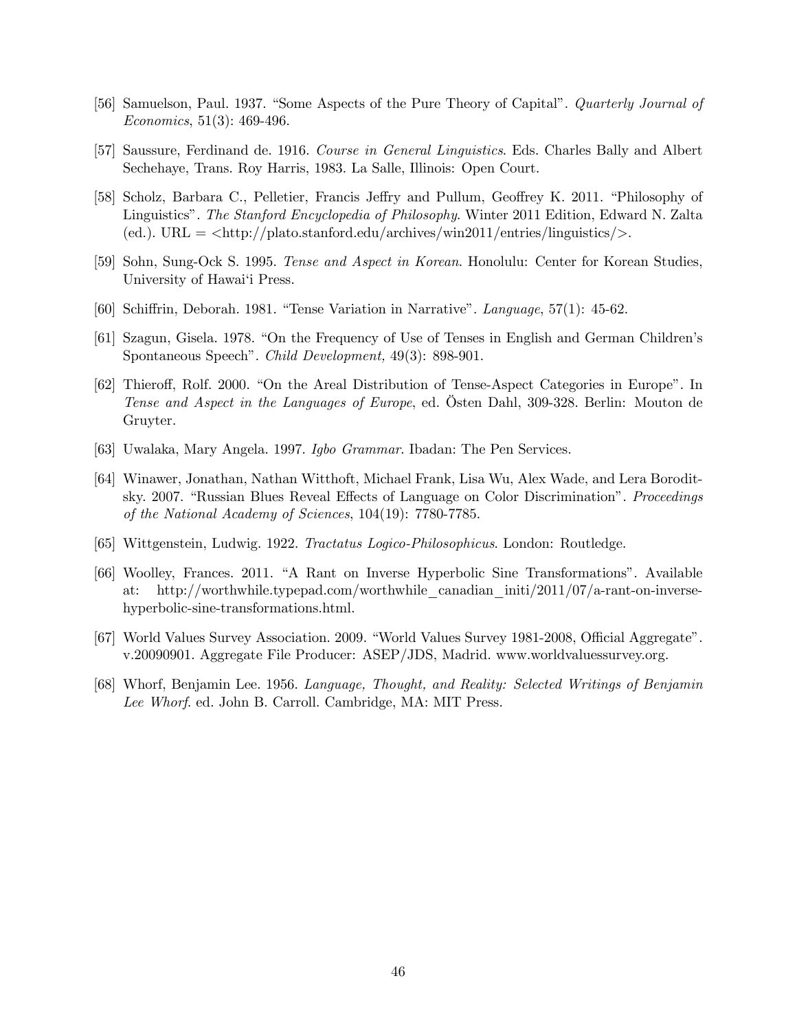[56] Samuelson, Paul. 1937. "Some Aspects of the Pure Theory of Capital". *Quarterly Journal of Economics*, 51(3): 469-496.

[57] Saussure, Ferdinand de. 1916. *Course in General Linguistics*. Eds. Charles Bally and Albert Sechehaye, Trans. Roy Harris, 1983. La Salle, Illinois: Open Court.

[58] Scholz, Barbara C., Pelletier, Francis Jeffry and Pullum, Geoffrey K. 2011. "Philosophy of Linguistics". *The Stanford Encyclopedia of Philosophy*. Winter 2011 Edition, Edward N. Zalta (ed.). URL = <http://plato.stanford.edu/archives/win2011/entries/linguistics/>.

[59] Sohn, Sung-Ock S. 1995. *Tense and Aspect in Korean*. Honolulu: Center for Korean Studies, University of Hawai'i Press.

[60] Schiffrin, Deborah. 1981. "Tense Variation in Narrative". *Language*, 57(1): 45-62.

[61] Szagun, Gisela. 1978. "On the Frequency of Use of Tenses in English and German Children's Spontaneous Speech". *Child Development,* 49(3): 898-901.

[62] Thieroff, Rolf. 2000. "On the Areal Distribution of Tense-Aspect Categories in Europe". In *Tense and Aspect in the Languages of Europe*, ed. Östen Dahl, 309-328. Berlin: Mouton de Gruyter.

[63] Uwalaka, Mary Angela. 1997. *Igbo Grammar*. Ibadan: The Pen Services.

[64] Winawer, Jonathan, Nathan Witthoft, Michael Frank, Lisa Wu, Alex Wade, and Lera Boroditsky. 2007. "Russian Blues Reveal Effects of Language on Color Discrimination". *Proceedings of the National Academy of Sciences*, 104(19): 7780-7785.

[65] Wittgenstein, Ludwig. 1922. *Tractatus Logico-Philosophicus*. London: Routledge.

[66] Woolley, Frances. 2011. "A Rant on Inverse Hyperbolic Sine Transformations". Available at: http://worthwhile.typepad.com/worthwhile_canadian_initi/2011/07/a-rant-on-inverse-hyperbolic-sine-transformations.html.

[67] World Values Survey Association. 2009. "World Values Survey 1981-2008, Official Aggregate". v.20090901. Aggregate File Producer: ASEP/JDS, Madrid. www.worldvaluessurvey.org.

[68] Whorf, Benjamin Lee. 1956. *Language, Thought, and Reality: Selected Writings of Benjamin Lee Whorf*. ed. John B. Carroll. Cambridge, MA: MIT Press.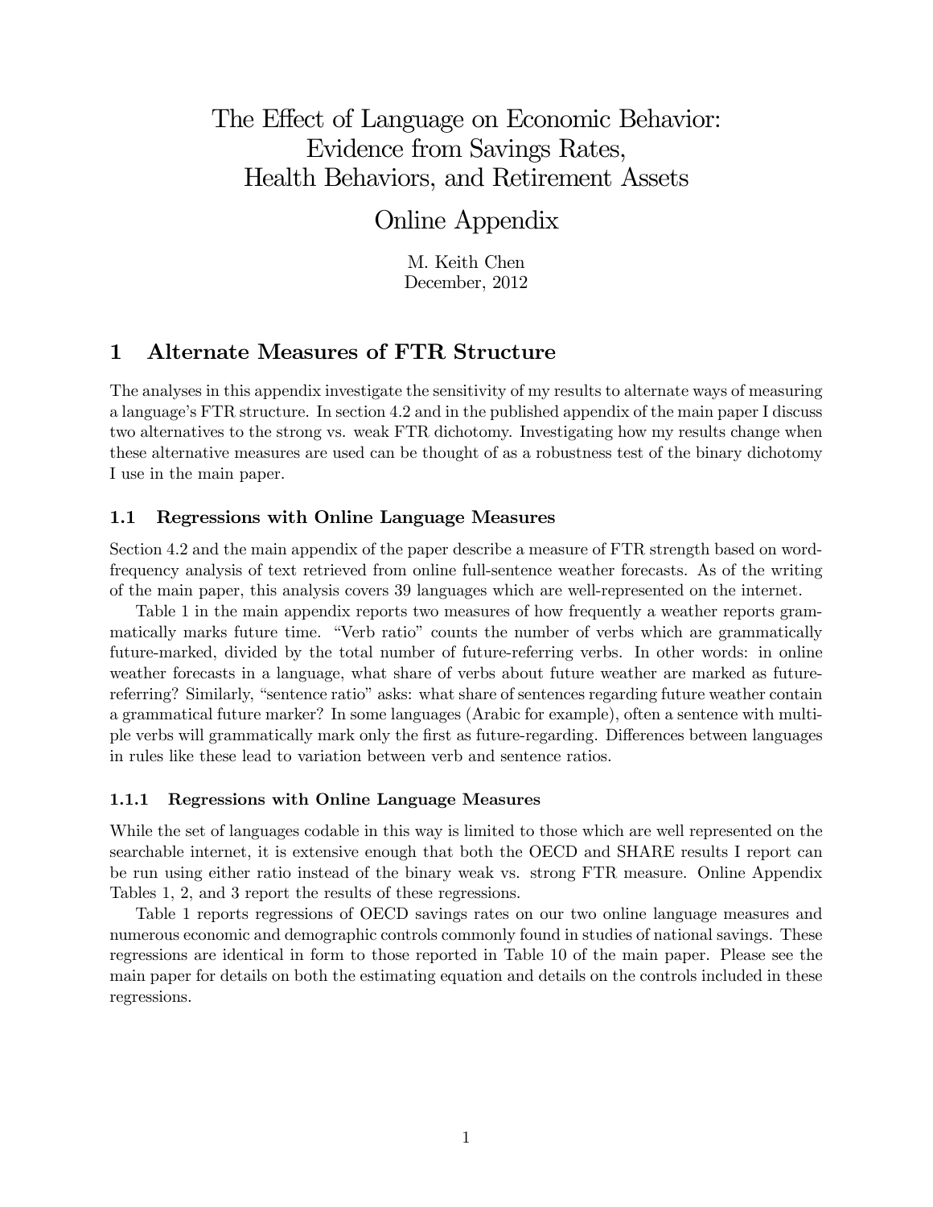# The Effect of Language on Economic Behavior: Evidence from Savings Rates, Health Behaviors, and Retirement Assets

## Online Appendix

M. Keith Chen
December, 2012

## 1 Alternate Measures of FTR Structure

The analyses in this appendix investigate the sensitivity of my results to alternate ways of measuring a language's FTR structure. In section 4.2 and in the published appendix of the main paper I discuss two alternatives to the strong vs. weak FTR dichotomy. Investigating how my results change when these alternative measures are used can be thought of as a robustness test of the binary dichotomy I use in the main paper.

### 1.1 Regressions with Online Language Measures

Section 4.2 and the main appendix of the paper describe a measure of FTR strength based on word-frequency analysis of text retrieved from online full-sentence weather forecasts. As of the writing of the main paper, this analysis covers 39 languages which are well-represented on the internet.

Table 1 in the main appendix reports two measures of how frequently a weather reports grammatically marks future time. "Verb ratio" counts the number of verbs which are grammatically future-marked, divided by the total number of future-referring verbs. In other words: in online weather forecasts in a language, what share of verbs about future weather are marked as future-referring? Similarly, "sentence ratio" asks: what share of sentences regarding future weather contain a grammatical future marker? In some languages (Arabic for example), often a sentence with multiple verbs will grammatically mark only the first as future-regarding. Differences between languages in rules like these lead to variation between verb and sentence ratios.

#### 1.1.1 Regressions with Online Language Measures

While the set of languages codable in this way is limited to those which are well represented on the searchable internet, it is extensive enough that both the OECD and SHARE results I report can be run using either ratio instead of the binary weak vs. strong FTR measure. Online Appendix Tables 1, 2, and 3 report the results of these regressions.

Table 1 reports regressions of OECD savings rates on our two online language measures and numerous economic and demographic controls commonly found in studies of national savings. These regressions are identical in form to those reported in Table 10 of the main paper. Please see the main paper for details on both the estimating equation and details on the controls included in these regressions.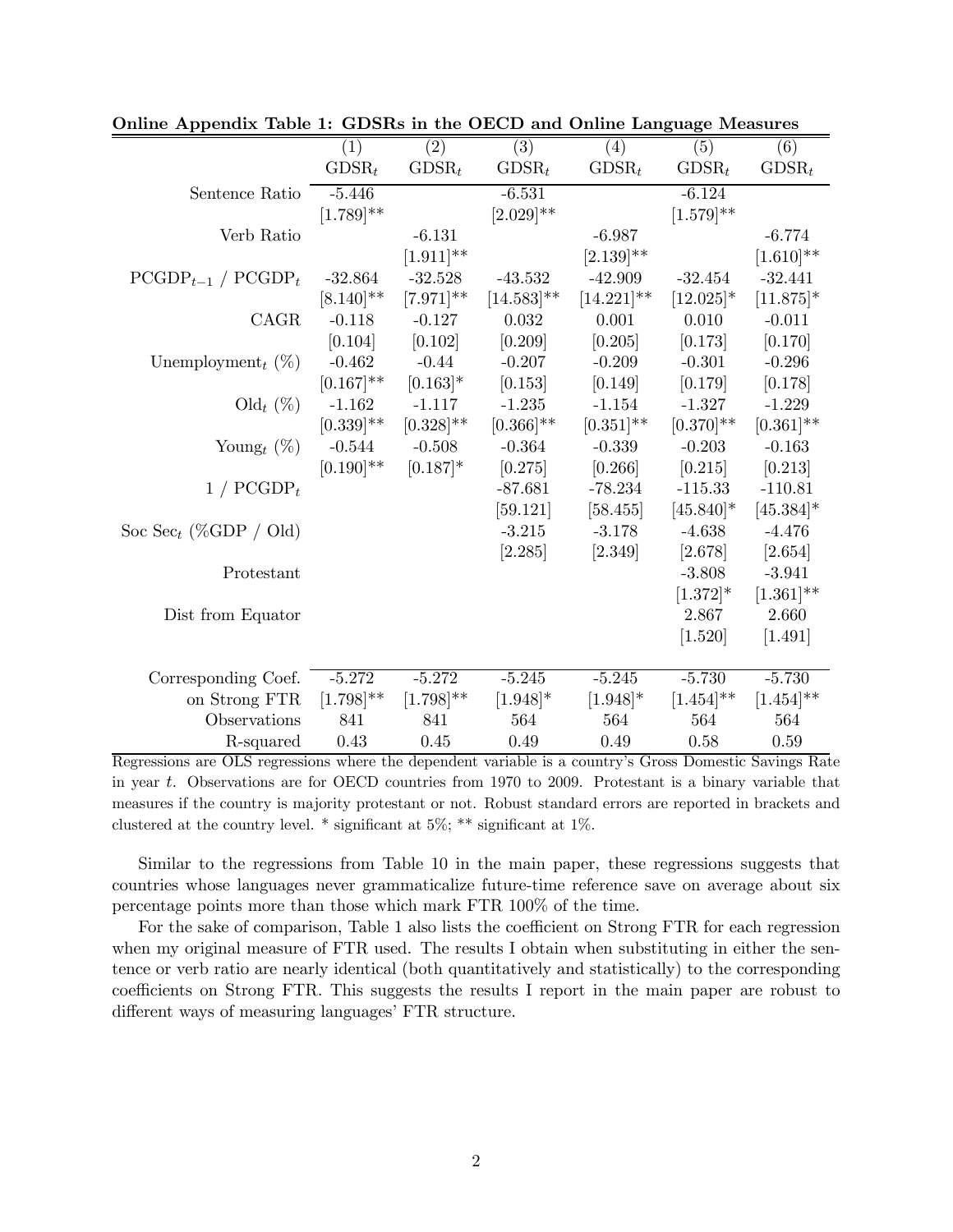**Online Appendix Table 1: GDSRs in the OECD and Online Language Measures**

| | (1) | (2) | (3) | (4) | (5) | (6) |
|---|---|---|---|---|---|---|
| | $GDSR_t$ | $GDSR_t$ | $GDSR_t$ | $GDSR_t$ | $GDSR_t$ | $GDSR_t$ |
| Sentence Ratio | -5.446 | | -6.531 | | -6.124 | |
| | [1.789]** | | [2.029]** | | [1.579]** | |
| Verb Ratio | | -6.131 | | -6.987 | | -6.774 |
| | | [1.911]** | | [2.139]** | | [1.610]** |
| $PCGDP_{t-1}$ / $PCGDP_t$ | -32.864 | -32.528 | -43.532 | -42.909 | -32.454 | -32.441 |
| | [8.140]** | [7.971]** | [14.583]** | [14.221]** | [12.025]* | [11.875]* |
| CAGR | -0.118 | -0.127 | 0.032 | 0.001 | 0.010 | -0.011 |
| | [0.104] | [0.102] | [0.209] | [0.205] | [0.173] | [0.170] |
| $\text{Unemployment}_t$ (%) | -0.462 | -0.44 | -0.207 | -0.209 | -0.301 | -0.296 |
| | [0.167]** | [0.163]* | [0.153] | [0.149] | [0.179] | [0.178] |
| $\text{Old}_t$ (%) | -1.162 | -1.117 | -1.235 | -1.154 | -1.327 | -1.229 |
| | [0.339]** | [0.328]** | [0.366]** | [0.351]** | [0.370]** | [0.361]** |
| $\text{Young}_t$ (%) | -0.544 | -0.508 | -0.364 | -0.339 | -0.203 | -0.163 |
| | [0.190]** | [0.187]* | [0.275] | [0.266] | [0.215] | [0.213] |
| 1 / $PCGDP_t$ | | | -87.681 | -78.234 | -115.33 | -110.81 |
| | | | [59.121] | [58.455] | [45.840]* | [45.384]* |
| Soc $\text{Sec}_t$ (%GDP / Old) | | | -3.215 | -3.178 | -4.638 | -4.476 |
| | | | [2.285] | [2.349] | [2.678] | [2.654] |
| Protestant | | | | | -3.808 | -3.941 |
| | | | | | [1.372]* | [1.361]** |
| Dist from Equator | | | | | 2.867 | 2.660 |
| | | | | | [1.520] | [1.491] |
| Corresponding Coef. | -5.272 | -5.272 | -5.245 | -5.245 | -5.730 | -5.730 |
| on Strong FTR | [1.798]** | [1.798]** | [1.948]* | [1.948]* | [1.454]** | [1.454]** |
| Observations | 841 | 841 | 564 | 564 | 564 | 564 |
| R-squared | 0.43 | 0.45 | 0.49 | 0.49 | 0.58 | 0.59 |

Regressions are OLS regressions where the dependent variable is a country's Gross Domestic Savings Rate in year $t$. Observations are for OECD countries from 1970 to 2009. Protestant is a binary variable that measures if the country is majority protestant or not. Robust standard errors are reported in brackets and clustered at the country level. * significant at 5%; ** significant at 1%.

Similar to the regressions from Table 10 in the main paper, these regressions suggests that countries whose languages never grammaticalize future-time reference save on average about six percentage points more than those which mark FTR 100% of the time.

For the sake of comparison, Table 1 also lists the coefficient on Strong FTR for each regression when my original measure of FTR used. The results I obtain when substituting in either the sentence or verb ratio are nearly identical (both quantitatively and statistically) to the corresponding coefficients on Strong FTR. This suggests the results I report in the main paper are robust to different ways of measuring languages' FTR structure.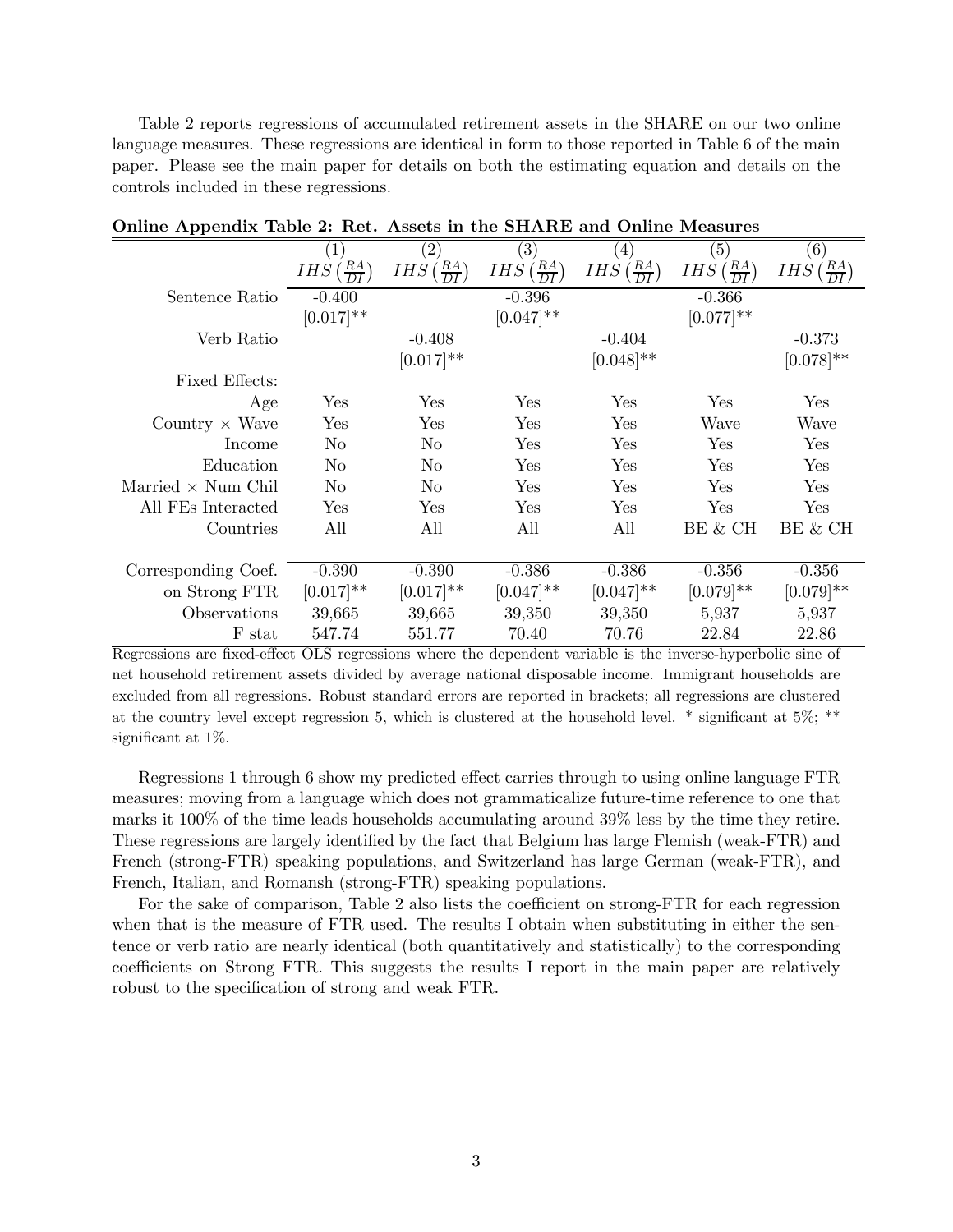Table 2 reports regressions of accumulated retirement assets in the SHARE on our two online language measures. These regressions are identical in form to those reported in Table 6 of the main paper. Please see the main paper for details on both the estimating equation and details on the controls included in these regressions.

**Online Appendix Table 2: Ret. Assets in the SHARE and Online Measures**

| | (1) | (2) | (3) | (4) | (5) | (6) |
|---|---|---|---|---|---|---|
| | $IHS\left(\frac{RA}{DI}\right)$ | $IHS\left(\frac{RA}{DI}\right)$ | $IHS\left(\frac{RA}{DI}\right)$ | $IHS\left(\frac{RA}{DI}\right)$ | $IHS\left(\frac{RA}{DI}\right)$ | $IHS\left(\frac{RA}{DI}\right)$ |
| Sentence Ratio | -0.400 | | -0.396 | | -0.366 | |
| | [0.017]** | | [0.047]** | | [0.077]** | |
| Verb Ratio | | -0.408 | | -0.404 | | -0.373 |
| | | [0.017]** | | [0.048]** | | [0.078]** |
| Fixed Effects: | | | | | | |
| Age | Yes | Yes | Yes | Yes | Yes | Yes |
| Country × Wave | Yes | Yes | Yes | Yes | Wave | Wave |
| Income | No | No | Yes | Yes | Yes | Yes |
| Education | No | No | Yes | Yes | Yes | Yes |
| Married × Num Chil | No | No | Yes | Yes | Yes | Yes |
| All FEs Interacted | Yes | Yes | Yes | Yes | Yes | Yes |
| Countries | All | All | All | All | BE & CH | BE & CH |
| Corresponding Coef. | -0.390 | -0.390 | -0.386 | -0.386 | -0.356 | -0.356 |
| on Strong FTR | [0.017]** | [0.017]** | [0.047]** | [0.047]** | [0.079]** | [0.079]** |
| Observations | 39,665 | 39,665 | 39,350 | 39,350 | 5,937 | 5,937 |
| F stat | 547.74 | 551.77 | 70.40 | 70.76 | 22.84 | 22.86 |

Regressions are fixed-effect OLS regressions where the dependent variable is the inverse-hyperbolic sine of net household retirement assets divided by average national disposable income. Immigrant households are excluded from all regressions. Robust standard errors are reported in brackets; all regressions are clustered at the country level except regression 5, which is clustered at the household level. * significant at 5%; ** significant at 1%.

Regressions 1 through 6 show my predicted effect carries through to using online language FTR measures; moving from a language which does not grammaticalize future-time reference to one that marks it 100% of the time leads households accumulating around 39% less by the time they retire. These regressions are largely identified by the fact that Belgium has large Flemish (weak-FTR) and French (strong-FTR) speaking populations, and Switzerland has large German (weak-FTR), and French, Italian, and Romansh (strong-FTR) speaking populations.

For the sake of comparison, Table 2 also lists the coefficient on strong-FTR for each regression when that is the measure of FTR used. The results I obtain when substituting in either the sentence or verb ratio are nearly identical (both quantitatively and statistically) to the corresponding coefficients on Strong FTR. This suggests the results I report in the main paper are relatively robust to the specification of strong and weak FTR.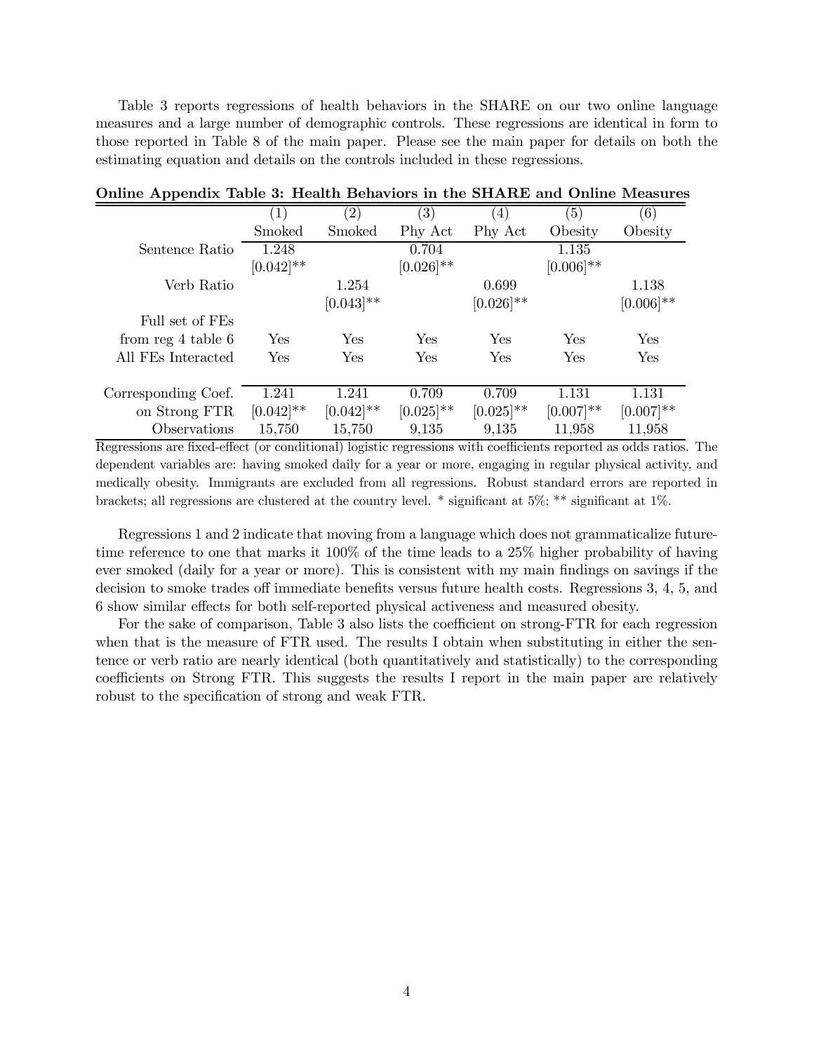Table 3 reports regressions of health behaviors in the SHARE on our two online language measures and a large number of demographic controls. These regressions are identical in form to those reported in Table 8 of the main paper. Please see the main paper for details on both the estimating equation and details on the controls included in these regressions.

**Online Appendix Table 3: Health Behaviors in the SHARE and Online Measures**

| | (1) | (2) | (3) | (4) | (5) | (6) |
|---|---|---|---|---|---|---|
| | Smoked | Smoked | Phy Act | Phy Act | Obesity | Obesity |
| Sentence Ratio | 1.248 | | 0.704 | | 1.135 | |
| | [0.042]** | | [0.026]** | | [0.006]** | |
| Verb Ratio | | 1.254 | | 0.699 | | 1.138 |
| | | [0.043]** | | [0.026]** | | [0.006]** |
| Full set of FEs | | | | | | |
| from reg 4 table 6 | Yes | Yes | Yes | Yes | Yes | Yes |
| All FEs Interacted | Yes | Yes | Yes | Yes | Yes | Yes |
| Corresponding Coef. | 1.241 | 1.241 | 0.709 | 0.709 | 1.131 | 1.131 |
| on Strong FTR | [0.042]** | [0.042]** | [0.025]** | [0.025]** | [0.007]** | [0.007]** |
| Observations | 15,750 | 15,750 | 9,135 | 9,135 | 11,958 | 11,958 |

Regressions are fixed-effect (or conditional) logistic regressions with coefficients reported as odds ratios. The dependent variables are: having smoked daily for a year or more, engaging in regular physical activity, and medically obesity. Immigrants are excluded from all regressions. Robust standard errors are reported in brackets; all regressions are clustered at the country level. * significant at 5%; ** significant at 1%.

Regressions 1 and 2 indicate that moving from a language which does not grammaticalize future-time reference to one that marks it 100% of the time leads to a 25% higher probability of having ever smoked (daily for a year or more). This is consistent with my main findings on savings if the decision to smoke trades off immediate benefits versus future health costs. Regressions 3, 4, 5, and 6 show similar effects for both self-reported physical activeness and measured obesity.

For the sake of comparison, Table 3 also lists the coefficient on strong-FTR for each regression when that is the measure of FTR used. The results I obtain when substituting in either the sentence or verb ratio are nearly identical (both quantitatively and statistically) to the corresponding coefficients on Strong FTR. This suggests the results I report in the main paper are relatively robust to the specification of strong and weak FTR.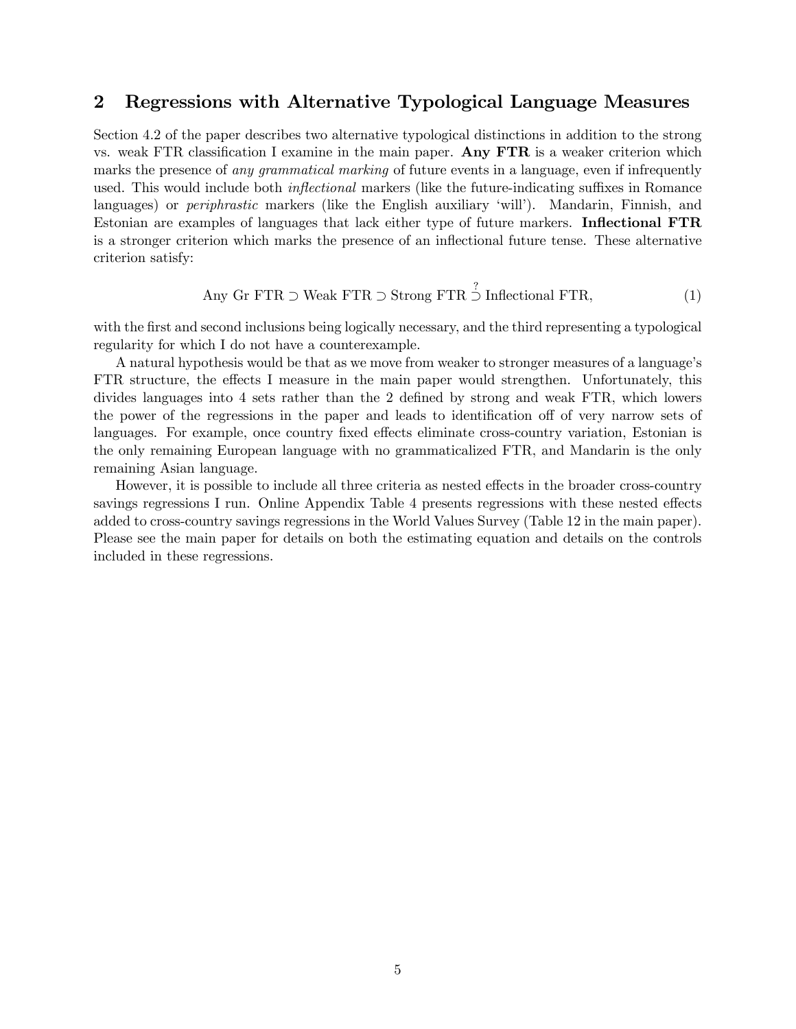## 2 Regressions with Alternative Typological Language Measures

Section 4.2 of the paper describes two alternative typological distinctions in addition to the strong vs. weak FTR classification I examine in the main paper. **Any FTR** is a weaker criterion which marks the presence of *any grammatical marking* of future events in a language, even if infrequently used. This would include both *inflectional* markers (like the future-indicating suffixes in Romance languages) or *periphrastic* markers (like the English auxiliary 'will'). Mandarin, Finnish, and Estonian are examples of languages that lack either type of future markers. **Inflectional FTR** is a stronger criterion which marks the presence of an inflectional future tense. These alternative criterion satisfy:

$$\text{Any Gr FTR} \supset \text{Weak FTR} \supset \text{Strong FTR} \overset{?}{\supset} \text{Inflectional FTR}, \tag{1}$$

with the first and second inclusions being logically necessary, and the third representing a typological regularity for which I do not have a counterexample.

A natural hypothesis would be that as we move from weaker to stronger measures of a language's FTR structure, the effects I measure in the main paper would strengthen. Unfortunately, this divides languages into 4 sets rather than the 2 defined by strong and weak FTR, which lowers the power of the regressions in the paper and leads to identification off of very narrow sets of languages. For example, once country fixed effects eliminate cross-country variation, Estonian is the only remaining European language with no grammaticalized FTR, and Mandarin is the only remaining Asian language.

However, it is possible to include all three criteria as nested effects in the broader cross-country savings regressions I run. Online Appendix Table 4 presents regressions with these nested effects added to cross-country savings regressions in the World Values Survey (Table 12 in the main paper). Please see the main paper for details on both the estimating equation and details on the controls included in these regressions.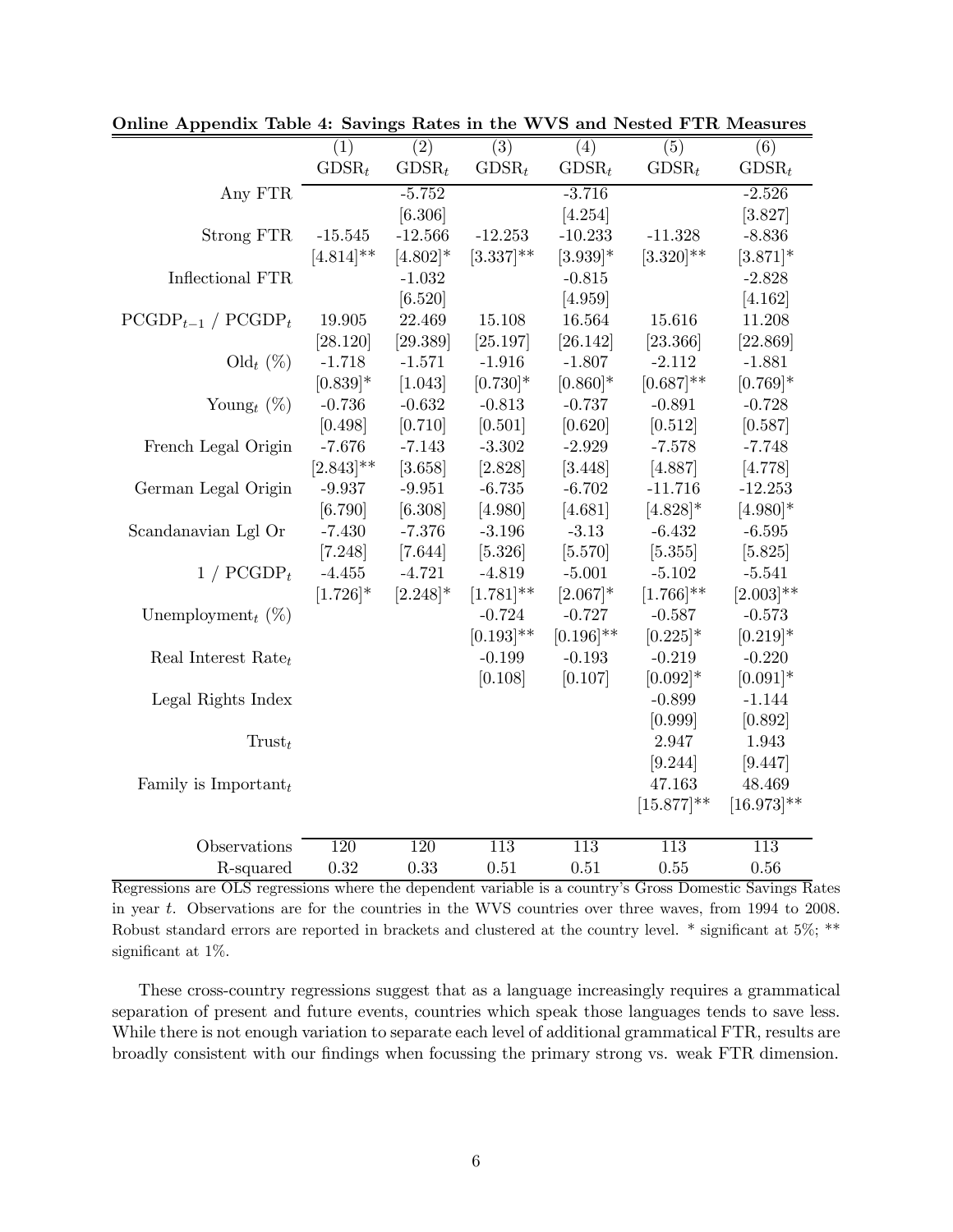**Online Appendix Table 4: Savings Rates in the WVS and Nested FTR Measures**

| | (1) | (2) | (3) | (4) | (5) | (6) |
|---|---|---|---|---|---|---|
| | $GDSR_t$ | $GDSR_t$ | $GDSR_t$ | $GDSR_t$ | $GDSR_t$ | $GDSR_t$ |
| Any FTR | | -5.752 | | -3.716 | | -2.526 |
| | | [6.306] | | [4.254] | | [3.827] |
| Strong FTR | -15.545 | -12.566 | -12.253 | -10.233 | -11.328 | -8.836 |
| | [4.814]** | [4.802]* | [3.337]** | [3.939]* | [3.320]** | [3.871]* |
| Inflectional FTR | | -1.032 | | -0.815 | | -2.828 |
| | | [6.520] | | [4.959] | | [4.162] |
| $PCGDP_{t-1}$ / $PCGDP_t$ | 19.905 | 22.469 | 15.108 | 16.564 | 15.616 | 11.208 |
| | [28.120] | [29.389] | [25.197] | [26.142] | [23.366] | [22.869] |
| $Old_t$ (%) | -1.718 | -1.571 | -1.916 | -1.807 | -2.112 | -1.881 |
| | [0.839]* | [1.043] | [0.730]* | [0.860]* | [0.687]** | [0.769]* |
| $Young_t$ (%) | -0.736 | -0.632 | -0.813 | -0.737 | -0.891 | -0.728 |
| | [0.498] | [0.710] | [0.501] | [0.620] | [0.512] | [0.587] |
| French Legal Origin | -7.676 | -7.143 | -3.302 | -2.929 | -7.578 | -7.748 |
| | [2.843]** | [3.658] | [2.828] | [3.448] | [4.887] | [4.778] |
| German Legal Origin | -9.937 | -9.951 | -6.735 | -6.702 | -11.716 | -12.253 |
| | [6.790] | [6.308] | [4.980] | [4.681] | [4.828]* | [4.980]* |
| Scandanavian Lgl Or | -7.430 | -7.376 | -3.196 | -3.13 | -6.432 | -6.595 |
| | [7.248] | [7.644] | [5.326] | [5.570] | [5.355] | [5.825] |
| 1 / $PCGDP_t$ | -4.455 | -4.721 | -4.819 | -5.001 | -5.102 | -5.541 |
| | [1.726]* | [2.248]* | [1.781]** | [2.067]* | [1.766]** | [2.003]** |
| $Unemployment_t$ (%) | | | -0.724 | -0.727 | -0.587 | -0.573 |
| | | | [0.193]** | [0.196]** | [0.225]* | [0.219]* |
| Real Interest $Rate_t$ | | | -0.199 | -0.193 | -0.219 | -0.220 |
| | | | [0.108] | [0.107] | [0.092]* | [0.091]* |
| Legal Rights Index | | | | | -0.899 | -1.144 |
| | | | | | [0.999] | [0.892] |
| $Trust_t$ | | | | | 2.947 | 1.943 |
| | | | | | [9.244] | [9.447] |
| Family is $Important_t$ | | | | | 47.163 | 48.469 |
| | | | | | [15.877]** | [16.973]** |
| Observations | 120 | 120 | 113 | 113 | 113 | 113 |
| R-squared | 0.32 | 0.33 | 0.51 | 0.51 | 0.55 | 0.56 |

Regressions are OLS regressions where the dependent variable is a country's Gross Domestic Savings Rates in year $t$. Observations are for the countries in the WVS countries over three waves, from 1994 to 2008. Robust standard errors are reported in brackets and clustered at the country level. * significant at 5%; ** significant at 1%.

These cross-country regressions suggest that as a language increasingly requires a grammatical separation of present and future events, countries which speak those languages tends to save less. While there is not enough variation to separate each level of additional grammatical FTR, results are broadly consistent with our findings when focussing the primary strong vs. weak FTR dimension.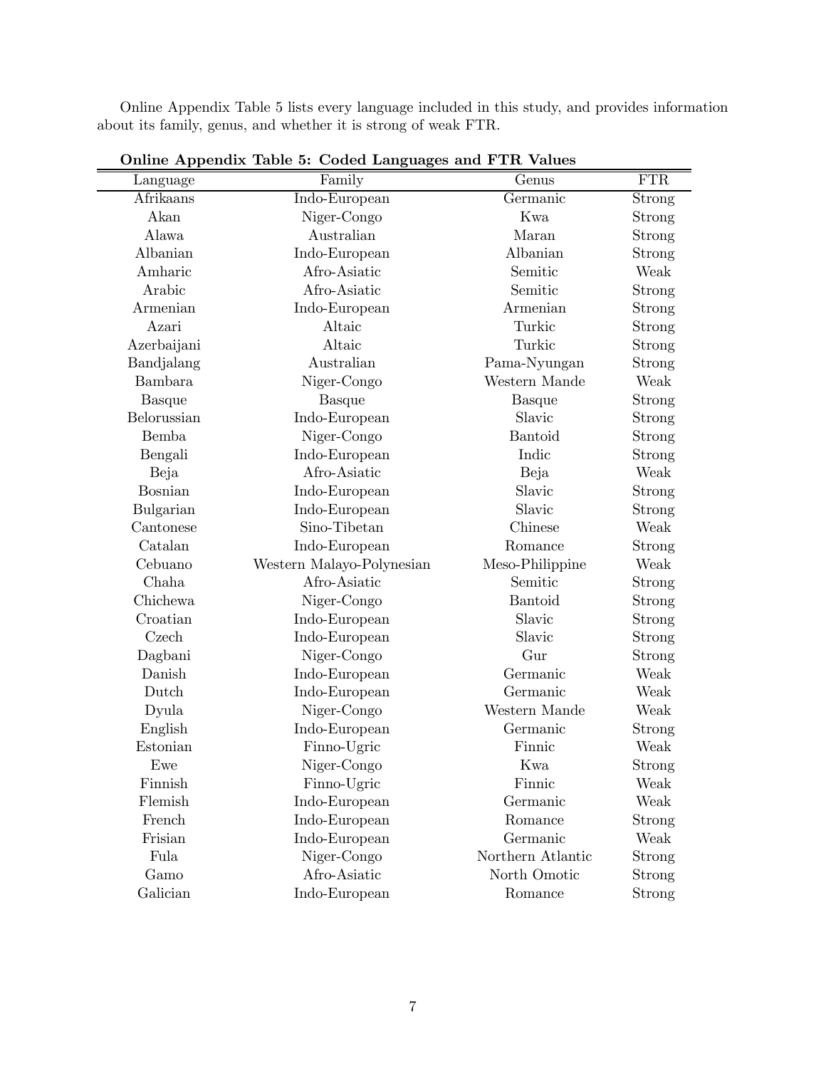Online Appendix Table 5 lists every language included in this study, and provides information about its family, genus, and whether it is strong of weak FTR.

**Online Appendix Table 5: Coded Languages and FTR Values**

| Language | Family | Genus | FTR |
|---|---|---|---|
| Afrikaans | Indo-European | Germanic | Strong |
| Akan | Niger-Congo | Kwa | Strong |
| Alawa | Australian | Maran | Strong |
| Albanian | Indo-European | Albanian | Strong |
| Amharic | Afro-Asiatic | Semitic | Weak |
| Arabic | Afro-Asiatic | Semitic | Strong |
| Armenian | Indo-European | Armenian | Strong |
| Azari | Altaic | Turkic | Strong |
| Azerbaijani | Altaic | Turkic | Strong |
| Bandjalang | Australian | Pama-Nyungan | Strong |
| Bambara | Niger-Congo | Western Mande | Weak |
| Basque | Basque | Basque | Strong |
| Belorussian | Indo-European | Slavic | Strong |
| Bemba | Niger-Congo | Bantoid | Strong |
| Bengali | Indo-European | Indic | Strong |
| Beja | Afro-Asiatic | Beja | Weak |
| Bosnian | Indo-European | Slavic | Strong |
| Bulgarian | Indo-European | Slavic | Strong |
| Cantonese | Sino-Tibetan | Chinese | Weak |
| Catalan | Indo-European | Romance | Strong |
| Cebuano | Western Malayo-Polynesian | Meso-Philippine | Weak |
| Chaha | Afro-Asiatic | Semitic | Strong |
| Chichewa | Niger-Congo | Bantoid | Strong |
| Croatian | Indo-European | Slavic | Strong |
| Czech | Indo-European | Slavic | Strong |
| Dagbani | Niger-Congo | Gur | Strong |
| Danish | Indo-European | Germanic | Weak |
| Dutch | Indo-European | Germanic | Weak |
| Dyula | Niger-Congo | Western Mande | Weak |
| English | Indo-European | Germanic | Strong |
| Estonian | Finno-Ugric | Finnic | Weak |
| Ewe | Niger-Congo | Kwa | Strong |
| Finnish | Finno-Ugric | Finnic | Weak |
| Flemish | Indo-European | Germanic | Weak |
| French | Indo-European | Romance | Strong |
| Frisian | Indo-European | Germanic | Weak |
| Fula | Niger-Congo | Northern Atlantic | Strong |
| Gamo | Afro-Asiatic | North Omotic | Strong |
| Galician | Indo-European | Romance | Strong |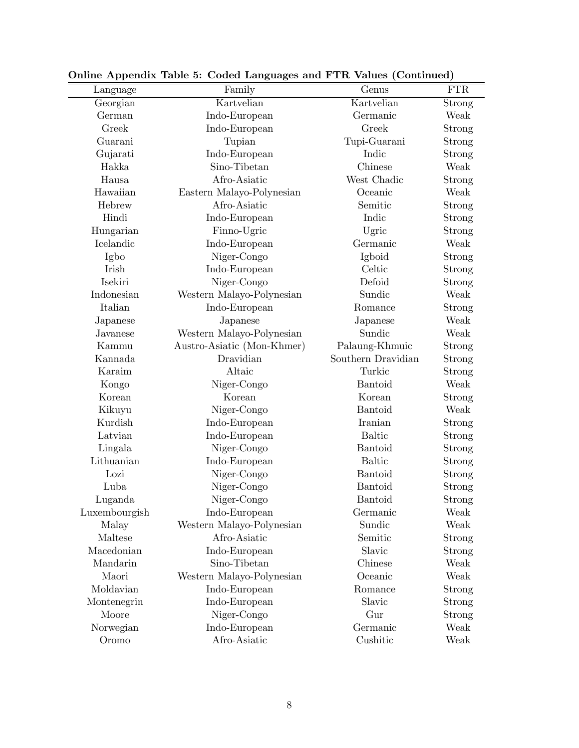**Online Appendix Table 5: Coded Languages and FTR Values (Continued)**

| Language | Family | Genus | FTR |
|---|---|---|---|
| Georgian | Kartvelian | Kartvelian | Strong |
| German | Indo-European | Germanic | Weak |
| Greek | Indo-European | Greek | Strong |
| Guarani | Tupian | Tupi-Guarani | Strong |
| Gujarati | Indo-European | Indic | Strong |
| Hakka | Sino-Tibetan | Chinese | Weak |
| Hausa | Afro-Asiatic | West Chadic | Strong |
| Hawaiian | Eastern Malayo-Polynesian | Oceanic | Weak |
| Hebrew | Afro-Asiatic | Semitic | Strong |
| Hindi | Indo-European | Indic | Strong |
| Hungarian | Finno-Ugric | Ugric | Strong |
| Icelandic | Indo-European | Germanic | Weak |
| Igbo | Niger-Congo | Igboid | Strong |
| Irish | Indo-European | Celtic | Strong |
| Isekiri | Niger-Congo | Defoid | Strong |
| Indonesian | Western Malayo-Polynesian | Sundic | Weak |
| Italian | Indo-European | Romance | Strong |
| Japanese | Japanese | Japanese | Weak |
| Javanese | Western Malayo-Polynesian | Sundic | Weak |
| Kammu | Austro-Asiatic (Mon-Khmer) | Palaung-Khmuic | Strong |
| Kannada | Dravidian | Southern Dravidian | Strong |
| Karaim | Altaic | Turkic | Strong |
| Kongo | Niger-Congo | Bantoid | Weak |
| Korean | Korean | Korean | Strong |
| Kikuyu | Niger-Congo | Bantoid | Weak |
| Kurdish | Indo-European | Iranian | Strong |
| Latvian | Indo-European | Baltic | Strong |
| Lingala | Niger-Congo | Bantoid | Strong |
| Lithuanian | Indo-European | Baltic | Strong |
| Lozi | Niger-Congo | Bantoid | Strong |
| Luba | Niger-Congo | Bantoid | Strong |
| Luganda | Niger-Congo | Bantoid | Strong |
| Luxembourgish | Indo-European | Germanic | Weak |
| Malay | Western Malayo-Polynesian | Sundic | Weak |
| Maltese | Afro-Asiatic | Semitic | Strong |
| Macedonian | Indo-European | Slavic | Strong |
| Mandarin | Sino-Tibetan | Chinese | Weak |
| Maori | Western Malayo-Polynesian | Oceanic | Weak |
| Moldavian | Indo-European | Romance | Strong |
| Montenegrin | Indo-European | Slavic | Strong |
| Moore | Niger-Congo | Gur | Strong |
| Norwegian | Indo-European | Germanic | Weak |
| Oromo | Afro-Asiatic | Cushitic | Weak |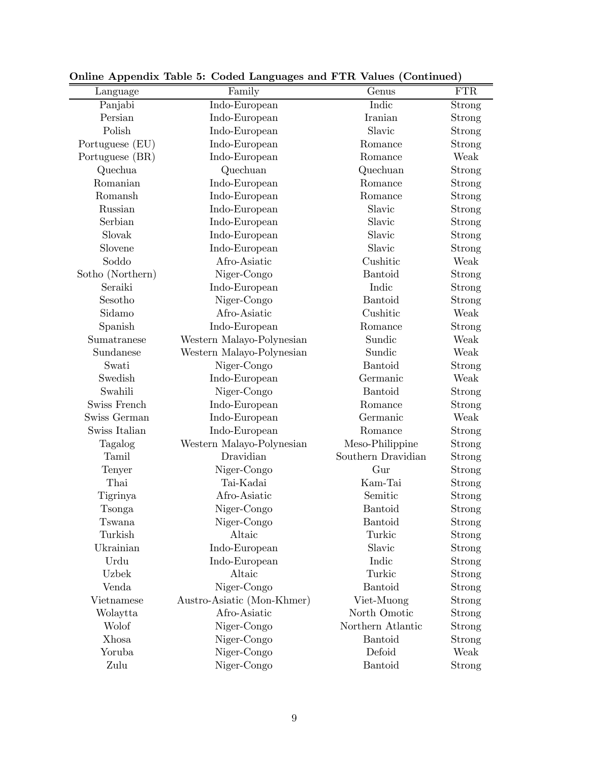**Online Appendix Table 5: Coded Languages and FTR Values (Continued)**

| Language | Family | Genus | FTR |
|---|---|---|---|
| Panjabi | Indo-European | Indic | Strong |
| Persian | Indo-European | Iranian | Strong |
| Polish | Indo-European | Slavic | Strong |
| Portuguese (EU) | Indo-European | Romance | Strong |
| Portuguese (BR) | Indo-European | Romance | Weak |
| Quechua | Quechuan | Quechuan | Strong |
| Romanian | Indo-European | Romance | Strong |
| Romansh | Indo-European | Romance | Strong |
| Russian | Indo-European | Slavic | Strong |
| Serbian | Indo-European | Slavic | Strong |
| Slovak | Indo-European | Slavic | Strong |
| Slovene | Indo-European | Slavic | Strong |
| Soddo | Afro-Asiatic | Cushitic | Weak |
| Sotho (Northern) | Niger-Congo | Bantoid | Strong |
| Seraiki | Indo-European | Indic | Strong |
| Sesotho | Niger-Congo | Bantoid | Strong |
| Sidamo | Afro-Asiatic | Cushitic | Weak |
| Spanish | Indo-European | Romance | Strong |
| Sumatranese | Western Malayo-Polynesian | Sundic | Weak |
| Sundanese | Western Malayo-Polynesian | Sundic | Weak |
| Swati | Niger-Congo | Bantoid | Strong |
| Swedish | Indo-European | Germanic | Weak |
| Swahili | Niger-Congo | Bantoid | Strong |
| Swiss French | Indo-European | Romance | Strong |
| Swiss German | Indo-European | Germanic | Weak |
| Swiss Italian | Indo-European | Romance | Strong |
| Tagalog | Western Malayo-Polynesian | Meso-Philippine | Strong |
| Tamil | Dravidian | Southern Dravidian | Strong |
| Tenyer | Niger-Congo | Gur | Strong |
| Thai | Tai-Kadai | Kam-Tai | Strong |
| Tigrinya | Afro-Asiatic | Semitic | Strong |
| Tsonga | Niger-Congo | Bantoid | Strong |
| Tswana | Niger-Congo | Bantoid | Strong |
| Turkish | Altaic | Turkic | Strong |
| Ukrainian | Indo-European | Slavic | Strong |
| Urdu | Indo-European | Indic | Strong |
| Uzbek | Altaic | Turkic | Strong |
| Venda | Niger-Congo | Bantoid | Strong |
| Vietnamese | Austro-Asiatic (Mon-Khmer) | Viet-Muong | Strong |
| Wolaytta | Afro-Asiatic | North Omotic | Strong |
| Wolof | Niger-Congo | Northern Atlantic | Strong |
| Xhosa | Niger-Congo | Bantoid | Strong |
| Yoruba | Niger-Congo | Defoid | Weak |
| Zulu | Niger-Congo | Bantoid | Strong |